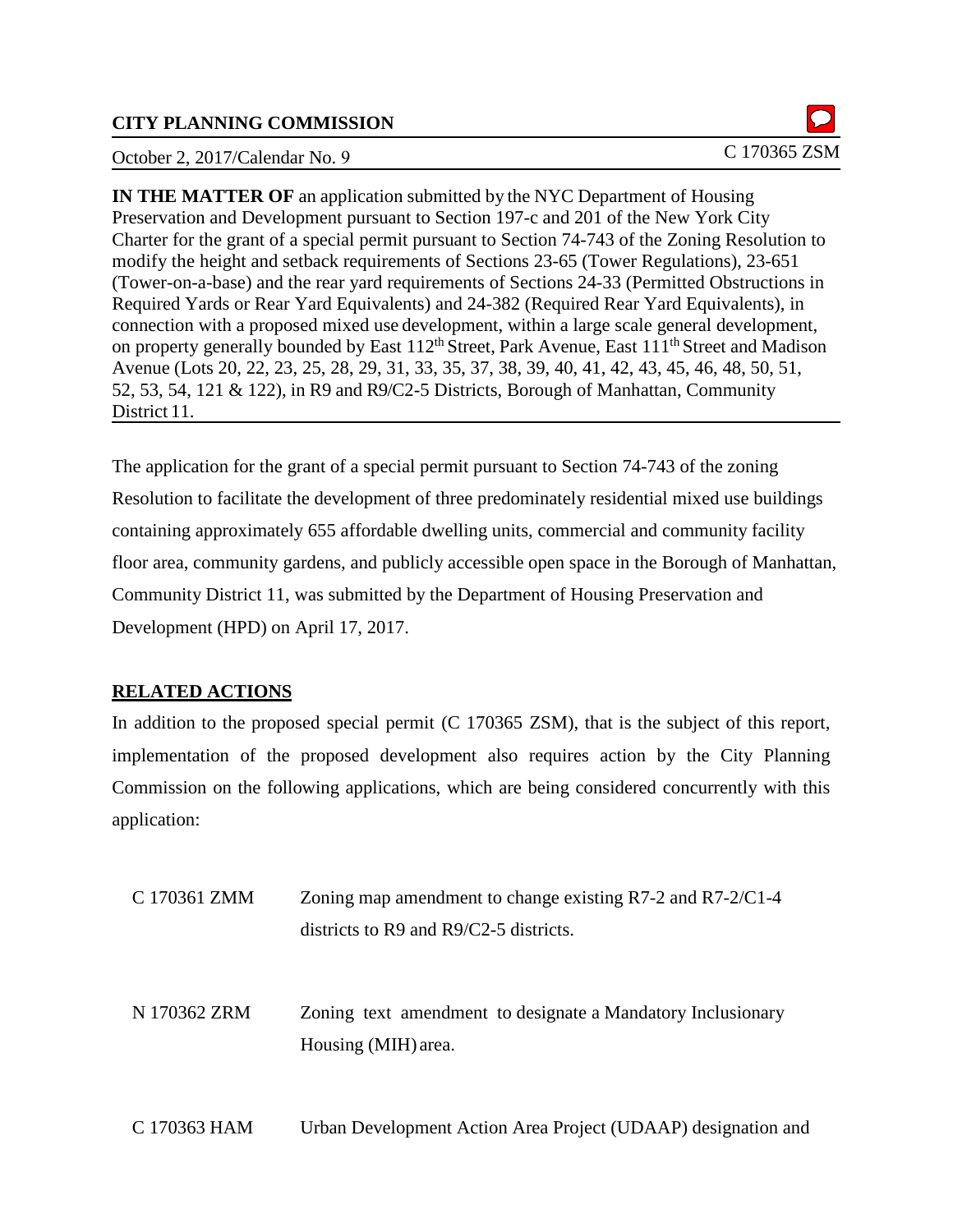**CITY PLANNING COMMISSION**

October 2, 2017/Calendar No. 9 C 170365 ZSM

**IN THE MATTER OF** an application submitted by the NYC Department of Housing Preservation and Development pursuant to Section 197-c and 201 of the New York City Charter for the grant of a special permit pursuant to Section 74-743 of the Zoning Resolution to modify the height and setback requirements of Sections 23-65 (Tower Regulations), 23-651 (Tower-on-a-base) and the rear yard requirements of Sections 24-33 (Permitted Obstructions in Required Yards or Rear Yard Equivalents) and 24-382 (Required Rear Yard Equivalents), in connection with a proposed mixed use development, within a large scale general development, on property generally bounded by East 112th Street, Park Avenue, East 111th Street and Madison Avenue (Lots 20, 22, 23, 25, 28, 29, 31, 33, 35, 37, 38, 39, 40, 41, 42, 43, 45, 46, 48, 50, 51, 52, 53, 54, 121 & 122), in R9 and R9/C2-5 Districts, Borough of Manhattan, Community District 11.

The application for the grant of a special permit pursuant to Section 74-743 of the zoning Resolution to facilitate the development of three predominately residential mixed use buildings containing approximately 655 affordable dwelling units, commercial and community facility floor area, community gardens, and publicly accessible open space in the Borough of Manhattan, Community District 11, was submitted by the Department of Housing Preservation and Development (HPD) on April 17, 2017.

## RELATED ACTIONS

In addition to the proposed special permit (C 170365 ZSM), that is the subject of this report, implementation of the proposed development also requires action by the City Planning Commission on the following applications, which are being considered concurrently with this application:

| | |
|---|---|
| C 170361 ZMM | Zoning map amendment to change existing R7-2 and R7-2/C1-4 districts to R9 and R9/C2-5 districts. |
| N 170362 ZRM | Zoning text amendment to designate a Mandatory Inclusionary Housing (MIH) area. |
| C 170363 HAM | Urban Development Action Area Project (UDAAP) designation and |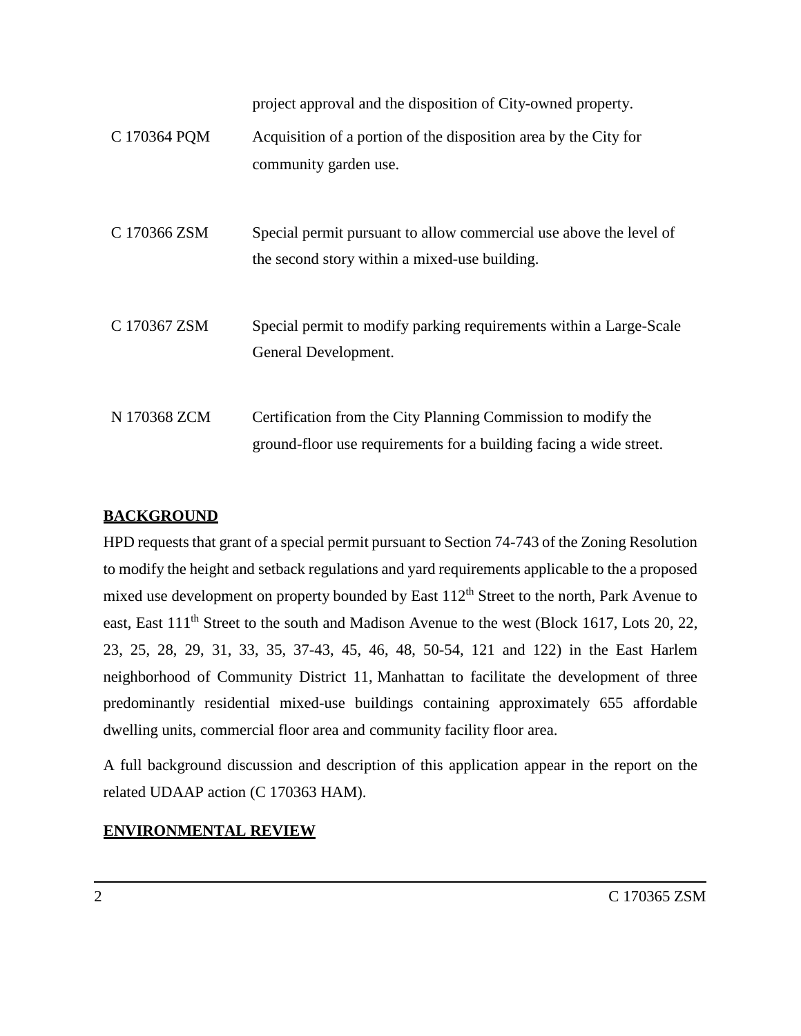| | |
|---|---|
| | project approval and the disposition of City-owned property. |
| C 170364 PQM | Acquisition of a portion of the disposition area by the City for community garden use. |
| C 170366 ZSM | Special permit pursuant to allow commercial use above the level of the second story within a mixed-use building. |
| C 170367 ZSM | Special permit to modify parking requirements within a Large-Scale General Development. |
| N 170368 ZCM | Certification from the City Planning Commission to modify the ground-floor use requirements for a building facing a wide street. |

## BACKGROUND

HPD requests that grant of a special permit pursuant to Section 74-743 of the Zoning Resolution to modify the height and setback regulations and yard requirements applicable to the a proposed mixed use development on property bounded by East 112th Street to the north, Park Avenue to east, East 111th Street to the south and Madison Avenue to the west (Block 1617, Lots 20, 22, 23, 25, 28, 29, 31, 33, 35, 37-43, 45, 46, 48, 50-54, 121 and 122) in the East Harlem neighborhood of Community District 11, Manhattan to facilitate the development of three predominantly residential mixed-use buildings containing approximately 655 affordable dwelling units, commercial floor area and community facility floor area.

A full background discussion and description of this application appear in the report on the related UDAAP action (C 170363 HAM).

## ENVIRONMENTAL REVIEW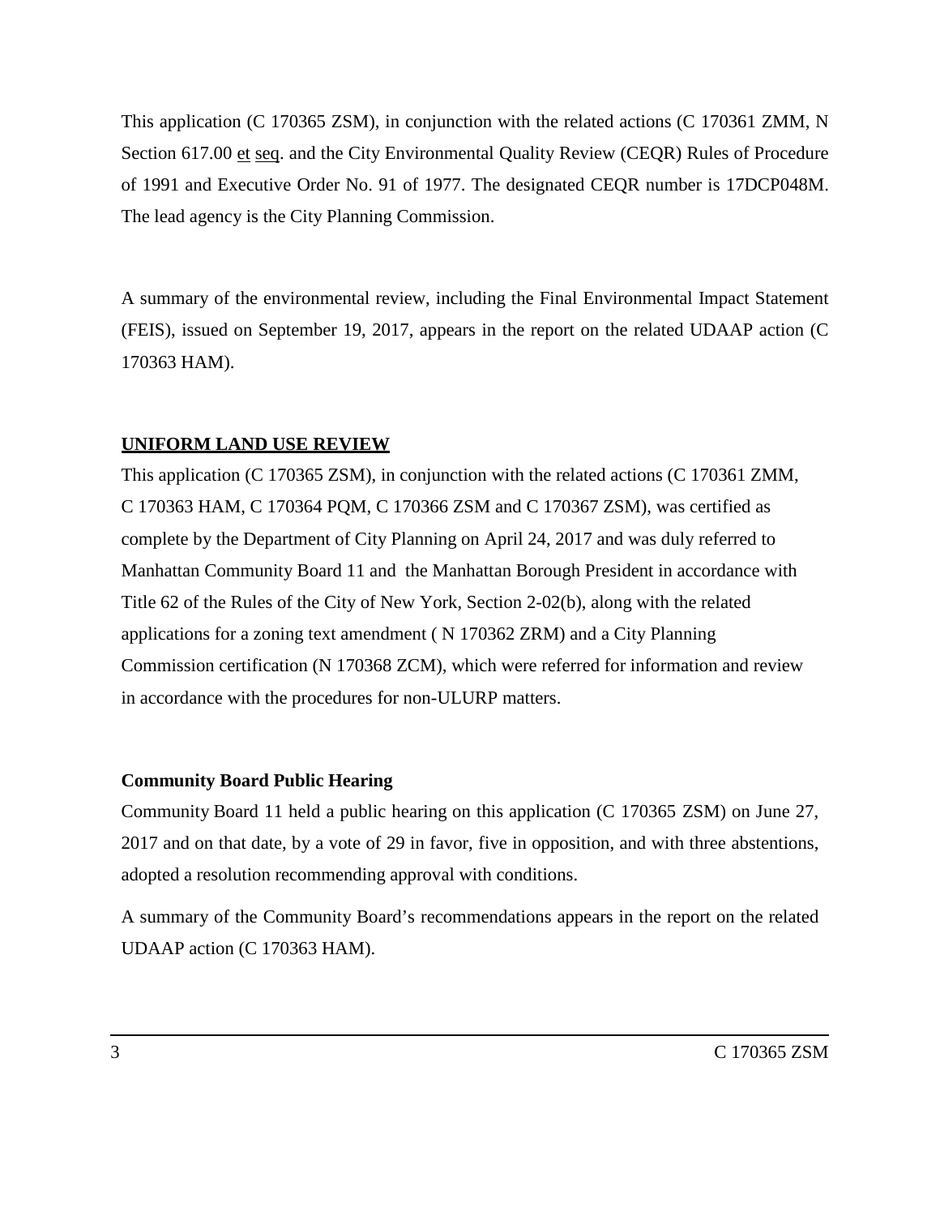This application (C 170365 ZSM), in conjunction with the related actions (C 170361 ZMM, N Section 617.00 et seq. and the City Environmental Quality Review (CEQR) Rules of Procedure of 1991 and Executive Order No. 91 of 1977. The designated CEQR number is 17DCP048M. The lead agency is the City Planning Commission.

A summary of the environmental review, including the Final Environmental Impact Statement (FEIS), issued on September 19, 2017, appears in the report on the related UDAAP action (C 170363 HAM).

## UNIFORM LAND USE REVIEW

This application (C 170365 ZSM), in conjunction with the related actions (C 170361 ZMM, C 170363 HAM, C 170364 PQM, C 170366 ZSM and C 170367 ZSM), was certified as complete by the Department of City Planning on April 24, 2017 and was duly referred to Manhattan Community Board 11 and the Manhattan Borough President in accordance with Title 62 of the Rules of the City of New York, Section 2-02(b), along with the related applications for a zoning text amendment ( N 170362 ZRM) and a City Planning Commission certification (N 170368 ZCM), which were referred for information and review in accordance with the procedures for non-ULURP matters.

### Community Board Public Hearing

Community Board 11 held a public hearing on this application (C 170365 ZSM) on June 27, 2017 and on that date, by a vote of 29 in favor, five in opposition, and with three abstentions, adopted a resolution recommending approval with conditions.

A summary of the Community Board's recommendations appears in the report on the related UDAAP action (C 170363 HAM).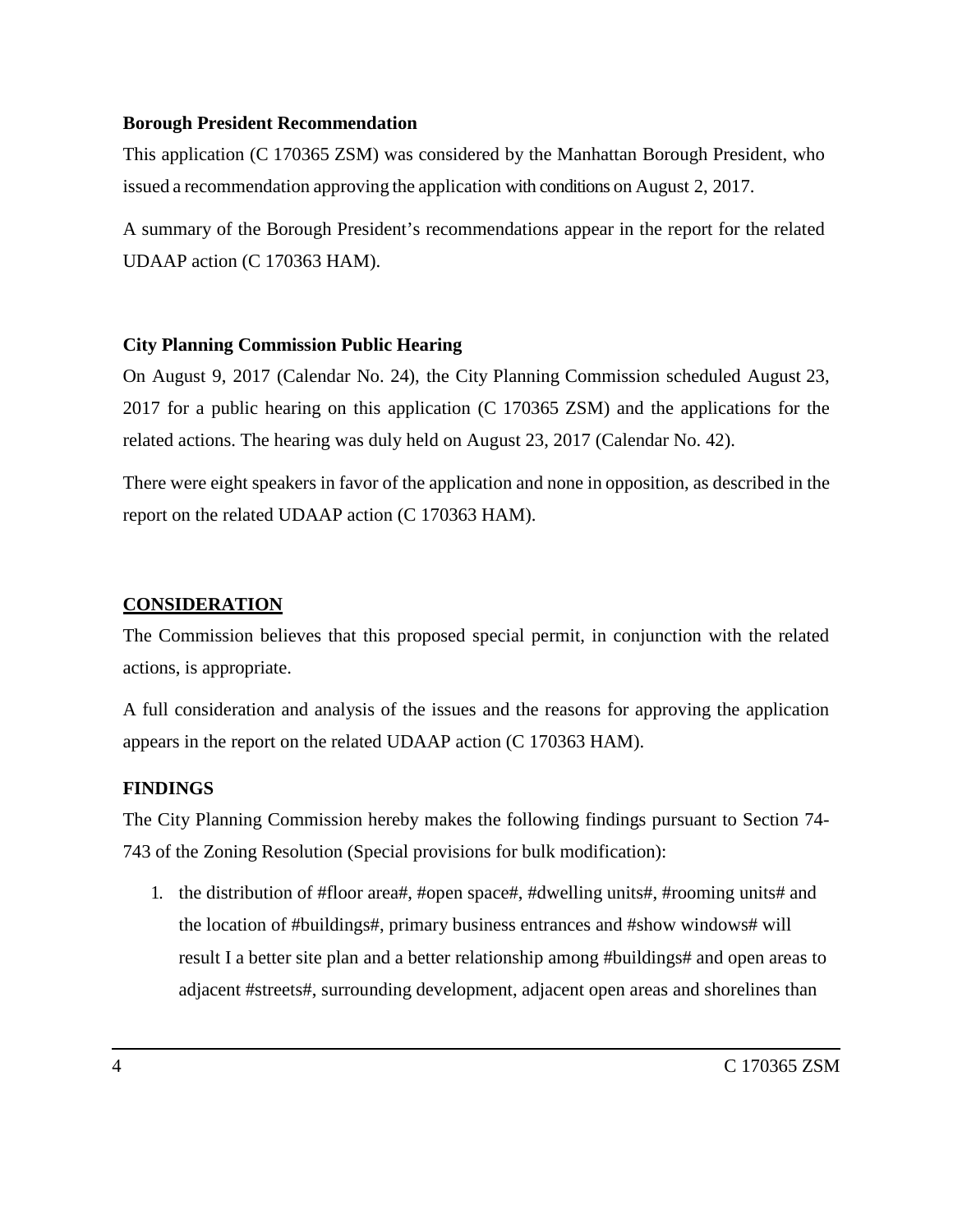**Borough President Recommendation**

This application (C 170365 ZSM) was considered by the Manhattan Borough President, who issued a recommendation approving the application with conditions on August 2, 2017.

A summary of the Borough President's recommendations appear in the report for the related UDAAP action (C 170363 HAM).

**City Planning Commission Public Hearing**

On August 9, 2017 (Calendar No. 24), the City Planning Commission scheduled August 23, 2017 for a public hearing on this application (C 170365 ZSM) and the applications for the related actions. The hearing was duly held on August 23, 2017 (Calendar No. 42).

There were eight speakers in favor of the application and none in opposition, as described in the report on the related UDAAP action (C 170363 HAM).

## CONSIDERATION

The Commission believes that this proposed special permit, in conjunction with the related actions, is appropriate.

A full consideration and analysis of the issues and the reasons for approving the application appears in the report on the related UDAAP action (C 170363 HAM).

**FINDINGS**

The City Planning Commission hereby makes the following findings pursuant to Section 74-743 of the Zoning Resolution (Special provisions for bulk modification):

1. the distribution of #floor area#, #open space#, #dwelling units#, #rooming units# and the location of #buildings#, primary business entrances and #show windows# will result I a better site plan and a better relationship among #buildings# and open areas to adjacent #streets#, surrounding development, adjacent open areas and shorelines than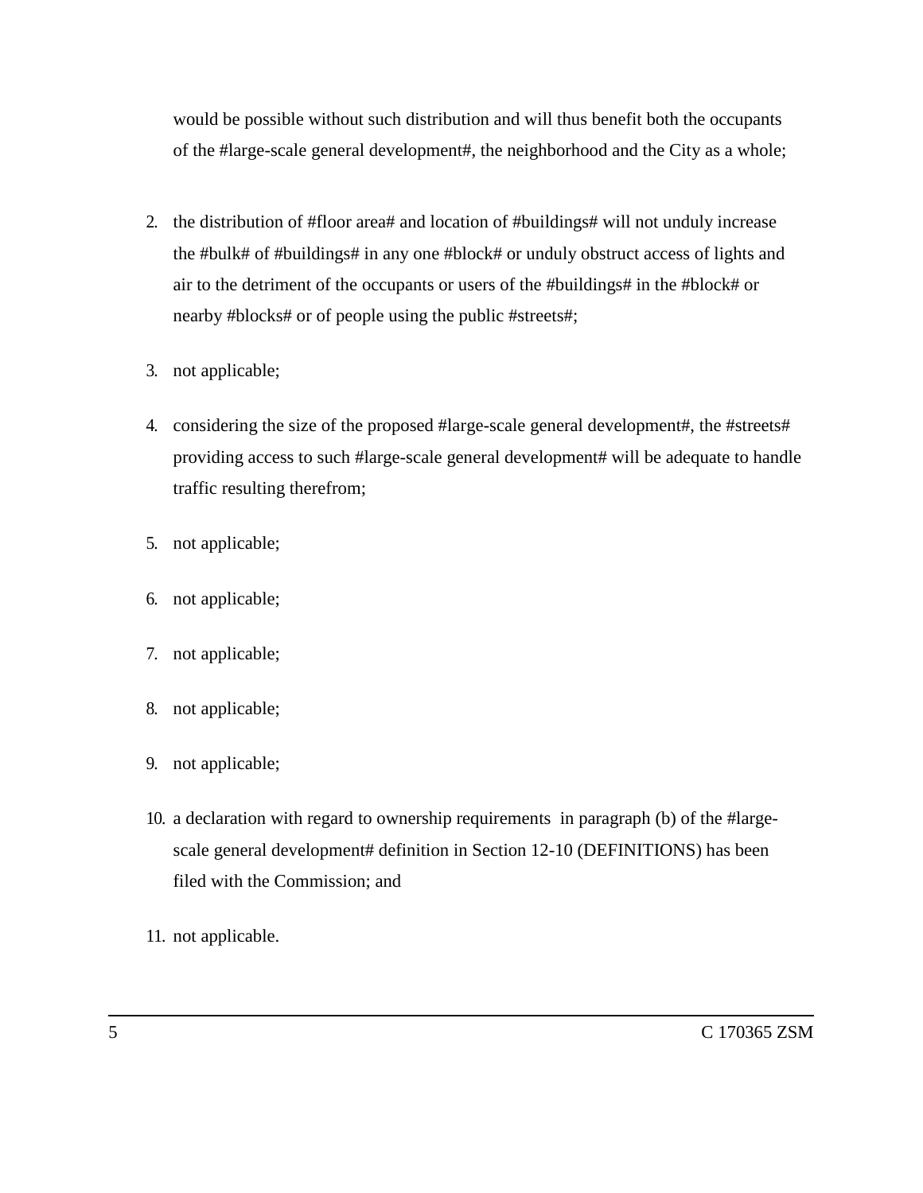would be possible without such distribution and will thus benefit both the occupants of the #large-scale general development#, the neighborhood and the City as a whole;

2. the distribution of #floor area# and location of #buildings# will not unduly increase the #bulk# of #buildings# in any one #block# or unduly obstruct access of lights and air to the detriment of the occupants or users of the #buildings# in the #block# or nearby #blocks# or of people using the public #streets#;

3. not applicable;

4. considering the size of the proposed #large-scale general development#, the #streets# providing access to such #large-scale general development# will be adequate to handle traffic resulting therefrom;

5. not applicable;

6. not applicable;

7. not applicable;

8. not applicable;

9. not applicable;

10. a declaration with regard to ownership requirements in paragraph (b) of the #large-scale general development# definition in Section 12-10 (DEFINITIONS) has been filed with the Commission; and

11. not applicable.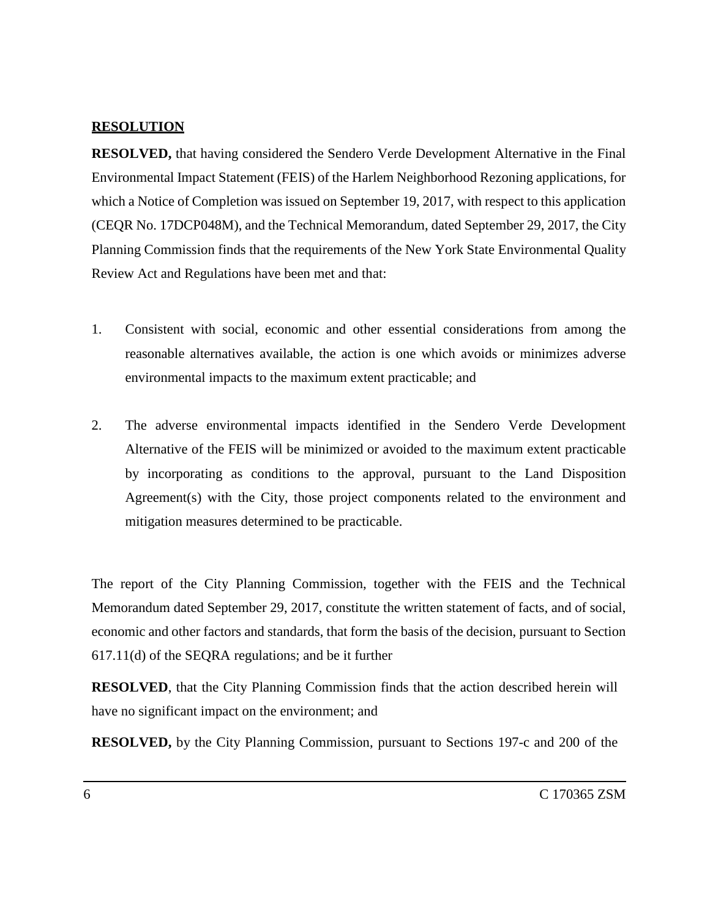**<u>RESOLUTION</u>**

**RESOLVED,** that having considered the Sendero Verde Development Alternative in the Final Environmental Impact Statement (FEIS) of the Harlem Neighborhood Rezoning applications, for which a Notice of Completion was issued on September 19, 2017, with respect to this application (CEQR No. 17DCP048M), and the Technical Memorandum, dated September 29, 2017, the City Planning Commission finds that the requirements of the New York State Environmental Quality Review Act and Regulations have been met and that:

1. Consistent with social, economic and other essential considerations from among the reasonable alternatives available, the action is one which avoids or minimizes adverse environmental impacts to the maximum extent practicable; and

2. The adverse environmental impacts identified in the Sendero Verde Development Alternative of the FEIS will be minimized or avoided to the maximum extent practicable by incorporating as conditions to the approval, pursuant to the Land Disposition Agreement(s) with the City, those project components related to the environment and mitigation measures determined to be practicable.

The report of the City Planning Commission, together with the FEIS and the Technical Memorandum dated September 29, 2017, constitute the written statement of facts, and of social, economic and other factors and standards, that form the basis of the decision, pursuant to Section 617.11(d) of the SEQRA regulations; and be it further

**RESOLVED**, that the City Planning Commission finds that the action described herein will have no significant impact on the environment; and

**RESOLVED,** by the City Planning Commission, pursuant to Sections 197-c and 200 of the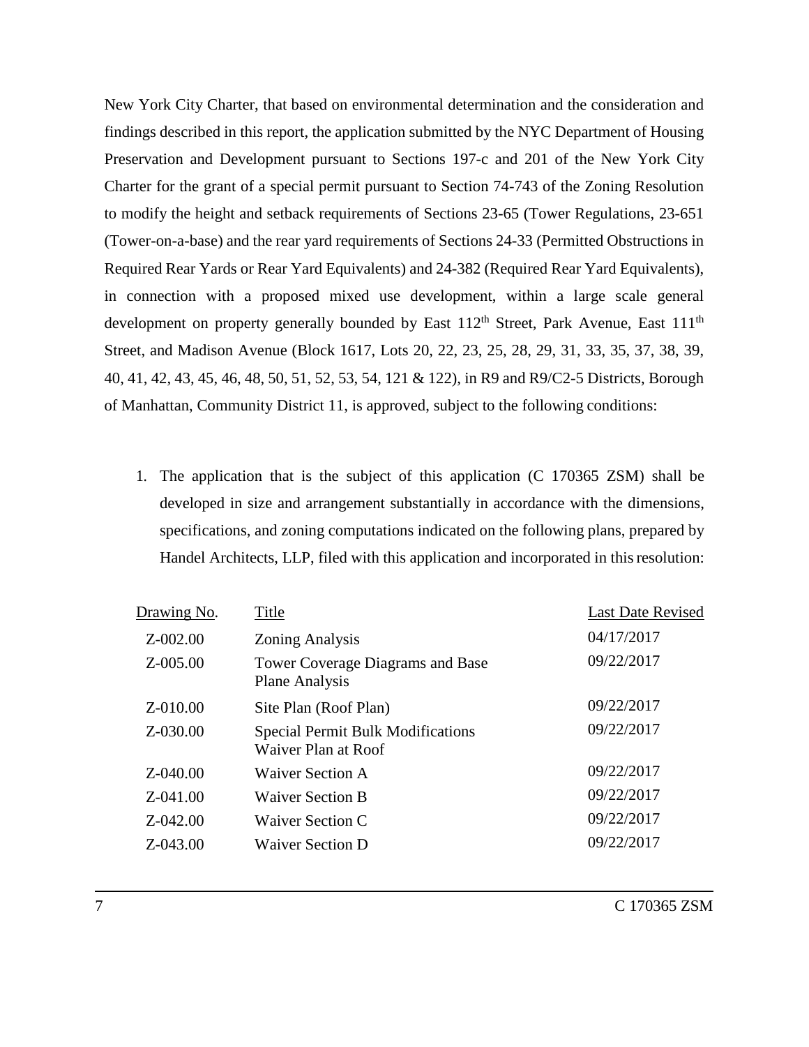New York City Charter, that based on environmental determination and the consideration and findings described in this report, the application submitted by the NYC Department of Housing Preservation and Development pursuant to Sections 197-c and 201 of the New York City Charter for the grant of a special permit pursuant to Section 74-743 of the Zoning Resolution to modify the height and setback requirements of Sections 23-65 (Tower Regulations, 23-651 (Tower-on-a-base) and the rear yard requirements of Sections 24-33 (Permitted Obstructions in Required Rear Yards or Rear Yard Equivalents) and 24-382 (Required Rear Yard Equivalents), in connection with a proposed mixed use development, within a large scale general development on property generally bounded by East 112th Street, Park Avenue, East 111th Street, and Madison Avenue (Block 1617, Lots 20, 22, 23, 25, 28, 29, 31, 33, 35, 37, 38, 39, 40, 41, 42, 43, 45, 46, 48, 50, 51, 52, 53, 54, 121 & 122), in R9 and R9/C2-5 Districts, Borough of Manhattan, Community District 11, is approved, subject to the following conditions:

1. The application that is the subject of this application (C 170365 ZSM) shall be developed in size and arrangement substantially in accordance with the dimensions, specifications, and zoning computations indicated on the following plans, prepared by Handel Architects, LLP, filed with this application and incorporated in this resolution:

| Drawing No. | Title | Last Date Revised |
|---|---|---|
| Z-002.00 | Zoning Analysis | 04/17/2017 |
| Z-005.00 | Tower Coverage Diagrams and Base Plane Analysis | 09/22/2017 |
| Z-010.00 | Site Plan (Roof Plan) | 09/22/2017 |
| Z-030.00 | Special Permit Bulk Modifications Waiver Plan at Roof | 09/22/2017 |
| Z-040.00 | Waiver Section A | 09/22/2017 |
| Z-041.00 | Waiver Section B | 09/22/2017 |
| Z-042.00 | Waiver Section C | 09/22/2017 |
| Z-043.00 | Waiver Section D | 09/22/2017 |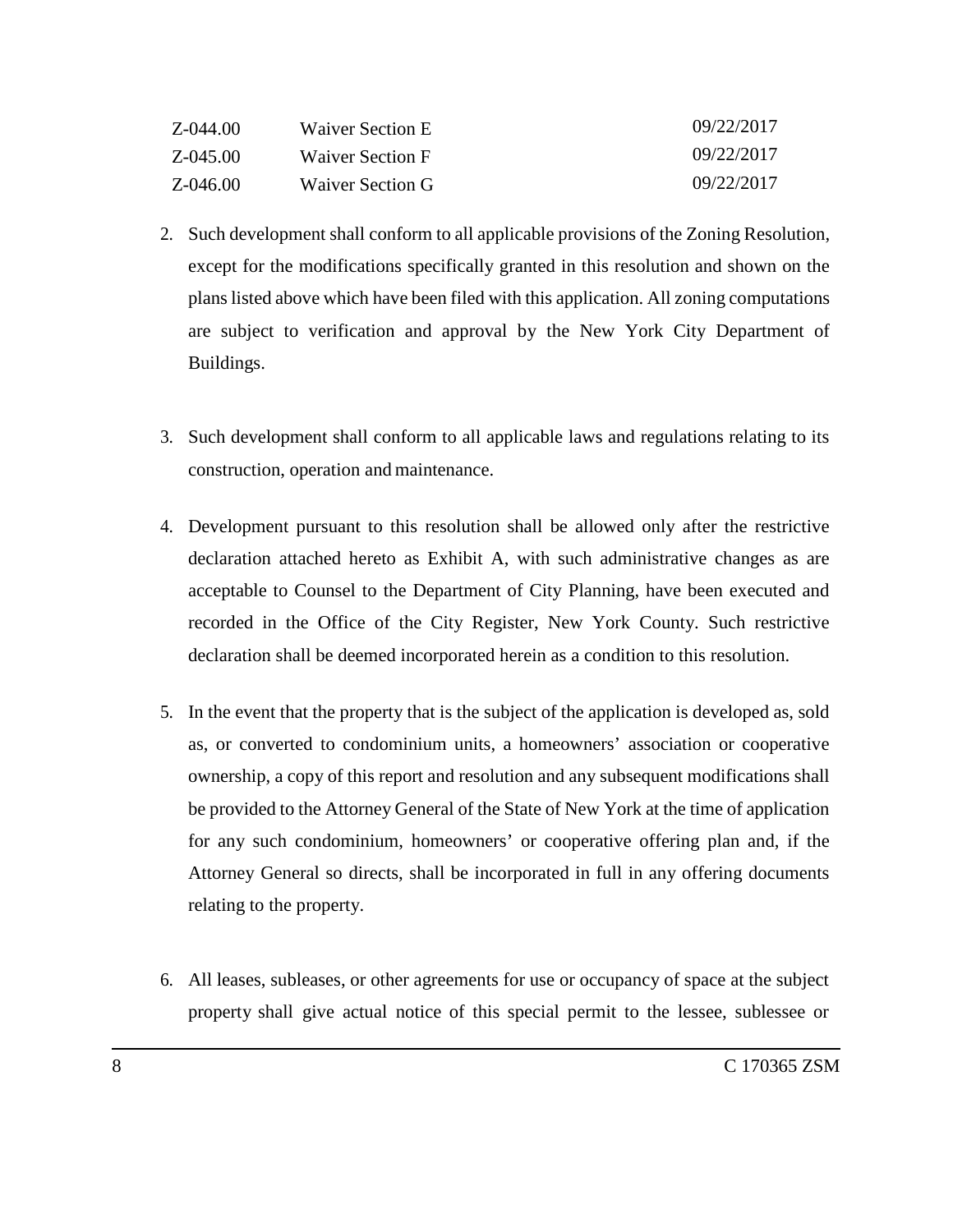| | | |
|---|---|---|
| Z-044.00 | Waiver Section E | 09/22/2017 |
| Z-045.00 | Waiver Section F | 09/22/2017 |
| Z-046.00 | Waiver Section G | 09/22/2017 |

2. Such development shall conform to all applicable provisions of the Zoning Resolution, except for the modifications specifically granted in this resolution and shown on the plans listed above which have been filed with this application. All zoning computations are subject to verification and approval by the New York City Department of Buildings.

3. Such development shall conform to all applicable laws and regulations relating to its construction, operation and maintenance.

4. Development pursuant to this resolution shall be allowed only after the restrictive declaration attached hereto as Exhibit A, with such administrative changes as are acceptable to Counsel to the Department of City Planning, have been executed and recorded in the Office of the City Register, New York County. Such restrictive declaration shall be deemed incorporated herein as a condition to this resolution.

5. In the event that the property that is the subject of the application is developed as, sold as, or converted to condominium units, a homeowners' association or cooperative ownership, a copy of this report and resolution and any subsequent modifications shall be provided to the Attorney General of the State of New York at the time of application for any such condominium, homeowners' or cooperative offering plan and, if the Attorney General so directs, shall be incorporated in full in any offering documents relating to the property.

6. All leases, subleases, or other agreements for use or occupancy of space at the subject property shall give actual notice of this special permit to the lessee, sublessee or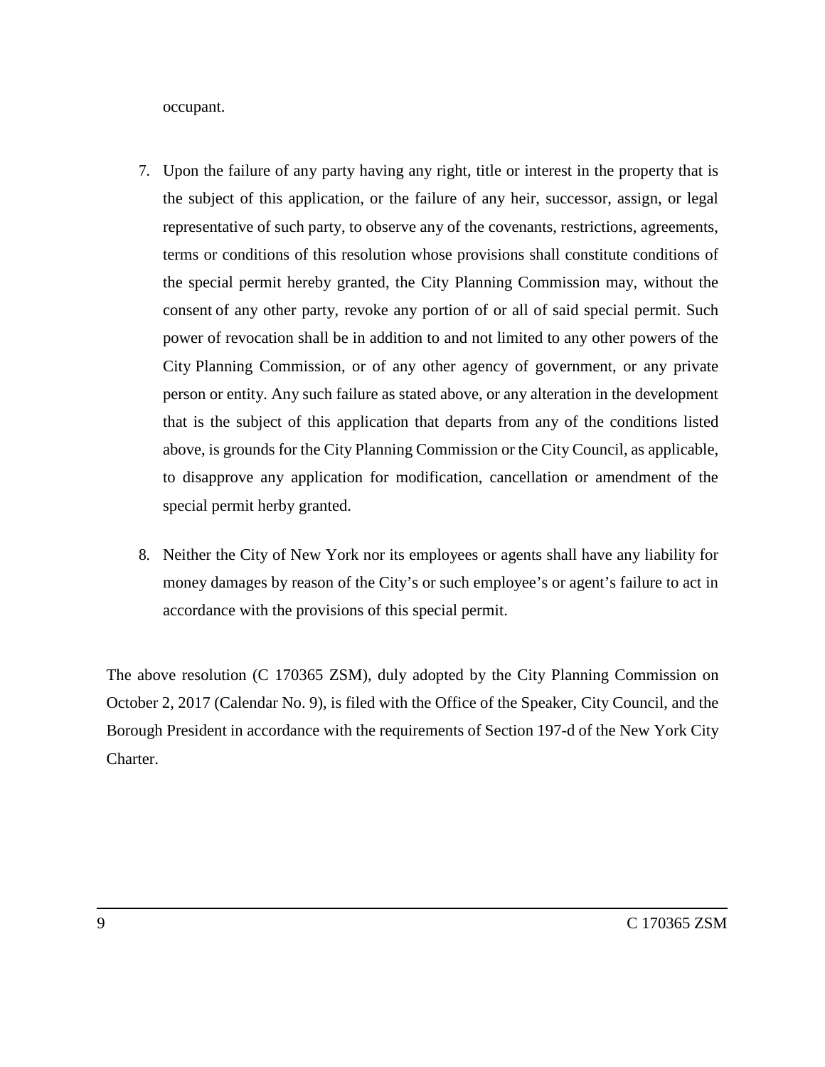occupant.

7. Upon the failure of any party having any right, title or interest in the property that is the subject of this application, or the failure of any heir, successor, assign, or legal representative of such party, to observe any of the covenants, restrictions, agreements, terms or conditions of this resolution whose provisions shall constitute conditions of the special permit hereby granted, the City Planning Commission may, without the consent of any other party, revoke any portion of or all of said special permit. Such power of revocation shall be in addition to and not limited to any other powers of the City Planning Commission, or of any other agency of government, or any private person or entity. Any such failure as stated above, or any alteration in the development that is the subject of this application that departs from any of the conditions listed above, is grounds for the City Planning Commission or the City Council, as applicable, to disapprove any application for modification, cancellation or amendment of the special permit herby granted.

8. Neither the City of New York nor its employees or agents shall have any liability for money damages by reason of the City's or such employee's or agent's failure to act in accordance with the provisions of this special permit.

The above resolution (C 170365 ZSM), duly adopted by the City Planning Commission on October 2, 2017 (Calendar No. 9), is filed with the Office of the Speaker, City Council, and the Borough President in accordance with the requirements of Section 197-d of the New York City Charter.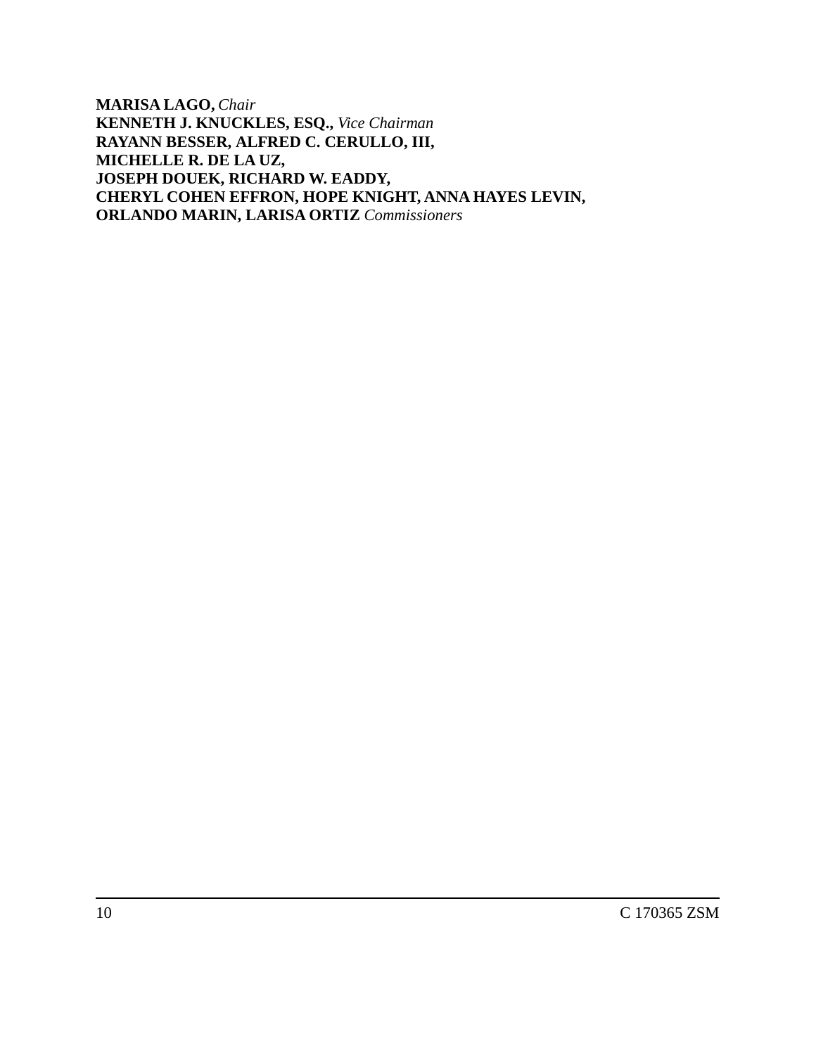**MARISA LAGO,** *Chair*
**KENNETH J. KNUCKLES, ESQ.,** *Vice Chairman*
**RAYANN BESSER, ALFRED C. CERULLO, III,**
**MICHELLE R. DE LA UZ,**
**JOSEPH DOUEK, RICHARD W. EADDY,**
**CHERYL COHEN EFFRON, HOPE KNIGHT, ANNA HAYES LEVIN,**
**ORLANDO MARIN, LARISA ORTIZ** *Commissioners*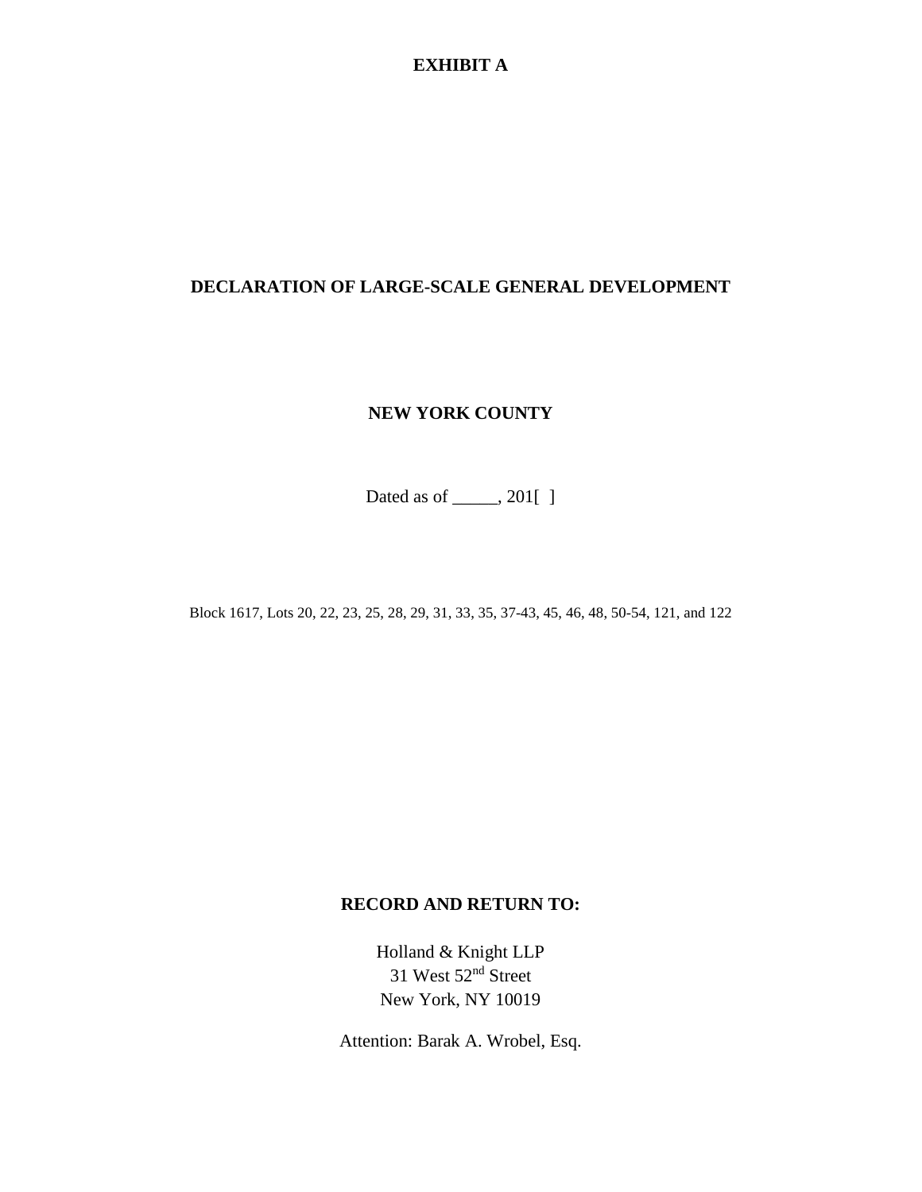**EXHIBIT A**

**DECLARATION OF LARGE-SCALE GENERAL DEVELOPMENT**

**NEW YORK COUNTY**

Dated as of _____, 201[ ]

Block 1617, Lots 20, 22, 23, 25, 28, 29, 31, 33, 35, 37-43, 45, 46, 48, 50-54, 121, and 122

**RECORD AND RETURN TO:**

Holland & Knight LLP
31 West 52nd Street
New York, NY 10019

Attention: Barak A. Wrobel, Esq.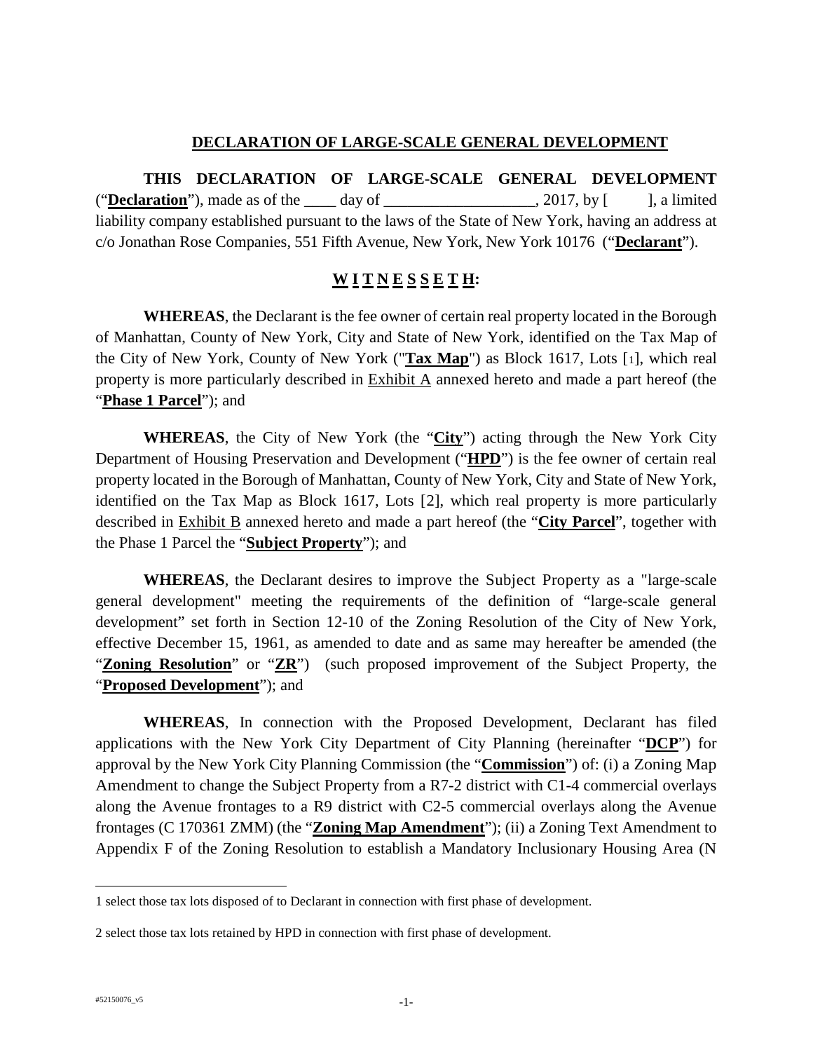## DECLARATION OF LARGE-SCALE GENERAL DEVELOPMENT

**THIS DECLARATION OF LARGE-SCALE GENERAL DEVELOPMENT** ("**Declaration**"), made as of the ____ day of __________________, 2017, by [ ], a limited liability company established pursuant to the laws of the State of New York, having an address at c/o Jonathan Rose Companies, 551 Fifth Avenue, New York, New York 10176 ("**Declarant**").

## W I T N E S S E T H:

**WHEREAS**, the Declarant is the fee owner of certain real property located in the Borough of Manhattan, County of New York, City and State of New York, identified on the Tax Map of the City of New York, County of New York ("**Tax Map**") as Block 1617, Lots [1], which real property is more particularly described in Exhibit A annexed hereto and made a part hereof (the "**Phase 1 Parcel**"); and

**WHEREAS**, the City of New York (the "**City**") acting through the New York City Department of Housing Preservation and Development ("**HPD**") is the fee owner of certain real property located in the Borough of Manhattan, County of New York, City and State of New York, identified on the Tax Map as Block 1617, Lots [2], which real property is more particularly described in Exhibit B annexed hereto and made a part hereof (the "**City Parcel**", together with the Phase 1 Parcel the "**Subject Property**"); and

**WHEREAS**, the Declarant desires to improve the Subject Property as a "large-scale general development" meeting the requirements of the definition of "large-scale general development" set forth in Section 12-10 of the Zoning Resolution of the City of New York, effective December 15, 1961, as amended to date and as same may hereafter be amended (the "**Zoning Resolution**" or "**ZR**") (such proposed improvement of the Subject Property, the "**Proposed Development**"); and

**WHEREAS**, In connection with the Proposed Development, Declarant has filed applications with the New York City Department of City Planning (hereinafter "**DCP**") for approval by the New York City Planning Commission (the "**Commission**") of: (i) a Zoning Map Amendment to change the Subject Property from a R7-2 district with C1-4 commercial overlays along the Avenue frontages to a R9 district with C2-5 commercial overlays along the Avenue frontages (C 170361 ZMM) (the "**Zoning Map Amendment**"); (ii) a Zoning Text Amendment to Appendix F of the Zoning Resolution to establish a Mandatory Inclusionary Housing Area (N

---

1 select those tax lots disposed of to Declarant in connection with first phase of development.

2 select those tax lots retained by HPD in connection with first phase of development.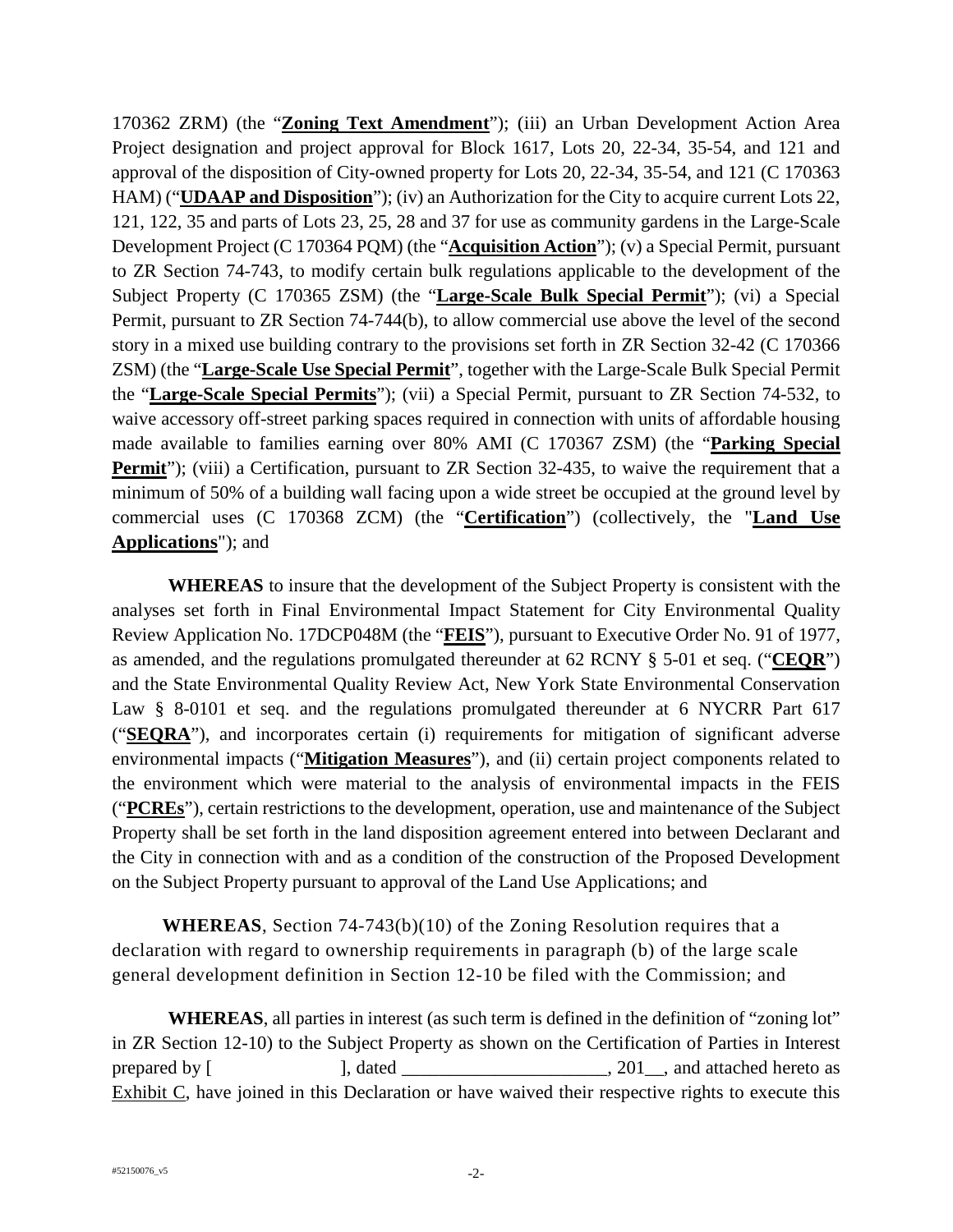170362 ZRM) (the "**Zoning Text Amendment**"); (iii) an Urban Development Action Area Project designation and project approval for Block 1617, Lots 20, 22-34, 35-54, and 121 and approval of the disposition of City-owned property for Lots 20, 22-34, 35-54, and 121 (C 170363 HAM) ("**UDAAP and Disposition**"); (iv) an Authorization for the City to acquire current Lots 22, 121, 122, 35 and parts of Lots 23, 25, 28 and 37 for use as community gardens in the Large-Scale Development Project (C 170364 PQM) (the "**Acquisition Action**"); (v) a Special Permit, pursuant to ZR Section 74-743, to modify certain bulk regulations applicable to the development of the Subject Property (C 170365 ZSM) (the "**Large-Scale Bulk Special Permit**"); (vi) a Special Permit, pursuant to ZR Section 74-744(b), to allow commercial use above the level of the second story in a mixed use building contrary to the provisions set forth in ZR Section 32-42 (C 170366 ZSM) (the "**Large-Scale Use Special Permit**", together with the Large-Scale Bulk Special Permit the "**Large-Scale Special Permits**"); (vii) a Special Permit, pursuant to ZR Section 74-532, to waive accessory off-street parking spaces required in connection with units of affordable housing made available to families earning over 80% AMI (C 170367 ZSM) (the "**Parking Special Permit**"); (viii) a Certification, pursuant to ZR Section 32-435, to waive the requirement that a minimum of 50% of a building wall facing upon a wide street be occupied at the ground level by commercial uses (C 170368 ZCM) (the "**Certification**") (collectively, the "**Land Use Applications**"); and

**WHEREAS** to insure that the development of the Subject Property is consistent with the analyses set forth in Final Environmental Impact Statement for City Environmental Quality Review Application No. 17DCP048M (the "**FEIS**"), pursuant to Executive Order No. 91 of 1977, as amended, and the regulations promulgated thereunder at 62 RCNY § 5-01 et seq. ("**CEQR**") and the State Environmental Quality Review Act, New York State Environmental Conservation Law § 8-0101 et seq. and the regulations promulgated thereunder at 6 NYCRR Part 617 ("**SEQRA**"), and incorporates certain (i) requirements for mitigation of significant adverse environmental impacts ("**Mitigation Measures**"), and (ii) certain project components related to the environment which were material to the analysis of environmental impacts in the FEIS ("**PCREs**"), certain restrictions to the development, operation, use and maintenance of the Subject Property shall be set forth in the land disposition agreement entered into between Declarant and the City in connection with and as a condition of the construction of the Proposed Development on the Subject Property pursuant to approval of the Land Use Applications; and

**WHEREAS**, Section 74-743(b)(10) of the Zoning Resolution requires that a declaration with regard to ownership requirements in paragraph (b) of the large scale general development definition in Section 12-10 be filed with the Commission; and

**WHEREAS**, all parties in interest (as such term is defined in the definition of "zoning lot" in ZR Section 12-10) to the Subject Property as shown on the Certification of Parties in Interest prepared by [ ], dated ______________________, 201__, and attached hereto as Exhibit C, have joined in this Declaration or have waived their respective rights to execute this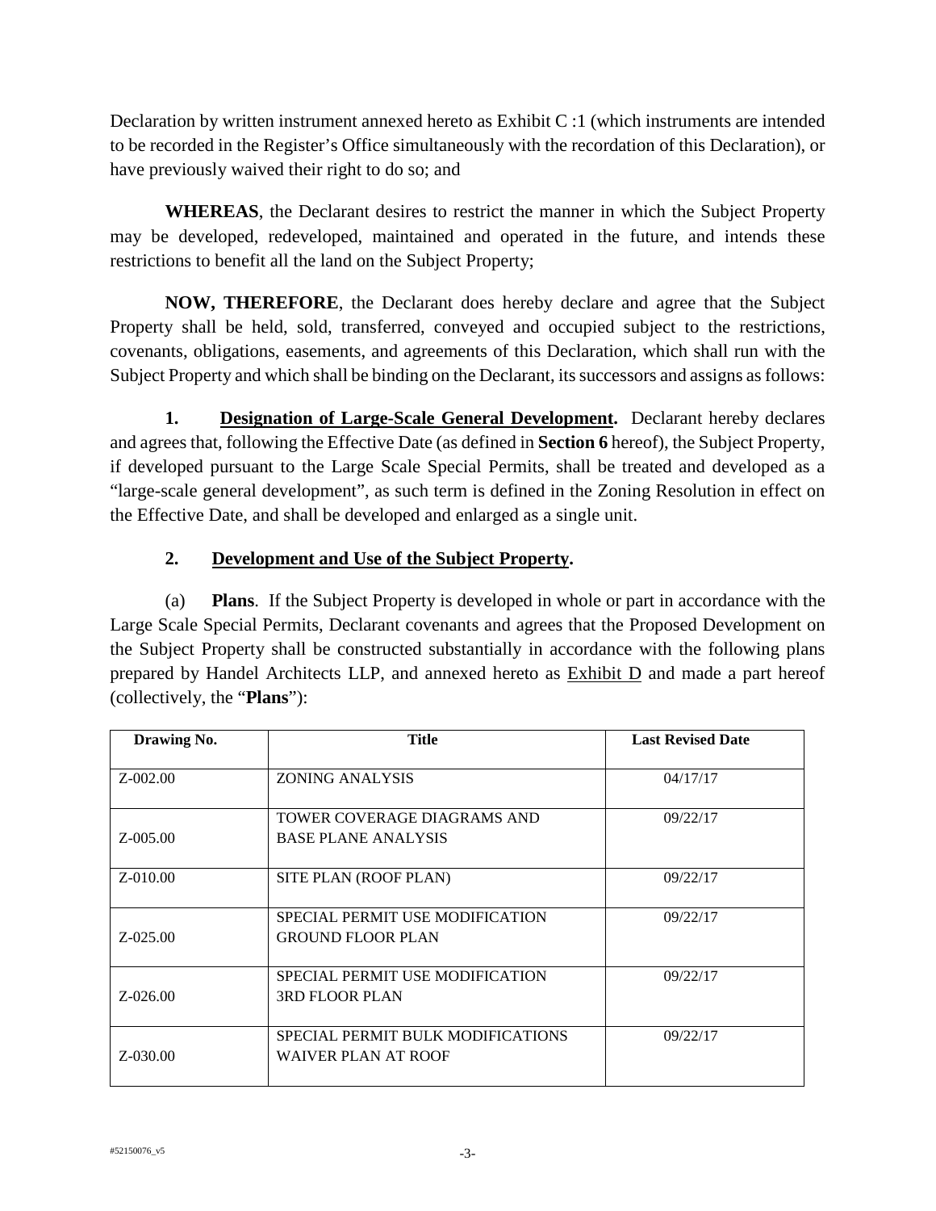Declaration by written instrument annexed hereto as Exhibit C :1 (which instruments are intended to be recorded in the Register's Office simultaneously with the recordation of this Declaration), or have previously waived their right to do so; and

**WHEREAS**, the Declarant desires to restrict the manner in which the Subject Property may be developed, redeveloped, maintained and operated in the future, and intends these restrictions to benefit all the land on the Subject Property;

**NOW, THEREFORE**, the Declarant does hereby declare and agree that the Subject Property shall be held, sold, transferred, conveyed and occupied subject to the restrictions, covenants, obligations, easements, and agreements of this Declaration, which shall run with the Subject Property and which shall be binding on the Declarant, its successors and assigns as follows:

**1. Designation of Large-Scale General Development.** Declarant hereby declares and agrees that, following the Effective Date (as defined in **Section 6** hereof), the Subject Property, if developed pursuant to the Large Scale Special Permits, shall be treated and developed as a "large-scale general development", as such term is defined in the Zoning Resolution in effect on the Effective Date, and shall be developed and enlarged as a single unit.

**2. Development and Use of the Subject Property.**

(a) **Plans**. If the Subject Property is developed in whole or part in accordance with the Large Scale Special Permits, Declarant covenants and agrees that the Proposed Development on the Subject Property shall be constructed substantially in accordance with the following plans prepared by Handel Architects LLP, and annexed hereto as Exhibit D and made a part hereof (collectively, the "**Plans**"):

| Drawing No. | Title | Last Revised Date |
|---|---|---|
| Z-002.00 | ZONING ANALYSIS | 04/17/17 |
| Z-005.00 | TOWER COVERAGE DIAGRAMS AND BASE PLANE ANALYSIS | 09/22/17 |
| Z-010.00 | SITE PLAN (ROOF PLAN) | 09/22/17 |
| Z-025.00 | SPECIAL PERMIT USE MODIFICATION GROUND FLOOR PLAN | 09/22/17 |
| Z-026.00 | SPECIAL PERMIT USE MODIFICATION 3RD FLOOR PLAN | 09/22/17 |
| Z-030.00 | SPECIAL PERMIT BULK MODIFICATIONS WAIVER PLAN AT ROOF | 09/22/17 |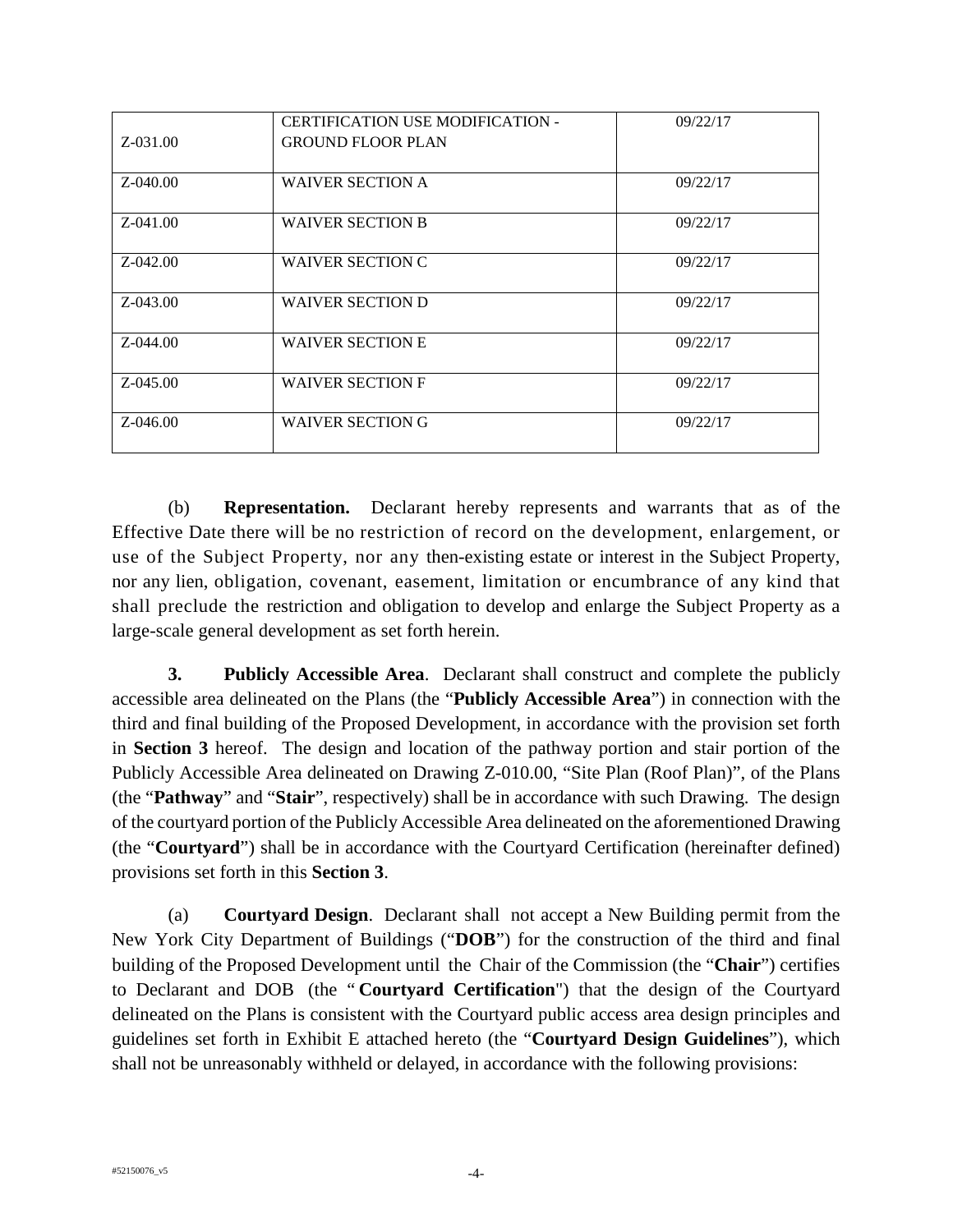| | | |
|---|---|---|
| Z-031.00 | CERTIFICATION USE MODIFICATION - GROUND FLOOR PLAN | 09/22/17 |
| Z-040.00 | WAIVER SECTION A | 09/22/17 |
| Z-041.00 | WAIVER SECTION B | 09/22/17 |
| Z-042.00 | WAIVER SECTION C | 09/22/17 |
| Z-043.00 | WAIVER SECTION D | 09/22/17 |
| Z-044.00 | WAIVER SECTION E | 09/22/17 |
| Z-045.00 | WAIVER SECTION F | 09/22/17 |
| Z-046.00 | WAIVER SECTION G | 09/22/17 |

(b) **Representation.** Declarant hereby represents and warrants that as of the Effective Date there will be no restriction of record on the development, enlargement, or use of the Subject Property, nor any then-existing estate or interest in the Subject Property, nor any lien, obligation, covenant, easement, limitation or encumbrance of any kind that shall preclude the restriction and obligation to develop and enlarge the Subject Property as a large-scale general development as set forth herein.

**3. Publicly Accessible Area**. Declarant shall construct and complete the publicly accessible area delineated on the Plans (the "**Publicly Accessible Area**") in connection with the third and final building of the Proposed Development, in accordance with the provision set forth in **Section 3** hereof. The design and location of the pathway portion and stair portion of the Publicly Accessible Area delineated on Drawing Z-010.00, "Site Plan (Roof Plan)", of the Plans (the "**Pathway**" and "**Stair**", respectively) shall be in accordance with such Drawing. The design of the courtyard portion of the Publicly Accessible Area delineated on the aforementioned Drawing (the "**Courtyard**") shall be in accordance with the Courtyard Certification (hereinafter defined) provisions set forth in this **Section 3**.

(a) **Courtyard Design**. Declarant shall not accept a New Building permit from the New York City Department of Buildings ("**DOB**") for the construction of the third and final building of the Proposed Development until the Chair of the Commission (the "**Chair**") certifies to Declarant and DOB (the "**Courtyard Certification**") that the design of the Courtyard delineated on the Plans is consistent with the Courtyard public access area design principles and guidelines set forth in Exhibit E attached hereto (the "**Courtyard Design Guidelines**"), which shall not be unreasonably withheld or delayed, in accordance with the following provisions: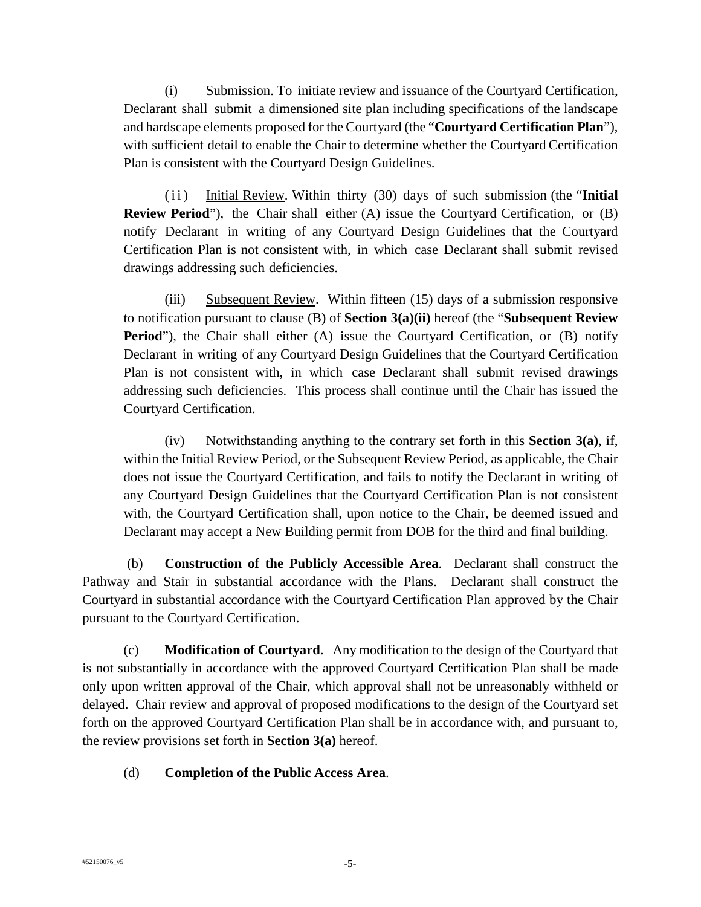(i) Submission. To initiate review and issuance of the Courtyard Certification, Declarant shall submit a dimensioned site plan including specifications of the landscape and hardscape elements proposed for the Courtyard (the "**Courtyard Certification Plan**"), with sufficient detail to enable the Chair to determine whether the Courtyard Certification Plan is consistent with the Courtyard Design Guidelines.

(ii) Initial Review. Within thirty (30) days of such submission (the "**Initial Review Period**"), the Chair shall either (A) issue the Courtyard Certification, or (B) notify Declarant in writing of any Courtyard Design Guidelines that the Courtyard Certification Plan is not consistent with, in which case Declarant shall submit revised drawings addressing such deficiencies.

(iii) Subsequent Review. Within fifteen (15) days of a submission responsive to notification pursuant to clause (B) of **Section 3(a)(ii)** hereof (the "**Subsequent Review Period**"), the Chair shall either (A) issue the Courtyard Certification, or (B) notify Declarant in writing of any Courtyard Design Guidelines that the Courtyard Certification Plan is not consistent with, in which case Declarant shall submit revised drawings addressing such deficiencies. This process shall continue until the Chair has issued the Courtyard Certification.

(iv) Notwithstanding anything to the contrary set forth in this **Section 3(a)**, if, within the Initial Review Period, or the Subsequent Review Period, as applicable, the Chair does not issue the Courtyard Certification, and fails to notify the Declarant in writing of any Courtyard Design Guidelines that the Courtyard Certification Plan is not consistent with, the Courtyard Certification shall, upon notice to the Chair, be deemed issued and Declarant may accept a New Building permit from DOB for the third and final building.

(b) **Construction of the Publicly Accessible Area**. Declarant shall construct the Pathway and Stair in substantial accordance with the Plans. Declarant shall construct the Courtyard in substantial accordance with the Courtyard Certification Plan approved by the Chair pursuant to the Courtyard Certification.

(c) **Modification of Courtyard**. Any modification to the design of the Courtyard that is not substantially in accordance with the approved Courtyard Certification Plan shall be made only upon written approval of the Chair, which approval shall not be unreasonably withheld or delayed. Chair review and approval of proposed modifications to the design of the Courtyard set forth on the approved Courtyard Certification Plan shall be in accordance with, and pursuant to, the review provisions set forth in **Section 3(a)** hereof.

(d) **Completion of the Public Access Area**.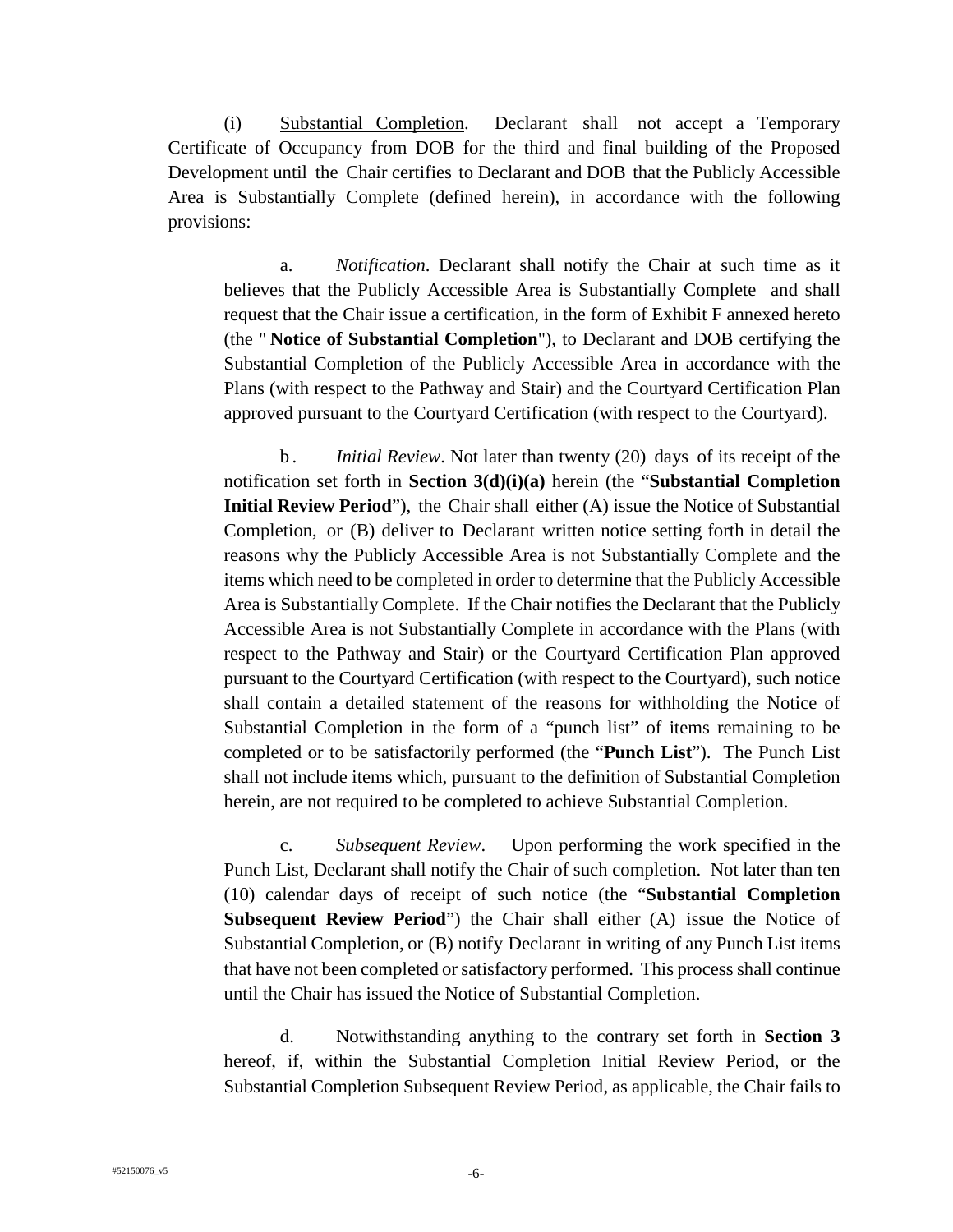(i) Substantial Completion. Declarant shall not accept a Temporary Certificate of Occupancy from DOB for the third and final building of the Proposed Development until the Chair certifies to Declarant and DOB that the Publicly Accessible Area is Substantially Complete (defined herein), in accordance with the following provisions:

a. *Notification*. Declarant shall notify the Chair at such time as it believes that the Publicly Accessible Area is Substantially Complete and shall request that the Chair issue a certification, in the form of Exhibit F annexed hereto (the "**Notice of Substantial Completion**"), to Declarant and DOB certifying the Substantial Completion of the Publicly Accessible Area in accordance with the Plans (with respect to the Pathway and Stair) and the Courtyard Certification Plan approved pursuant to the Courtyard Certification (with respect to the Courtyard).

b. *Initial Review*. Not later than twenty (20) days of its receipt of the notification set forth in **Section 3(d)(i)(a)** herein (the "**Substantial Completion Initial Review Period**"), the Chair shall either (A) issue the Notice of Substantial Completion, or (B) deliver to Declarant written notice setting forth in detail the reasons why the Publicly Accessible Area is not Substantially Complete and the items which need to be completed in order to determine that the Publicly Accessible Area is Substantially Complete. If the Chair notifies the Declarant that the Publicly Accessible Area is not Substantially Complete in accordance with the Plans (with respect to the Pathway and Stair) or the Courtyard Certification Plan approved pursuant to the Courtyard Certification (with respect to the Courtyard), such notice shall contain a detailed statement of the reasons for withholding the Notice of Substantial Completion in the form of a "punch list" of items remaining to be completed or to be satisfactorily performed (the "**Punch List**"). The Punch List shall not include items which, pursuant to the definition of Substantial Completion herein, are not required to be completed to achieve Substantial Completion.

c. *Subsequent Review*. Upon performing the work specified in the Punch List, Declarant shall notify the Chair of such completion. Not later than ten (10) calendar days of receipt of such notice (the "**Substantial Completion Subsequent Review Period**") the Chair shall either (A) issue the Notice of Substantial Completion, or (B) notify Declarant in writing of any Punch List items that have not been completed or satisfactory performed. This process shall continue until the Chair has issued the Notice of Substantial Completion.

d. Notwithstanding anything to the contrary set forth in **Section 3** hereof, if, within the Substantial Completion Initial Review Period, or the Substantial Completion Subsequent Review Period, as applicable, the Chair fails to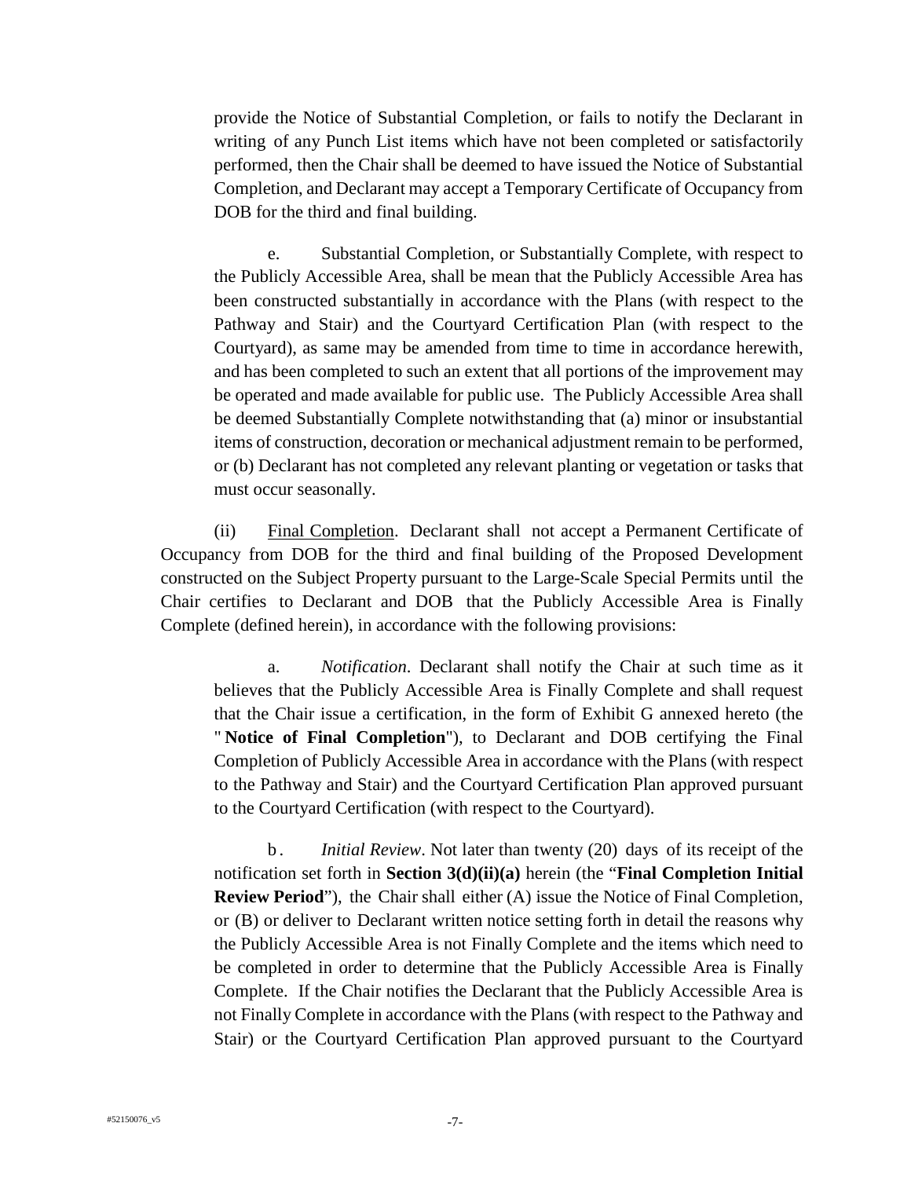provide the Notice of Substantial Completion, or fails to notify the Declarant in writing of any Punch List items which have not been completed or satisfactorily performed, then the Chair shall be deemed to have issued the Notice of Substantial Completion, and Declarant may accept a Temporary Certificate of Occupancy from DOB for the third and final building.

e. Substantial Completion, or Substantially Complete, with respect to the Publicly Accessible Area, shall be mean that the Publicly Accessible Area has been constructed substantially in accordance with the Plans (with respect to the Pathway and Stair) and the Courtyard Certification Plan (with respect to the Courtyard), as same may be amended from time to time in accordance herewith, and has been completed to such an extent that all portions of the improvement may be operated and made available for public use. The Publicly Accessible Area shall be deemed Substantially Complete notwithstanding that (a) minor or insubstantial items of construction, decoration or mechanical adjustment remain to be performed, or (b) Declarant has not completed any relevant planting or vegetation or tasks that must occur seasonally.

(ii) Final Completion. Declarant shall not accept a Permanent Certificate of Occupancy from DOB for the third and final building of the Proposed Development constructed on the Subject Property pursuant to the Large-Scale Special Permits until the Chair certifies to Declarant and DOB that the Publicly Accessible Area is Finally Complete (defined herein), in accordance with the following provisions:

a. *Notification*. Declarant shall notify the Chair at such time as it believes that the Publicly Accessible Area is Finally Complete and shall request that the Chair issue a certification, in the form of Exhibit G annexed hereto (the "**Notice of Final Completion**"), to Declarant and DOB certifying the Final Completion of Publicly Accessible Area in accordance with the Plans (with respect to the Pathway and Stair) and the Courtyard Certification Plan approved pursuant to the Courtyard Certification (with respect to the Courtyard).

b. *Initial Review*. Not later than twenty (20) days of its receipt of the notification set forth in **Section 3(d)(ii)(a)** herein (the "**Final Completion Initial Review Period**"), the Chair shall either (A) issue the Notice of Final Completion, or (B) or deliver to Declarant written notice setting forth in detail the reasons why the Publicly Accessible Area is not Finally Complete and the items which need to be completed in order to determine that the Publicly Accessible Area is Finally Complete. If the Chair notifies the Declarant that the Publicly Accessible Area is not Finally Complete in accordance with the Plans (with respect to the Pathway and Stair) or the Courtyard Certification Plan approved pursuant to the Courtyard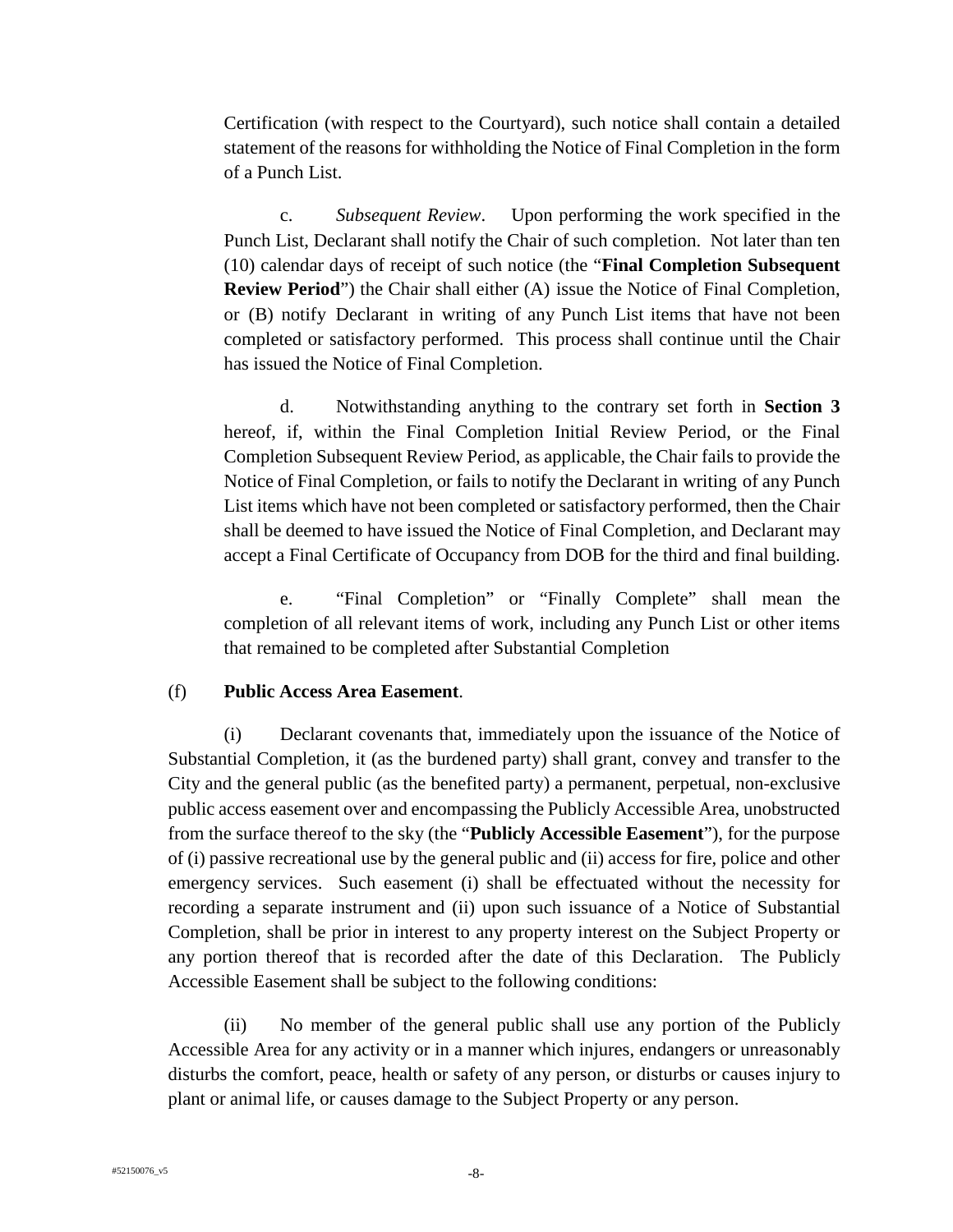Certification (with respect to the Courtyard), such notice shall contain a detailed statement of the reasons for withholding the Notice of Final Completion in the form of a Punch List.

c. *Subsequent Review*. Upon performing the work specified in the Punch List, Declarant shall notify the Chair of such completion. Not later than ten (10) calendar days of receipt of such notice (the "**Final Completion Subsequent Review Period**") the Chair shall either (A) issue the Notice of Final Completion, or (B) notify Declarant in writing of any Punch List items that have not been completed or satisfactory performed. This process shall continue until the Chair has issued the Notice of Final Completion.

d. Notwithstanding anything to the contrary set forth in **Section 3** hereof, if, within the Final Completion Initial Review Period, or the Final Completion Subsequent Review Period, as applicable, the Chair fails to provide the Notice of Final Completion, or fails to notify the Declarant in writing of any Punch List items which have not been completed or satisfactory performed, then the Chair shall be deemed to have issued the Notice of Final Completion, and Declarant may accept a Final Certificate of Occupancy from DOB for the third and final building.

e. "Final Completion" or "Finally Complete" shall mean the completion of all relevant items of work, including any Punch List or other items that remained to be completed after Substantial Completion

(f) **Public Access Area Easement**.

(i) Declarant covenants that, immediately upon the issuance of the Notice of Substantial Completion, it (as the burdened party) shall grant, convey and transfer to the City and the general public (as the benefited party) a permanent, perpetual, non-exclusive public access easement over and encompassing the Publicly Accessible Area, unobstructed from the surface thereof to the sky (the "**Publicly Accessible Easement**"), for the purpose of (i) passive recreational use by the general public and (ii) access for fire, police and other emergency services. Such easement (i) shall be effectuated without the necessity for recording a separate instrument and (ii) upon such issuance of a Notice of Substantial Completion, shall be prior in interest to any property interest on the Subject Property or any portion thereof that is recorded after the date of this Declaration. The Publicly Accessible Easement shall be subject to the following conditions:

(ii) No member of the general public shall use any portion of the Publicly Accessible Area for any activity or in a manner which injures, endangers or unreasonably disturbs the comfort, peace, health or safety of any person, or disturbs or causes injury to plant or animal life, or causes damage to the Subject Property or any person.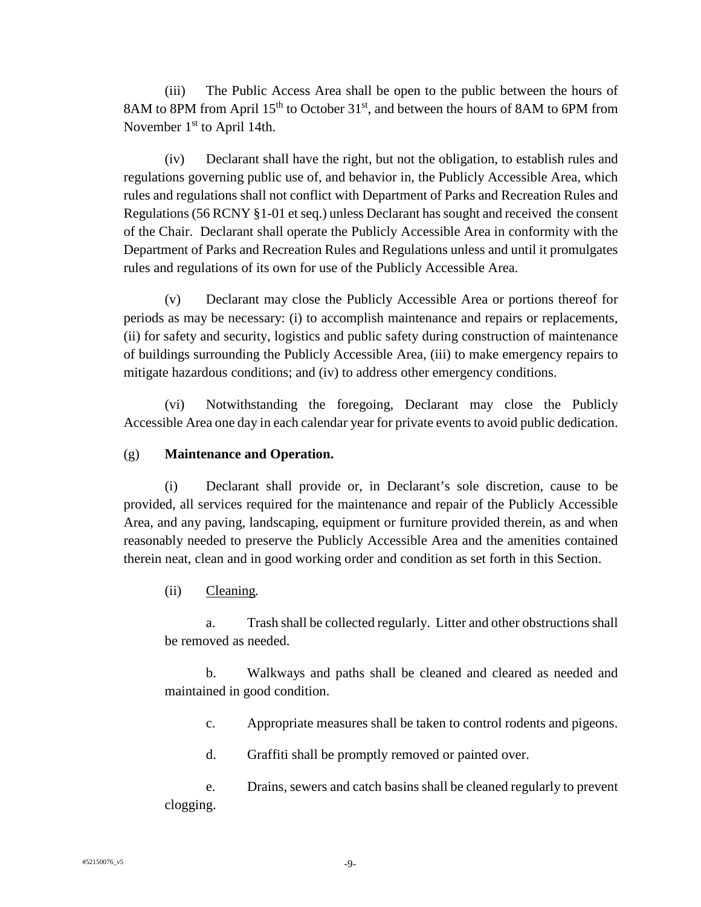(iii) The Public Access Area shall be open to the public between the hours of 8AM to 8PM from April 15th to October 31st, and between the hours of 8AM to 6PM from November 1st to April 14th.

(iv) Declarant shall have the right, but not the obligation, to establish rules and regulations governing public use of, and behavior in, the Publicly Accessible Area, which rules and regulations shall not conflict with Department of Parks and Recreation Rules and Regulations (56 RCNY §1-01 et seq.) unless Declarant has sought and received the consent of the Chair. Declarant shall operate the Publicly Accessible Area in conformity with the Department of Parks and Recreation Rules and Regulations unless and until it promulgates rules and regulations of its own for use of the Publicly Accessible Area.

(v) Declarant may close the Publicly Accessible Area or portions thereof for periods as may be necessary: (i) to accomplish maintenance and repairs or replacements, (ii) for safety and security, logistics and public safety during construction of maintenance of buildings surrounding the Publicly Accessible Area, (iii) to make emergency repairs to mitigate hazardous conditions; and (iv) to address other emergency conditions.

(vi) Notwithstanding the foregoing, Declarant may close the Publicly Accessible Area one day in each calendar year for private events to avoid public dedication.

(g) **Maintenance and Operation.**

(i) Declarant shall provide or, in Declarant's sole discretion, cause to be provided, all services required for the maintenance and repair of the Publicly Accessible Area, and any paving, landscaping, equipment or furniture provided therein, as and when reasonably needed to preserve the Publicly Accessible Area and the amenities contained therein neat, clean and in good working order and condition as set forth in this Section.

(ii) <u>Cleaning</u>.

a. Trash shall be collected regularly. Litter and other obstructions shall be removed as needed.

b. Walkways and paths shall be cleaned and cleared as needed and maintained in good condition.

c. Appropriate measures shall be taken to control rodents and pigeons.

d. Graffiti shall be promptly removed or painted over.

e. Drains, sewers and catch basins shall be cleaned regularly to prevent clogging.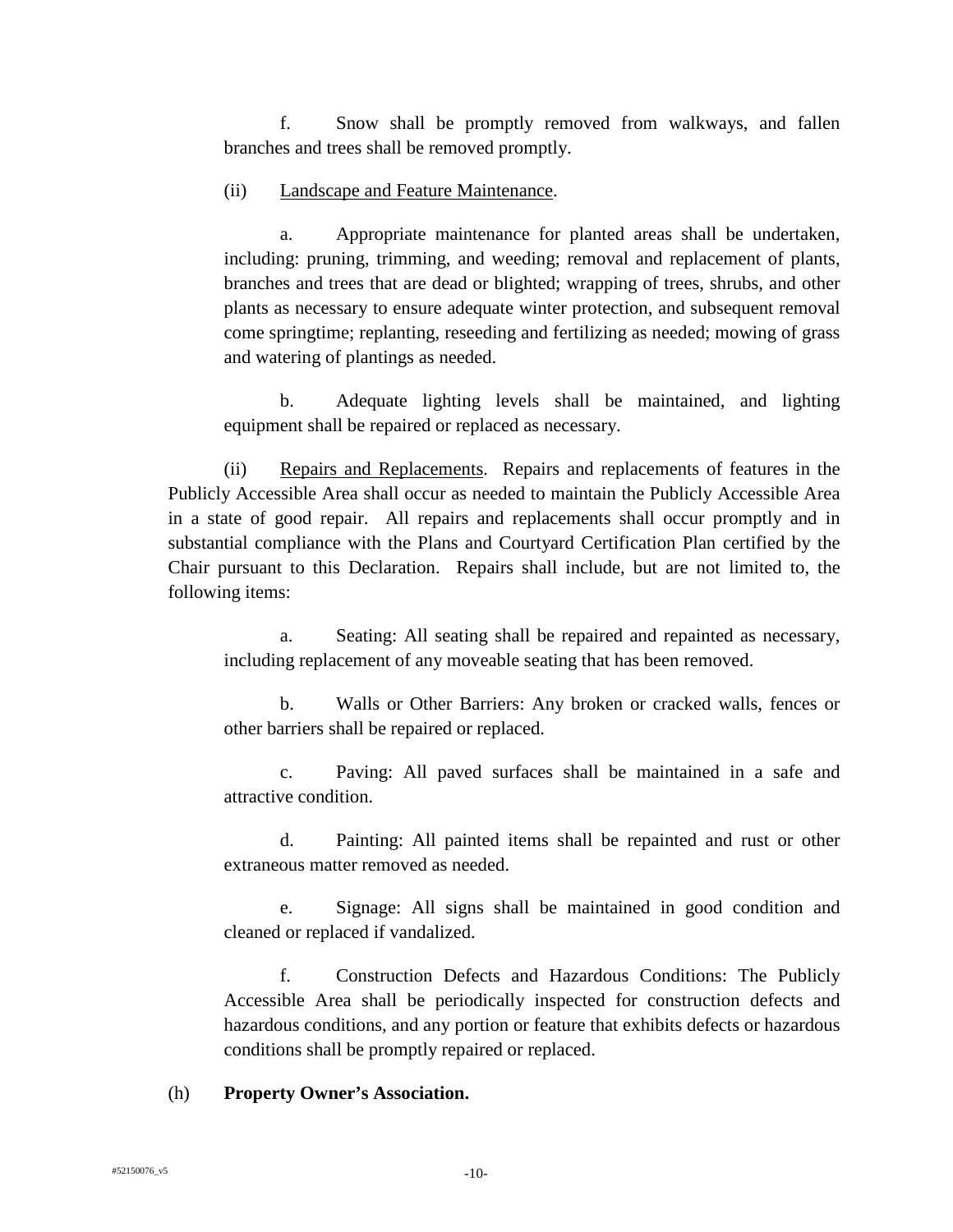f. Snow shall be promptly removed from walkways, and fallen branches and trees shall be removed promptly.

(ii) <u>Landscape and Feature Maintenance</u>.

a. Appropriate maintenance for planted areas shall be undertaken, including: pruning, trimming, and weeding; removal and replacement of plants, branches and trees that are dead or blighted; wrapping of trees, shrubs, and other plants as necessary to ensure adequate winter protection, and subsequent removal come springtime; replanting, reseeding and fertilizing as needed; mowing of grass and watering of plantings as needed.

b. Adequate lighting levels shall be maintained, and lighting equipment shall be repaired or replaced as necessary.

(ii) <u>Repairs and Replacements</u>. Repairs and replacements of features in the Publicly Accessible Area shall occur as needed to maintain the Publicly Accessible Area in a state of good repair. All repairs and replacements shall occur promptly and in substantial compliance with the Plans and Courtyard Certification Plan certified by the Chair pursuant to this Declaration. Repairs shall include, but are not limited to, the following items:

a. Seating: All seating shall be repaired and repainted as necessary, including replacement of any moveable seating that has been removed.

b. Walls or Other Barriers: Any broken or cracked walls, fences or other barriers shall be repaired or replaced.

c. Paving: All paved surfaces shall be maintained in a safe and attractive condition.

d. Painting: All painted items shall be repainted and rust or other extraneous matter removed as needed.

e. Signage: All signs shall be maintained in good condition and cleaned or replaced if vandalized.

f. Construction Defects and Hazardous Conditions: The Publicly Accessible Area shall be periodically inspected for construction defects and hazardous conditions, and any portion or feature that exhibits defects or hazardous conditions shall be promptly repaired or replaced.

(h) **Property Owner's Association.**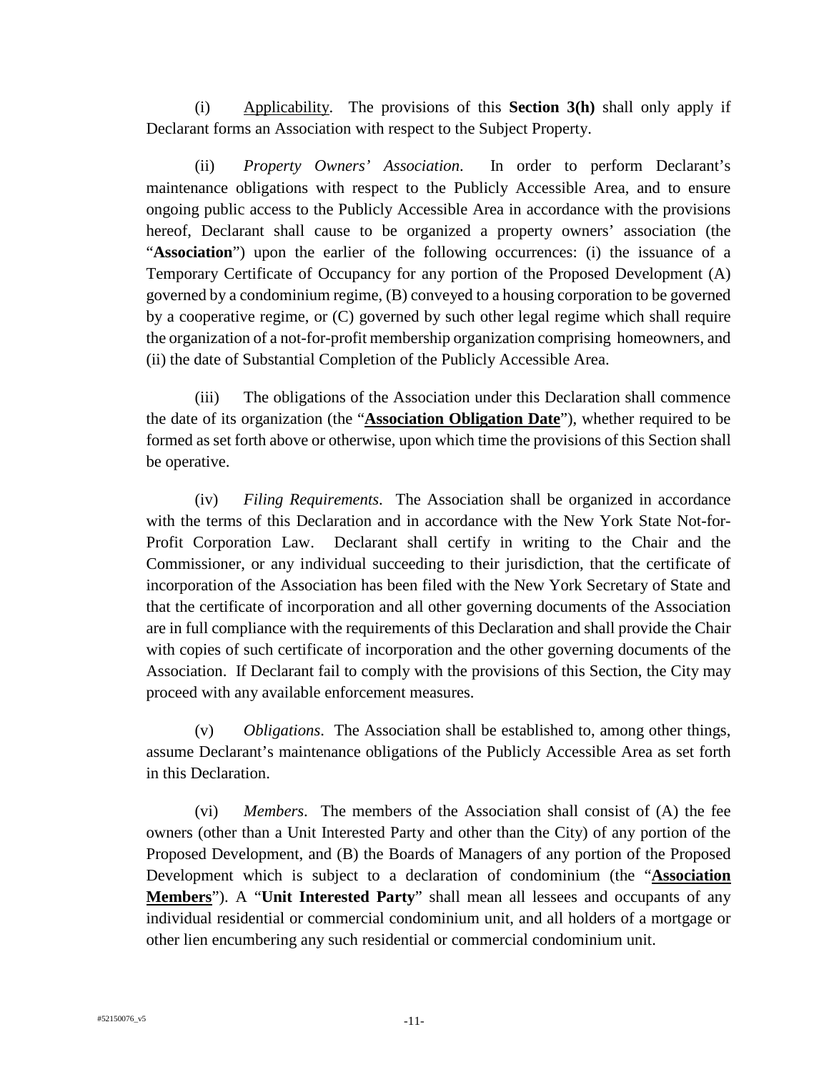(i) Applicability. The provisions of this **Section 3(h)** shall only apply if Declarant forms an Association with respect to the Subject Property.

(ii) *Property Owners' Association*. In order to perform Declarant's maintenance obligations with respect to the Publicly Accessible Area, and to ensure ongoing public access to the Publicly Accessible Area in accordance with the provisions hereof, Declarant shall cause to be organized a property owners' association (the "**Association**") upon the earlier of the following occurrences: (i) the issuance of a Temporary Certificate of Occupancy for any portion of the Proposed Development (A) governed by a condominium regime, (B) conveyed to a housing corporation to be governed by a cooperative regime, or (C) governed by such other legal regime which shall require the organization of a not-for-profit membership organization comprising homeowners, and (ii) the date of Substantial Completion of the Publicly Accessible Area.

(iii) The obligations of the Association under this Declaration shall commence the date of its organization (the "**Association Obligation Date**"), whether required to be formed as set forth above or otherwise, upon which time the provisions of this Section shall be operative.

(iv) *Filing Requirements*. The Association shall be organized in accordance with the terms of this Declaration and in accordance with the New York State Not-for-Profit Corporation Law. Declarant shall certify in writing to the Chair and the Commissioner, or any individual succeeding to their jurisdiction, that the certificate of incorporation of the Association has been filed with the New York Secretary of State and that the certificate of incorporation and all other governing documents of the Association are in full compliance with the requirements of this Declaration and shall provide the Chair with copies of such certificate of incorporation and the other governing documents of the Association. If Declarant fail to comply with the provisions of this Section, the City may proceed with any available enforcement measures.

(v) *Obligations*. The Association shall be established to, among other things, assume Declarant's maintenance obligations of the Publicly Accessible Area as set forth in this Declaration.

(vi) *Members*. The members of the Association shall consist of (A) the fee owners (other than a Unit Interested Party and other than the City) of any portion of the Proposed Development, and (B) the Boards of Managers of any portion of the Proposed Development which is subject to a declaration of condominium (the "**Association Members**"). A "**Unit Interested Party**" shall mean all lessees and occupants of any individual residential or commercial condominium unit, and all holders of a mortgage or other lien encumbering any such residential or commercial condominium unit.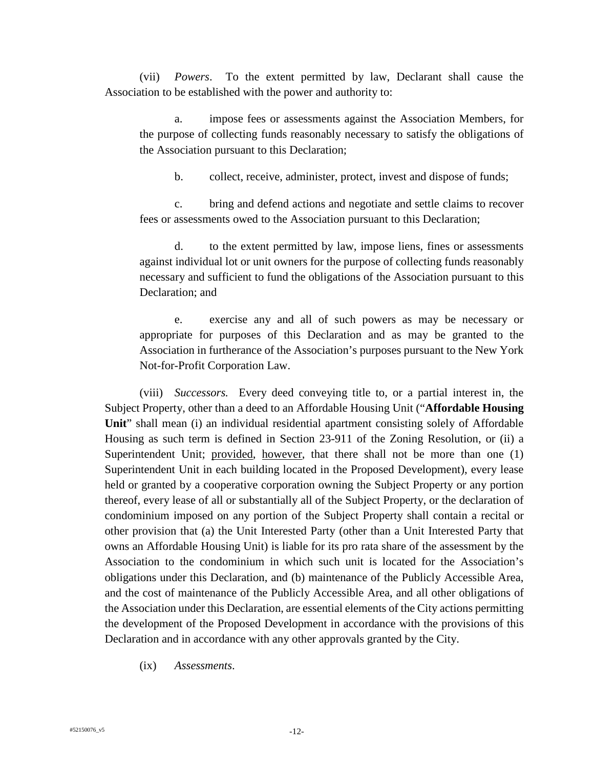(vii) *Powers*. To the extent permitted by law, Declarant shall cause the Association to be established with the power and authority to:

a. impose fees or assessments against the Association Members, for the purpose of collecting funds reasonably necessary to satisfy the obligations of the Association pursuant to this Declaration;

b. collect, receive, administer, protect, invest and dispose of funds;

c. bring and defend actions and negotiate and settle claims to recover fees or assessments owed to the Association pursuant to this Declaration;

d. to the extent permitted by law, impose liens, fines or assessments against individual lot or unit owners for the purpose of collecting funds reasonably necessary and sufficient to fund the obligations of the Association pursuant to this Declaration; and

e. exercise any and all of such powers as may be necessary or appropriate for purposes of this Declaration and as may be granted to the Association in furtherance of the Association's purposes pursuant to the New York Not-for-Profit Corporation Law.

(viii) *Successors.* Every deed conveying title to, or a partial interest in, the Subject Property, other than a deed to an Affordable Housing Unit ("**Affordable Housing Unit**" shall mean (i) an individual residential apartment consisting solely of Affordable Housing as such term is defined in Section 23-911 of the Zoning Resolution, or (ii) a Superintendent Unit; provided, however, that there shall not be more than one (1) Superintendent Unit in each building located in the Proposed Development), every lease held or granted by a cooperative corporation owning the Subject Property or any portion thereof, every lease of all or substantially all of the Subject Property, or the declaration of condominium imposed on any portion of the Subject Property shall contain a recital or other provision that (a) the Unit Interested Party (other than a Unit Interested Party that owns an Affordable Housing Unit) is liable for its pro rata share of the assessment by the Association to the condominium in which such unit is located for the Association's obligations under this Declaration, and (b) maintenance of the Publicly Accessible Area, and the cost of maintenance of the Publicly Accessible Area, and all other obligations of the Association under this Declaration, are essential elements of the City actions permitting the development of the Proposed Development in accordance with the provisions of this Declaration and in accordance with any other approvals granted by the City.

(ix) *Assessments*.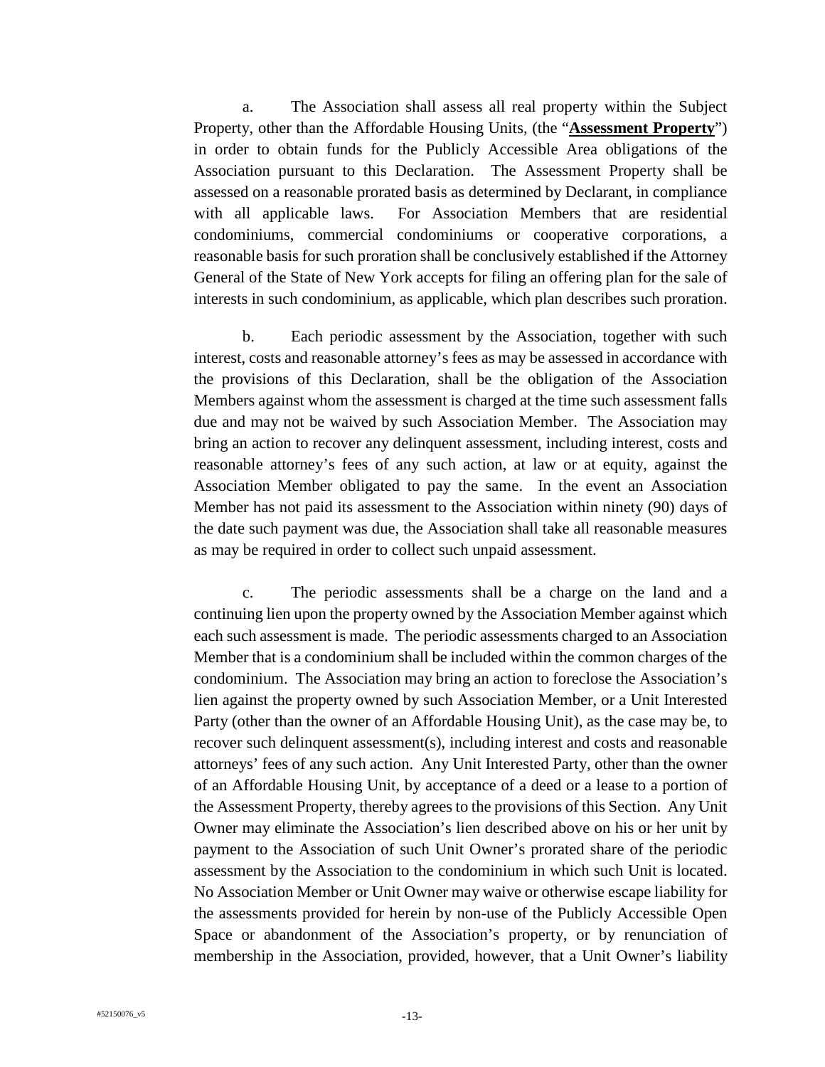a. The Association shall assess all real property within the Subject Property, other than the Affordable Housing Units, (the "**Assessment Property**") in order to obtain funds for the Publicly Accessible Area obligations of the Association pursuant to this Declaration. The Assessment Property shall be assessed on a reasonable prorated basis as determined by Declarant, in compliance with all applicable laws. For Association Members that are residential condominiums, commercial condominiums or cooperative corporations, a reasonable basis for such proration shall be conclusively established if the Attorney General of the State of New York accepts for filing an offering plan for the sale of interests in such condominium, as applicable, which plan describes such proration.

b. Each periodic assessment by the Association, together with such interest, costs and reasonable attorney's fees as may be assessed in accordance with the provisions of this Declaration, shall be the obligation of the Association Members against whom the assessment is charged at the time such assessment falls due and may not be waived by such Association Member. The Association may bring an action to recover any delinquent assessment, including interest, costs and reasonable attorney's fees of any such action, at law or at equity, against the Association Member obligated to pay the same. In the event an Association Member has not paid its assessment to the Association within ninety (90) days of the date such payment was due, the Association shall take all reasonable measures as may be required in order to collect such unpaid assessment.

c. The periodic assessments shall be a charge on the land and a continuing lien upon the property owned by the Association Member against which each such assessment is made. The periodic assessments charged to an Association Member that is a condominium shall be included within the common charges of the condominium. The Association may bring an action to foreclose the Association's lien against the property owned by such Association Member, or a Unit Interested Party (other than the owner of an Affordable Housing Unit), as the case may be, to recover such delinquent assessment(s), including interest and costs and reasonable attorneys' fees of any such action. Any Unit Interested Party, other than the owner of an Affordable Housing Unit, by acceptance of a deed or a lease to a portion of the Assessment Property, thereby agrees to the provisions of this Section. Any Unit Owner may eliminate the Association's lien described above on his or her unit by payment to the Association of such Unit Owner's prorated share of the periodic assessment by the Association to the condominium in which such Unit is located. No Association Member or Unit Owner may waive or otherwise escape liability for the assessments provided for herein by non-use of the Publicly Accessible Open Space or abandonment of the Association's property, or by renunciation of membership in the Association, provided, however, that a Unit Owner's liability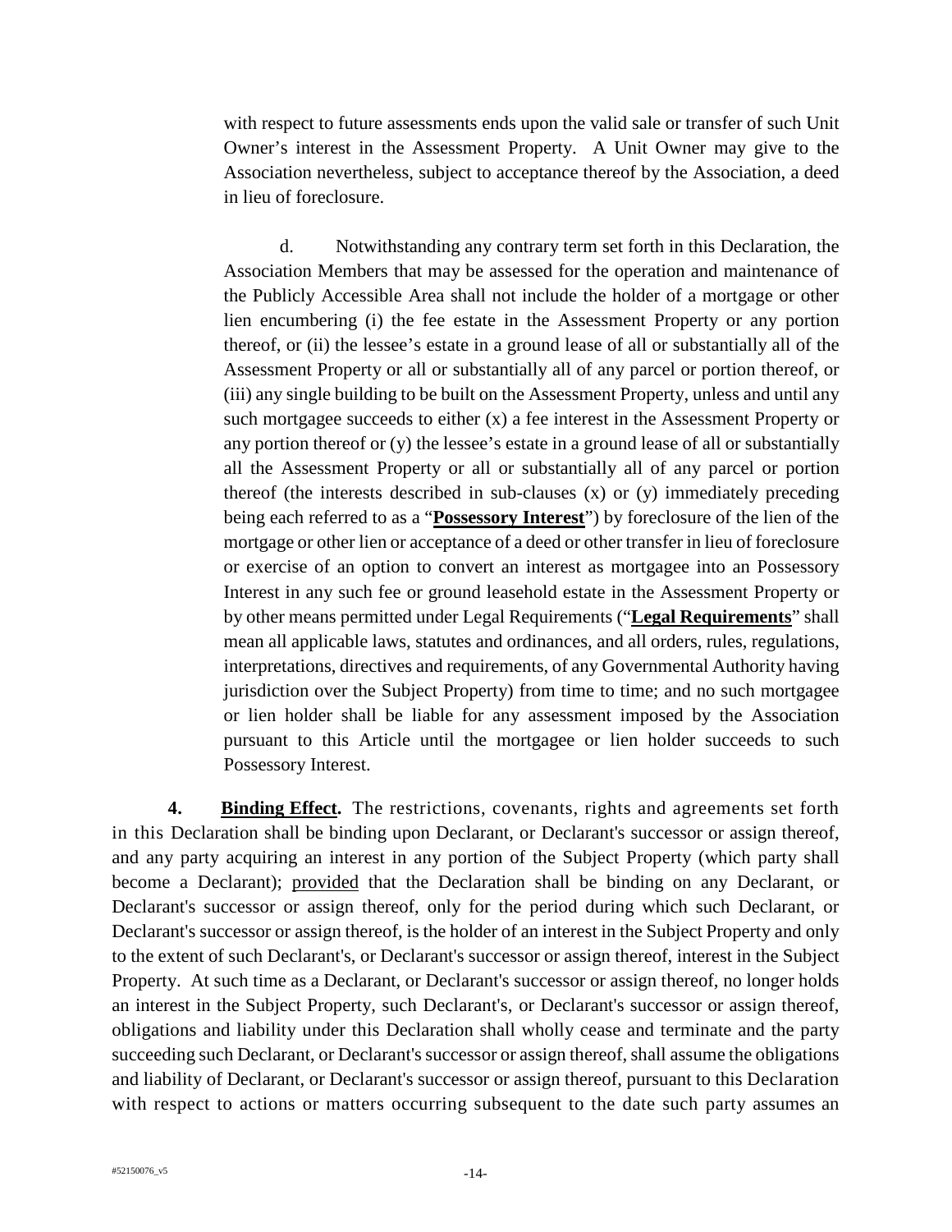with respect to future assessments ends upon the valid sale or transfer of such Unit Owner's interest in the Assessment Property. A Unit Owner may give to the Association nevertheless, subject to acceptance thereof by the Association, a deed in lieu of foreclosure.

d. Notwithstanding any contrary term set forth in this Declaration, the Association Members that may be assessed for the operation and maintenance of the Publicly Accessible Area shall not include the holder of a mortgage or other lien encumbering (i) the fee estate in the Assessment Property or any portion thereof, or (ii) the lessee's estate in a ground lease of all or substantially all of the Assessment Property or all or substantially all of any parcel or portion thereof, or (iii) any single building to be built on the Assessment Property, unless and until any such mortgagee succeeds to either (x) a fee interest in the Assessment Property or any portion thereof or (y) the lessee's estate in a ground lease of all or substantially all the Assessment Property or all or substantially all of any parcel or portion thereof (the interests described in sub-clauses (x) or (y) immediately preceding being each referred to as a "**Possessory Interest**") by foreclosure of the lien of the mortgage or other lien or acceptance of a deed or other transfer in lieu of foreclosure or exercise of an option to convert an interest as mortgagee into an Possessory Interest in any such fee or ground leasehold estate in the Assessment Property or by other means permitted under Legal Requirements ("**Legal Requirements**" shall mean all applicable laws, statutes and ordinances, and all orders, rules, regulations, interpretations, directives and requirements, of any Governmental Authority having jurisdiction over the Subject Property) from time to time; and no such mortgagee or lien holder shall be liable for any assessment imposed by the Association pursuant to this Article until the mortgagee or lien holder succeeds to such Possessory Interest.

**4. Binding Effect.** The restrictions, covenants, rights and agreements set forth in this Declaration shall be binding upon Declarant, or Declarant's successor or assign thereof, and any party acquiring an interest in any portion of the Subject Property (which party shall become a Declarant); provided that the Declaration shall be binding on any Declarant, or Declarant's successor or assign thereof, only for the period during which such Declarant, or Declarant's successor or assign thereof, is the holder of an interest in the Subject Property and only to the extent of such Declarant's, or Declarant's successor or assign thereof, interest in the Subject Property. At such time as a Declarant, or Declarant's successor or assign thereof, no longer holds an interest in the Subject Property, such Declarant's, or Declarant's successor or assign thereof, obligations and liability under this Declaration shall wholly cease and terminate and the party succeeding such Declarant, or Declarant's successor or assign thereof, shall assume the obligations and liability of Declarant, or Declarant's successor or assign thereof, pursuant to this Declaration with respect to actions or matters occurring subsequent to the date such party assumes an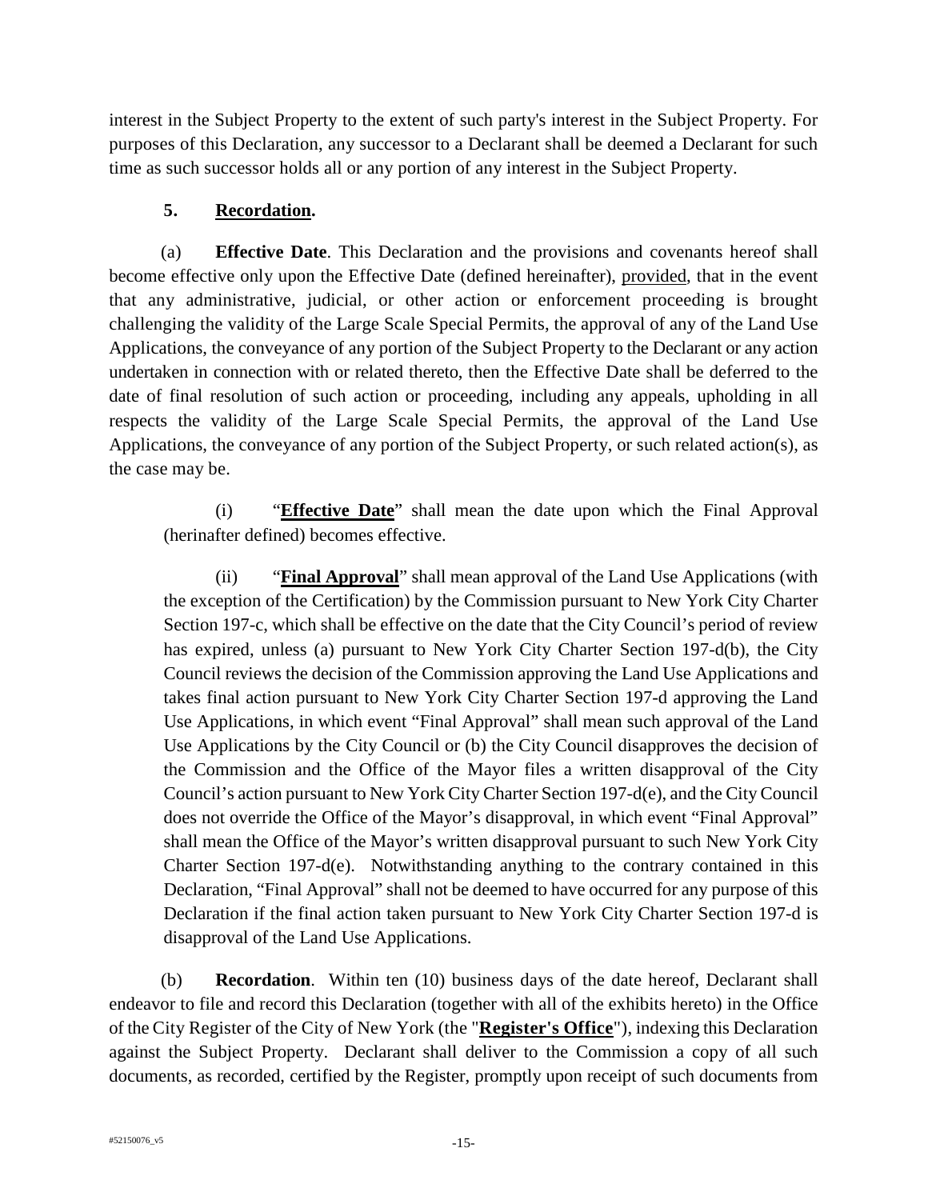interest in the Subject Property to the extent of such party's interest in the Subject Property. For purposes of this Declaration, any successor to a Declarant shall be deemed a Declarant for such time as such successor holds all or any portion of any interest in the Subject Property.

**5. Recordation.**

(a) **Effective Date**. This Declaration and the provisions and covenants hereof shall become effective only upon the Effective Date (defined hereinafter), provided, that in the event that any administrative, judicial, or other action or enforcement proceeding is brought challenging the validity of the Large Scale Special Permits, the approval of any of the Land Use Applications, the conveyance of any portion of the Subject Property to the Declarant or any action undertaken in connection with or related thereto, then the Effective Date shall be deferred to the date of final resolution of such action or proceeding, including any appeals, upholding in all respects the validity of the Large Scale Special Permits, the approval of the Land Use Applications, the conveyance of any portion of the Subject Property, or such related action(s), as the case may be.

(i) "**Effective Date**" shall mean the date upon which the Final Approval (herinafter defined) becomes effective.

(ii) "**Final Approval**" shall mean approval of the Land Use Applications (with the exception of the Certification) by the Commission pursuant to New York City Charter Section 197-c, which shall be effective on the date that the City Council's period of review has expired, unless (a) pursuant to New York City Charter Section 197-d(b), the City Council reviews the decision of the Commission approving the Land Use Applications and takes final action pursuant to New York City Charter Section 197-d approving the Land Use Applications, in which event "Final Approval" shall mean such approval of the Land Use Applications by the City Council or (b) the City Council disapproves the decision of the Commission and the Office of the Mayor files a written disapproval of the City Council's action pursuant to New York City Charter Section 197-d(e), and the City Council does not override the Office of the Mayor's disapproval, in which event "Final Approval" shall mean the Office of the Mayor's written disapproval pursuant to such New York City Charter Section 197-d(e). Notwithstanding anything to the contrary contained in this Declaration, "Final Approval" shall not be deemed to have occurred for any purpose of this Declaration if the final action taken pursuant to New York City Charter Section 197-d is disapproval of the Land Use Applications.

(b) **Recordation**. Within ten (10) business days of the date hereof, Declarant shall endeavor to file and record this Declaration (together with all of the exhibits hereto) in the Office of the City Register of the City of New York (the "**Register's Office**"), indexing this Declaration against the Subject Property. Declarant shall deliver to the Commission a copy of all such documents, as recorded, certified by the Register, promptly upon receipt of such documents from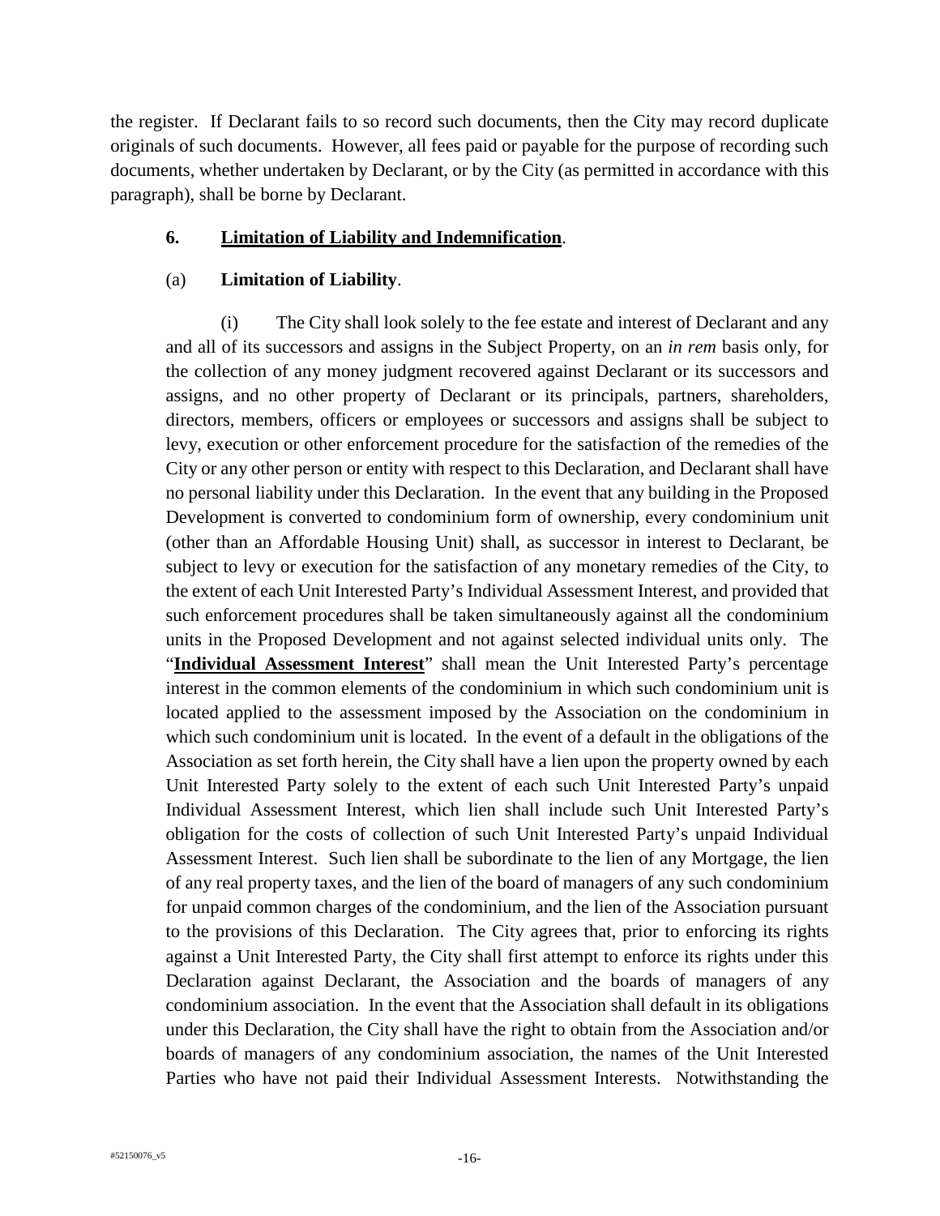the register. If Declarant fails to so record such documents, then the City may record duplicate originals of such documents. However, all fees paid or payable for the purpose of recording such documents, whether undertaken by Declarant, or by the City (as permitted in accordance with this paragraph), shall be borne by Declarant.

**6. Limitation of Liability and Indemnification**.

(a) **Limitation of Liability**.

(i) The City shall look solely to the fee estate and interest of Declarant and any and all of its successors and assigns in the Subject Property, on an *in rem* basis only, for the collection of any money judgment recovered against Declarant or its successors and assigns, and no other property of Declarant or its principals, partners, shareholders, directors, members, officers or employees or successors and assigns shall be subject to levy, execution or other enforcement procedure for the satisfaction of the remedies of the City or any other person or entity with respect to this Declaration, and Declarant shall have no personal liability under this Declaration. In the event that any building in the Proposed Development is converted to condominium form of ownership, every condominium unit (other than an Affordable Housing Unit) shall, as successor in interest to Declarant, be subject to levy or execution for the satisfaction of any monetary remedies of the City, to the extent of each Unit Interested Party's Individual Assessment Interest, and provided that such enforcement procedures shall be taken simultaneously against all the condominium units in the Proposed Development and not against selected individual units only. The "**Individual Assessment Interest**" shall mean the Unit Interested Party's percentage interest in the common elements of the condominium in which such condominium unit is located applied to the assessment imposed by the Association on the condominium in which such condominium unit is located. In the event of a default in the obligations of the Association as set forth herein, the City shall have a lien upon the property owned by each Unit Interested Party solely to the extent of each such Unit Interested Party's unpaid Individual Assessment Interest, which lien shall include such Unit Interested Party's obligation for the costs of collection of such Unit Interested Party's unpaid Individual Assessment Interest. Such lien shall be subordinate to the lien of any Mortgage, the lien of any real property taxes, and the lien of the board of managers of any such condominium for unpaid common charges of the condominium, and the lien of the Association pursuant to the provisions of this Declaration. The City agrees that, prior to enforcing its rights against a Unit Interested Party, the City shall first attempt to enforce its rights under this Declaration against Declarant, the Association and the boards of managers of any condominium association. In the event that the Association shall default in its obligations under this Declaration, the City shall have the right to obtain from the Association and/or boards of managers of any condominium association, the names of the Unit Interested Parties who have not paid their Individual Assessment Interests. Notwithstanding the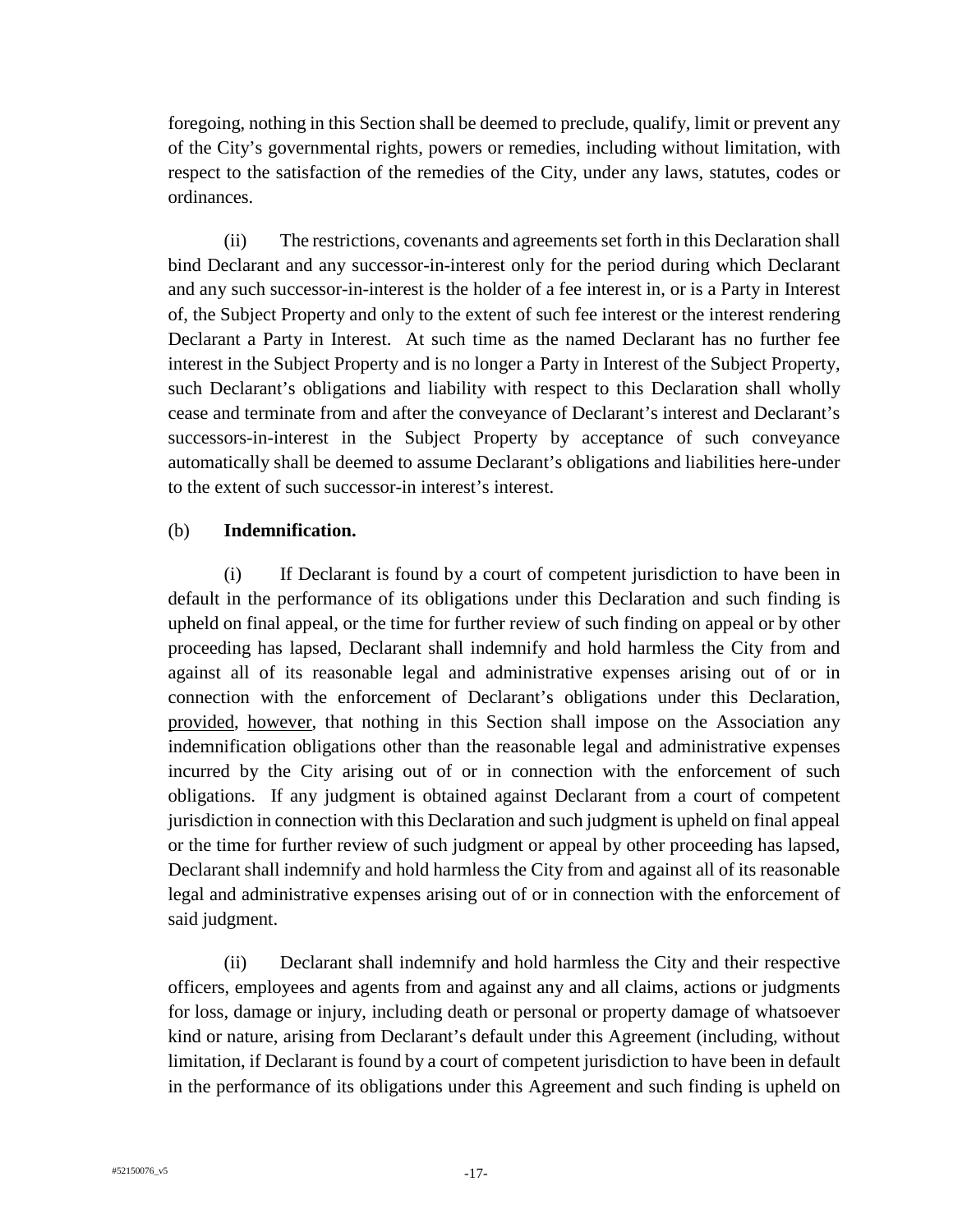foregoing, nothing in this Section shall be deemed to preclude, qualify, limit or prevent any of the City's governmental rights, powers or remedies, including without limitation, with respect to the satisfaction of the remedies of the City, under any laws, statutes, codes or ordinances.

(ii) The restrictions, covenants and agreements set forth in this Declaration shall bind Declarant and any successor-in-interest only for the period during which Declarant and any such successor-in-interest is the holder of a fee interest in, or is a Party in Interest of, the Subject Property and only to the extent of such fee interest or the interest rendering Declarant a Party in Interest. At such time as the named Declarant has no further fee interest in the Subject Property and is no longer a Party in Interest of the Subject Property, such Declarant's obligations and liability with respect to this Declaration shall wholly cease and terminate from and after the conveyance of Declarant's interest and Declarant's successors-in-interest in the Subject Property by acceptance of such conveyance automatically shall be deemed to assume Declarant's obligations and liabilities here-under to the extent of such successor-in interest's interest.

(b) **Indemnification.**

(i) If Declarant is found by a court of competent jurisdiction to have been in default in the performance of its obligations under this Declaration and such finding is upheld on final appeal, or the time for further review of such finding on appeal or by other proceeding has lapsed, Declarant shall indemnify and hold harmless the City from and against all of its reasonable legal and administrative expenses arising out of or in connection with the enforcement of Declarant's obligations under this Declaration, provided, however, that nothing in this Section shall impose on the Association any indemnification obligations other than the reasonable legal and administrative expenses incurred by the City arising out of or in connection with the enforcement of such obligations. If any judgment is obtained against Declarant from a court of competent jurisdiction in connection with this Declaration and such judgment is upheld on final appeal or the time for further review of such judgment or appeal by other proceeding has lapsed, Declarant shall indemnify and hold harmless the City from and against all of its reasonable legal and administrative expenses arising out of or in connection with the enforcement of said judgment.

(ii) Declarant shall indemnify and hold harmless the City and their respective officers, employees and agents from and against any and all claims, actions or judgments for loss, damage or injury, including death or personal or property damage of whatsoever kind or nature, arising from Declarant's default under this Agreement (including, without limitation, if Declarant is found by a court of competent jurisdiction to have been in default in the performance of its obligations under this Agreement and such finding is upheld on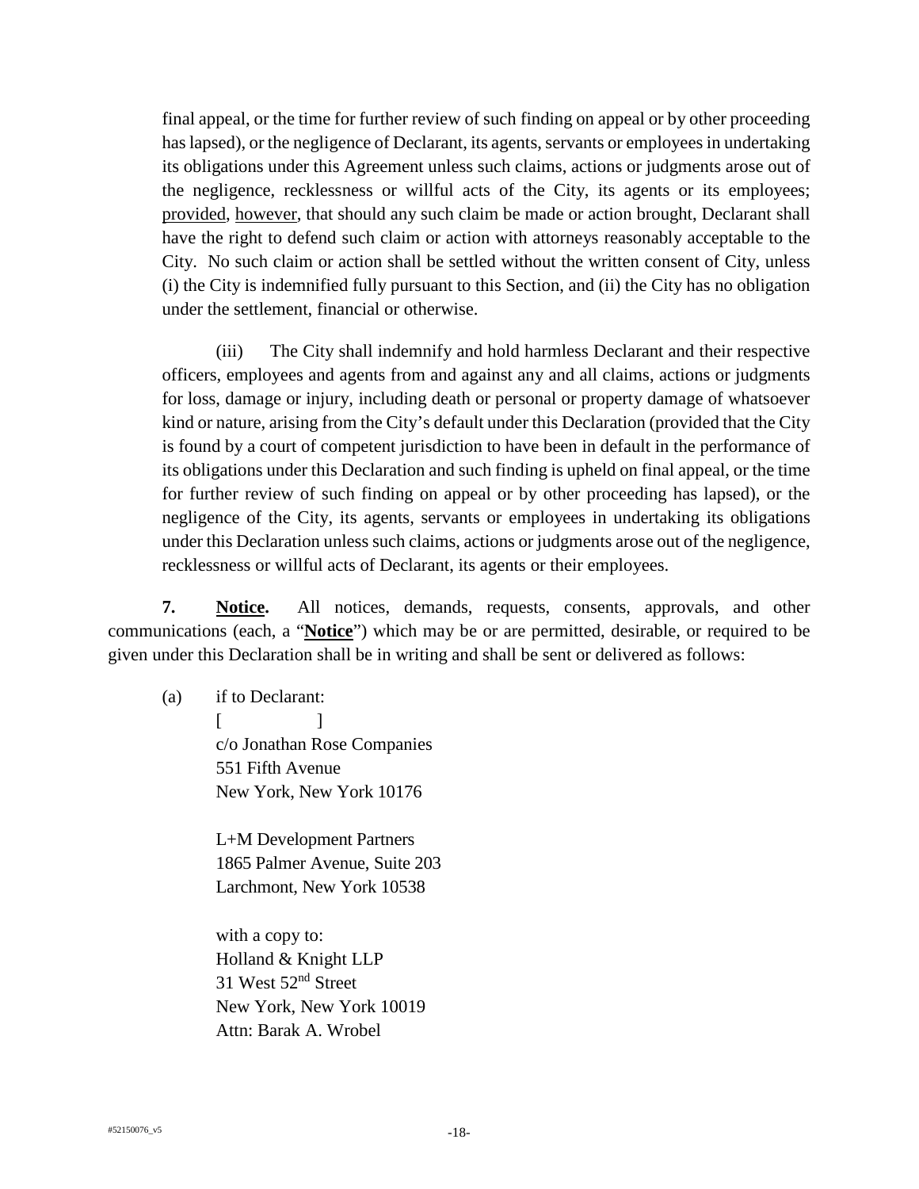final appeal, or the time for further review of such finding on appeal or by other proceeding has lapsed), or the negligence of Declarant, its agents, servants or employees in undertaking its obligations under this Agreement unless such claims, actions or judgments arose out of the negligence, recklessness or willful acts of the City, its agents or its employees; provided, however, that should any such claim be made or action brought, Declarant shall have the right to defend such claim or action with attorneys reasonably acceptable to the City. No such claim or action shall be settled without the written consent of City, unless (i) the City is indemnified fully pursuant to this Section, and (ii) the City has no obligation under the settlement, financial or otherwise.

(iii) The City shall indemnify and hold harmless Declarant and their respective officers, employees and agents from and against any and all claims, actions or judgments for loss, damage or injury, including death or personal or property damage of whatsoever kind or nature, arising from the City's default under this Declaration (provided that the City is found by a court of competent jurisdiction to have been in default in the performance of its obligations under this Declaration and such finding is upheld on final appeal, or the time for further review of such finding on appeal or by other proceeding has lapsed), or the negligence of the City, its agents, servants or employees in undertaking its obligations under this Declaration unless such claims, actions or judgments arose out of the negligence, recklessness or willful acts of Declarant, its agents or their employees.

**7. Notice.** All notices, demands, requests, consents, approvals, and other communications (each, a "**Notice**") which may be or are permitted, desirable, or required to be given under this Declaration shall be in writing and shall be sent or delivered as follows:

(a) if to Declarant:

[ ]
c/o Jonathan Rose Companies
551 Fifth Avenue
New York, New York 10176

L+M Development Partners
1865 Palmer Avenue, Suite 203
Larchmont, New York 10538

with a copy to:
Holland & Knight LLP
31 West 52nd Street
New York, New York 10019
Attn: Barak A. Wrobel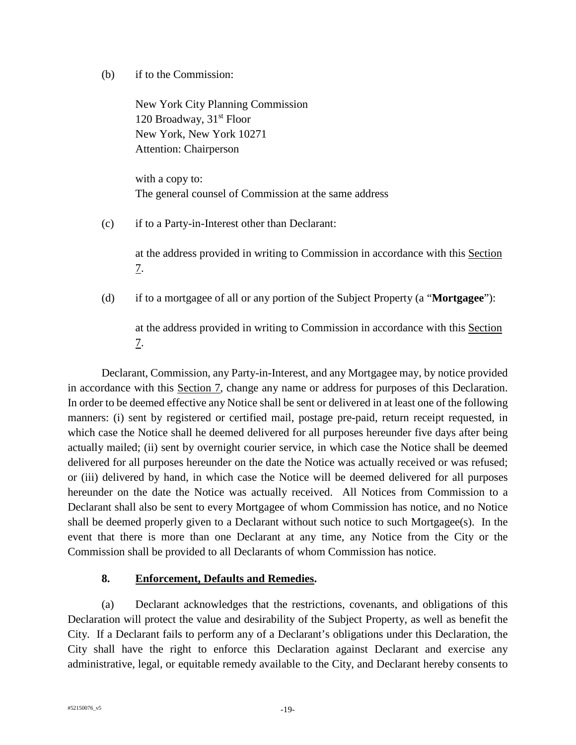(b) if to the Commission:

New York City Planning Commission
120 Broadway, 31st Floor
New York, New York 10271
Attention: Chairperson

with a copy to:
The general counsel of Commission at the same address

(c) if to a Party-in-Interest other than Declarant:

at the address provided in writing to Commission in accordance with this Section 7.

(d) if to a mortgagee of all or any portion of the Subject Property (a "**Mortgagee**"):

at the address provided in writing to Commission in accordance with this Section 7.

Declarant, Commission, any Party-in-Interest, and any Mortgagee may, by notice provided in accordance with this Section 7, change any name or address for purposes of this Declaration. In order to be deemed effective any Notice shall be sent or delivered in at least one of the following manners: (i) sent by registered or certified mail, postage pre-paid, return receipt requested, in which case the Notice shall he deemed delivered for all purposes hereunder five days after being actually mailed; (ii) sent by overnight courier service, in which case the Notice shall be deemed delivered for all purposes hereunder on the date the Notice was actually received or was refused; or (iii) delivered by hand, in which case the Notice will be deemed delivered for all purposes hereunder on the date the Notice was actually received. All Notices from Commission to a Declarant shall also be sent to every Mortgagee of whom Commission has notice, and no Notice shall be deemed properly given to a Declarant without such notice to such Mortgagee(s). In the event that there is more than one Declarant at any time, any Notice from the City or the Commission shall be provided to all Declarants of whom Commission has notice.

**8. Enforcement, Defaults and Remedies.**

(a) Declarant acknowledges that the restrictions, covenants, and obligations of this Declaration will protect the value and desirability of the Subject Property, as well as benefit the City. If a Declarant fails to perform any of a Declarant's obligations under this Declaration, the City shall have the right to enforce this Declaration against Declarant and exercise any administrative, legal, or equitable remedy available to the City, and Declarant hereby consents to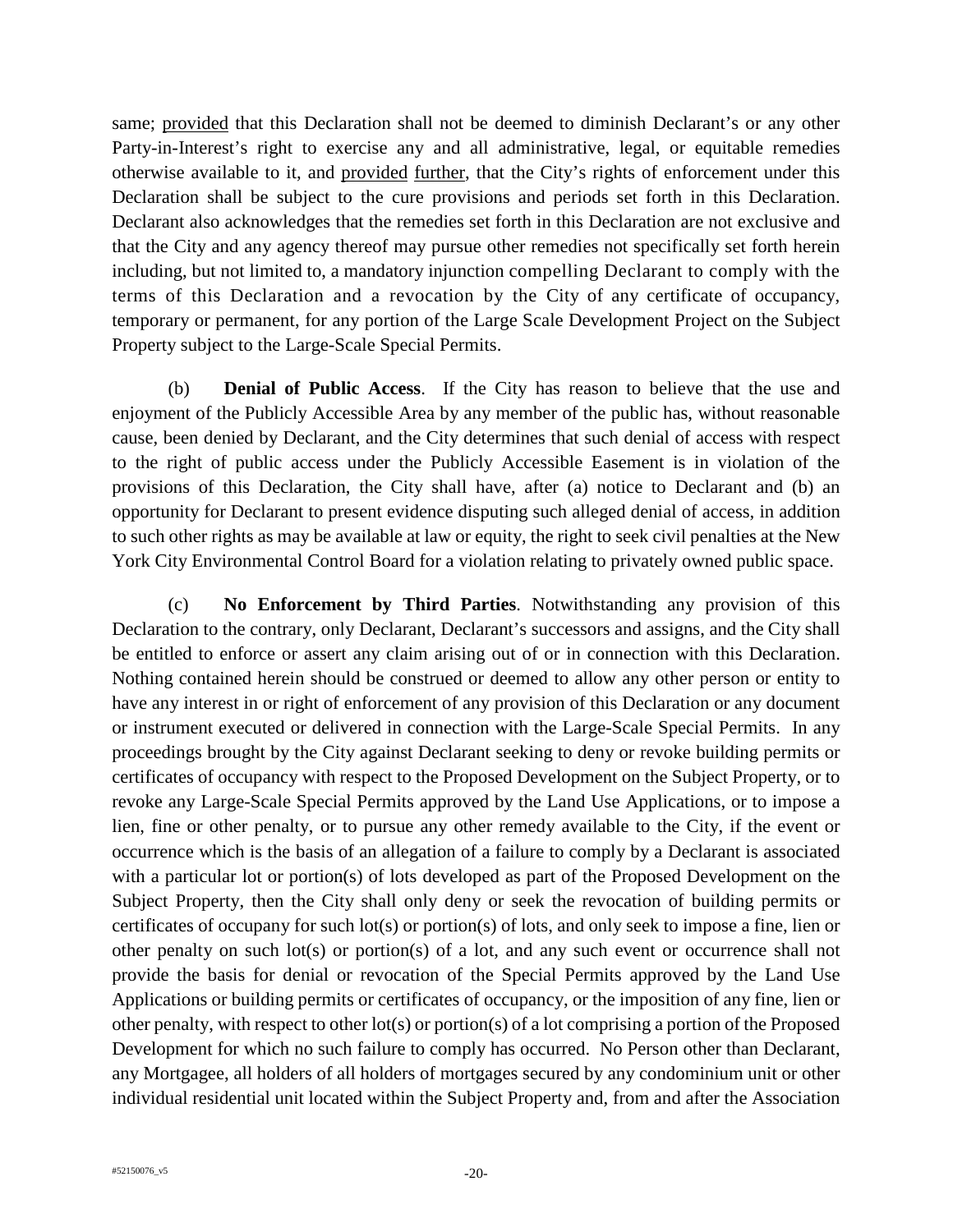same; provided that this Declaration shall not be deemed to diminish Declarant's or any other Party-in-Interest's right to exercise any and all administrative, legal, or equitable remedies otherwise available to it, and provided further, that the City's rights of enforcement under this Declaration shall be subject to the cure provisions and periods set forth in this Declaration. Declarant also acknowledges that the remedies set forth in this Declaration are not exclusive and that the City and any agency thereof may pursue other remedies not specifically set forth herein including, but not limited to, a mandatory injunction compelling Declarant to comply with the terms of this Declaration and a revocation by the City of any certificate of occupancy, temporary or permanent, for any portion of the Large Scale Development Project on the Subject Property subject to the Large-Scale Special Permits.

(b) **Denial of Public Access**. If the City has reason to believe that the use and enjoyment of the Publicly Accessible Area by any member of the public has, without reasonable cause, been denied by Declarant, and the City determines that such denial of access with respect to the right of public access under the Publicly Accessible Easement is in violation of the provisions of this Declaration, the City shall have, after (a) notice to Declarant and (b) an opportunity for Declarant to present evidence disputing such alleged denial of access, in addition to such other rights as may be available at law or equity, the right to seek civil penalties at the New York City Environmental Control Board for a violation relating to privately owned public space.

(c) **No Enforcement by Third Parties**. Notwithstanding any provision of this Declaration to the contrary, only Declarant, Declarant's successors and assigns, and the City shall be entitled to enforce or assert any claim arising out of or in connection with this Declaration. Nothing contained herein should be construed or deemed to allow any other person or entity to have any interest in or right of enforcement of any provision of this Declaration or any document or instrument executed or delivered in connection with the Large-Scale Special Permits. In any proceedings brought by the City against Declarant seeking to deny or revoke building permits or certificates of occupancy with respect to the Proposed Development on the Subject Property, or to revoke any Large-Scale Special Permits approved by the Land Use Applications, or to impose a lien, fine or other penalty, or to pursue any other remedy available to the City, if the event or occurrence which is the basis of an allegation of a failure to comply by a Declarant is associated with a particular lot or portion(s) of lots developed as part of the Proposed Development on the Subject Property, then the City shall only deny or seek the revocation of building permits or certificates of occupany for such lot(s) or portion(s) of lots, and only seek to impose a fine, lien or other penalty on such lot(s) or portion(s) of a lot, and any such event or occurrence shall not provide the basis for denial or revocation of the Special Permits approved by the Land Use Applications or building permits or certificates of occupancy, or the imposition of any fine, lien or other penalty, with respect to other lot(s) or portion(s) of a lot comprising a portion of the Proposed Development for which no such failure to comply has occurred. No Person other than Declarant, any Mortgagee, all holders of all holders of mortgages secured by any condominium unit or other individual residential unit located within the Subject Property and, from and after the Association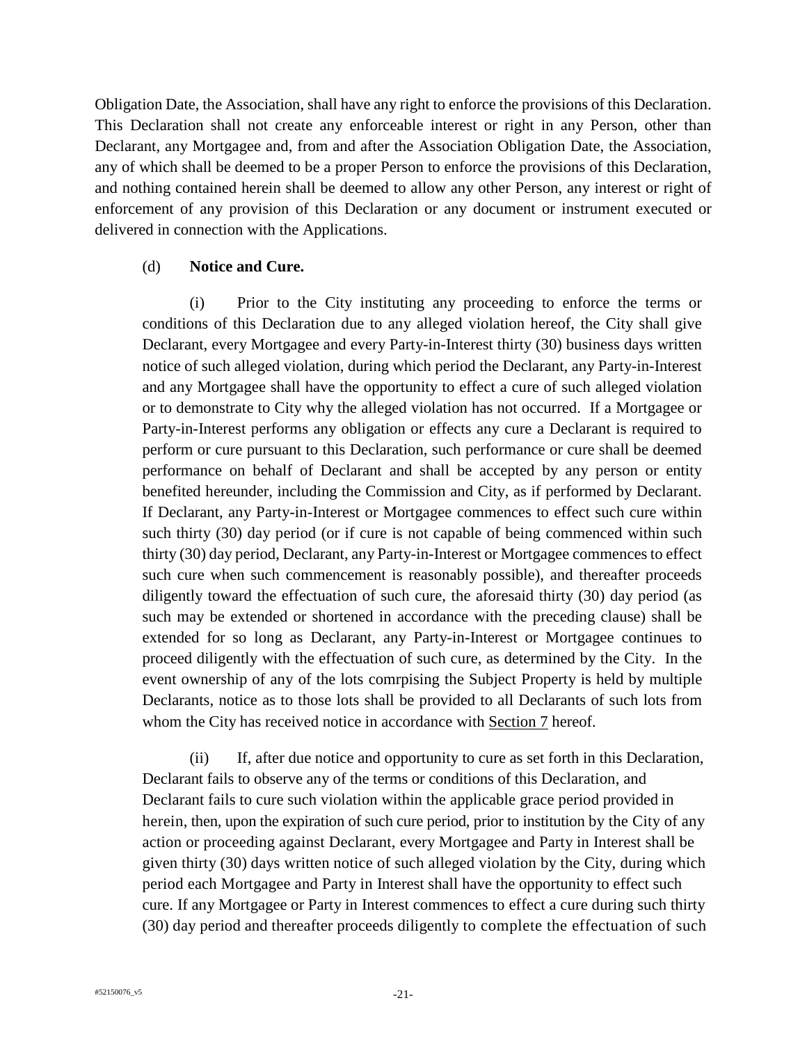Obligation Date, the Association, shall have any right to enforce the provisions of this Declaration. This Declaration shall not create any enforceable interest or right in any Person, other than Declarant, any Mortgagee and, from and after the Association Obligation Date, the Association, any of which shall be deemed to be a proper Person to enforce the provisions of this Declaration, and nothing contained herein shall be deemed to allow any other Person, any interest or right of enforcement of any provision of this Declaration or any document or instrument executed or delivered in connection with the Applications.

(d) **Notice and Cure.**

(i) Prior to the City instituting any proceeding to enforce the terms or conditions of this Declaration due to any alleged violation hereof, the City shall give Declarant, every Mortgagee and every Party-in-Interest thirty (30) business days written notice of such alleged violation, during which period the Declarant, any Party-in-Interest and any Mortgagee shall have the opportunity to effect a cure of such alleged violation or to demonstrate to City why the alleged violation has not occurred. If a Mortgagee or Party-in-Interest performs any obligation or effects any cure a Declarant is required to perform or cure pursuant to this Declaration, such performance or cure shall be deemed performance on behalf of Declarant and shall be accepted by any person or entity benefited hereunder, including the Commission and City, as if performed by Declarant. If Declarant, any Party-in-Interest or Mortgagee commences to effect such cure within such thirty (30) day period (or if cure is not capable of being commenced within such thirty (30) day period, Declarant, any Party-in-Interest or Mortgagee commences to effect such cure when such commencement is reasonably possible), and thereafter proceeds diligently toward the effectuation of such cure, the aforesaid thirty (30) day period (as such may be extended or shortened in accordance with the preceding clause) shall be extended for so long as Declarant, any Party-in-Interest or Mortgagee continues to proceed diligently with the effectuation of such cure, as determined by the City. In the event ownership of any of the lots comrpising the Subject Property is held by multiple Declarants, notice as to those lots shall be provided to all Declarants of such lots from whom the City has received notice in accordance with Section 7 hereof.

(ii) If, after due notice and opportunity to cure as set forth in this Declaration, Declarant fails to observe any of the terms or conditions of this Declaration, and Declarant fails to cure such violation within the applicable grace period provided in herein, then, upon the expiration of such cure period, prior to institution by the City of any action or proceeding against Declarant, every Mortgagee and Party in Interest shall be given thirty (30) days written notice of such alleged violation by the City, during which period each Mortgagee and Party in Interest shall have the opportunity to effect such cure. If any Mortgagee or Party in Interest commences to effect a cure during such thirty (30) day period and thereafter proceeds diligently to complete the effectuation of such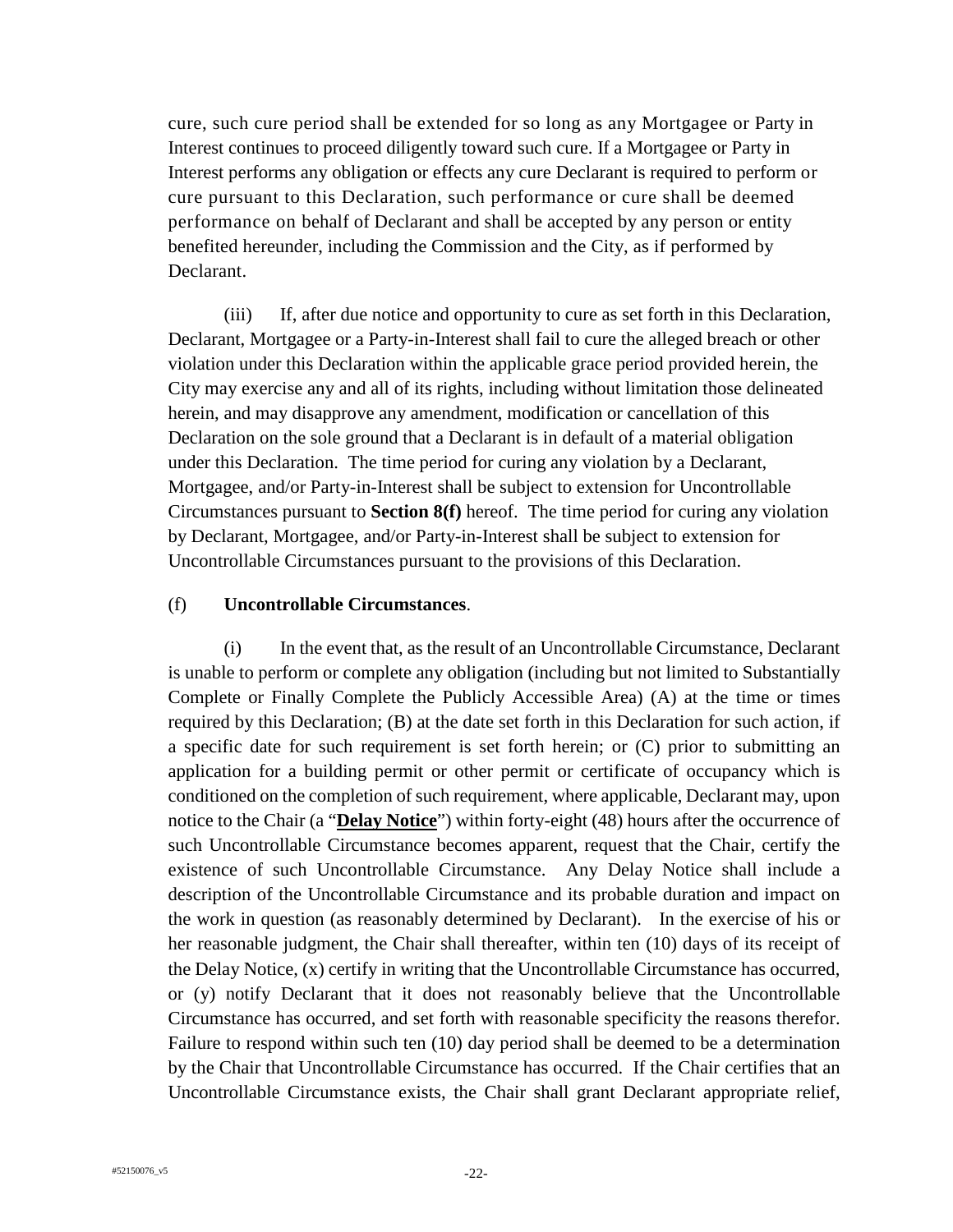cure, such cure period shall be extended for so long as any Mortgagee or Party in Interest continues to proceed diligently toward such cure. If a Mortgagee or Party in Interest performs any obligation or effects any cure Declarant is required to perform or cure pursuant to this Declaration, such performance or cure shall be deemed performance on behalf of Declarant and shall be accepted by any person or entity benefited hereunder, including the Commission and the City, as if performed by Declarant.

(iii) If, after due notice and opportunity to cure as set forth in this Declaration, Declarant, Mortgagee or a Party-in-Interest shall fail to cure the alleged breach or other violation under this Declaration within the applicable grace period provided herein, the City may exercise any and all of its rights, including without limitation those delineated herein, and may disapprove any amendment, modification or cancellation of this Declaration on the sole ground that a Declarant is in default of a material obligation under this Declaration. The time period for curing any violation by a Declarant, Mortgagee, and/or Party-in-Interest shall be subject to extension for Uncontrollable Circumstances pursuant to **Section 8(f)** hereof. The time period for curing any violation by Declarant, Mortgagee, and/or Party-in-Interest shall be subject to extension for Uncontrollable Circumstances pursuant to the provisions of this Declaration.

(f) **Uncontrollable Circumstances**.

(i) In the event that, as the result of an Uncontrollable Circumstance, Declarant is unable to perform or complete any obligation (including but not limited to Substantially Complete or Finally Complete the Publicly Accessible Area) (A) at the time or times required by this Declaration; (B) at the date set forth in this Declaration for such action, if a specific date for such requirement is set forth herein; or (C) prior to submitting an application for a building permit or other permit or certificate of occupancy which is conditioned on the completion of such requirement, where applicable, Declarant may, upon notice to the Chair (a "**Delay Notice**") within forty-eight (48) hours after the occurrence of such Uncontrollable Circumstance becomes apparent, request that the Chair, certify the existence of such Uncontrollable Circumstance. Any Delay Notice shall include a description of the Uncontrollable Circumstance and its probable duration and impact on the work in question (as reasonably determined by Declarant). In the exercise of his or her reasonable judgment, the Chair shall thereafter, within ten (10) days of its receipt of the Delay Notice, (x) certify in writing that the Uncontrollable Circumstance has occurred, or (y) notify Declarant that it does not reasonably believe that the Uncontrollable Circumstance has occurred, and set forth with reasonable specificity the reasons therefor. Failure to respond within such ten (10) day period shall be deemed to be a determination by the Chair that Uncontrollable Circumstance has occurred. If the Chair certifies that an Uncontrollable Circumstance exists, the Chair shall grant Declarant appropriate relief,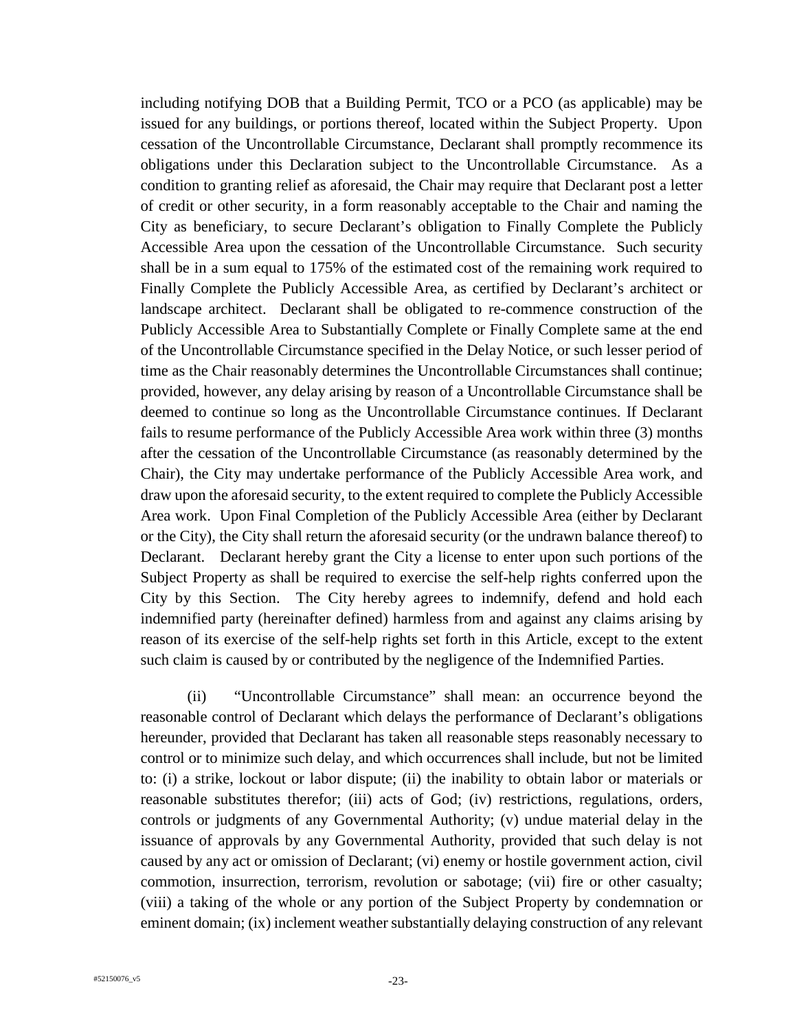including notifying DOB that a Building Permit, TCO or a PCO (as applicable) may be issued for any buildings, or portions thereof, located within the Subject Property. Upon cessation of the Uncontrollable Circumstance, Declarant shall promptly recommence its obligations under this Declaration subject to the Uncontrollable Circumstance. As a condition to granting relief as aforesaid, the Chair may require that Declarant post a letter of credit or other security, in a form reasonably acceptable to the Chair and naming the City as beneficiary, to secure Declarant's obligation to Finally Complete the Publicly Accessible Area upon the cessation of the Uncontrollable Circumstance. Such security shall be in a sum equal to 175% of the estimated cost of the remaining work required to Finally Complete the Publicly Accessible Area, as certified by Declarant's architect or landscape architect. Declarant shall be obligated to re-commence construction of the Publicly Accessible Area to Substantially Complete or Finally Complete same at the end of the Uncontrollable Circumstance specified in the Delay Notice, or such lesser period of time as the Chair reasonably determines the Uncontrollable Circumstances shall continue; provided, however, any delay arising by reason of a Uncontrollable Circumstance shall be deemed to continue so long as the Uncontrollable Circumstance continues. If Declarant fails to resume performance of the Publicly Accessible Area work within three (3) months after the cessation of the Uncontrollable Circumstance (as reasonably determined by the Chair), the City may undertake performance of the Publicly Accessible Area work, and draw upon the aforesaid security, to the extent required to complete the Publicly Accessible Area work. Upon Final Completion of the Publicly Accessible Area (either by Declarant or the City), the City shall return the aforesaid security (or the undrawn balance thereof) to Declarant. Declarant hereby grant the City a license to enter upon such portions of the Subject Property as shall be required to exercise the self-help rights conferred upon the City by this Section. The City hereby agrees to indemnify, defend and hold each indemnified party (hereinafter defined) harmless from and against any claims arising by reason of its exercise of the self-help rights set forth in this Article, except to the extent such claim is caused by or contributed by the negligence of the Indemnified Parties.

(ii) "Uncontrollable Circumstance" shall mean: an occurrence beyond the reasonable control of Declarant which delays the performance of Declarant's obligations hereunder, provided that Declarant has taken all reasonable steps reasonably necessary to control or to minimize such delay, and which occurrences shall include, but not be limited to: (i) a strike, lockout or labor dispute; (ii) the inability to obtain labor or materials or reasonable substitutes therefor; (iii) acts of God; (iv) restrictions, regulations, orders, controls or judgments of any Governmental Authority; (v) undue material delay in the issuance of approvals by any Governmental Authority, provided that such delay is not caused by any act or omission of Declarant; (vi) enemy or hostile government action, civil commotion, insurrection, terrorism, revolution or sabotage; (vii) fire or other casualty; (viii) a taking of the whole or any portion of the Subject Property by condemnation or eminent domain; (ix) inclement weather substantially delaying construction of any relevant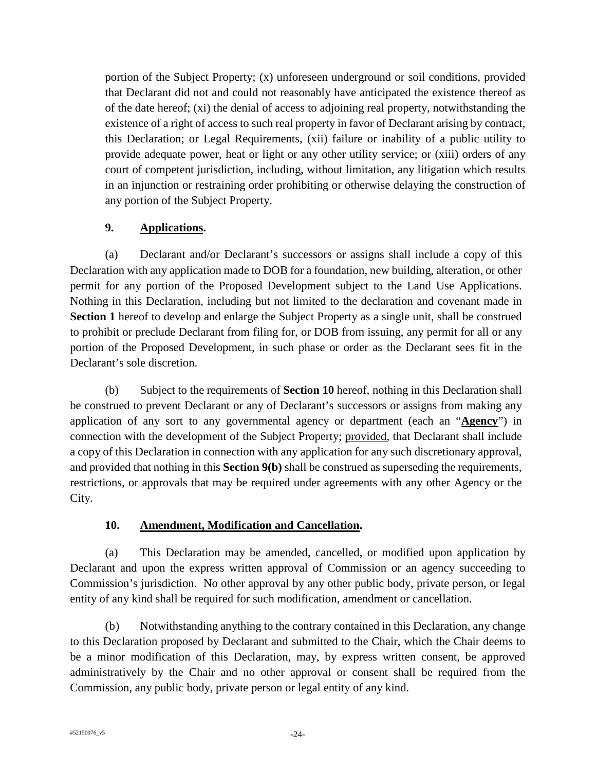portion of the Subject Property; (x) unforeseen underground or soil conditions, provided that Declarant did not and could not reasonably have anticipated the existence thereof as of the date hereof; (xi) the denial of access to adjoining real property, notwithstanding the existence of a right of access to such real property in favor of Declarant arising by contract, this Declaration; or Legal Requirements, (xii) failure or inability of a public utility to provide adequate power, heat or light or any other utility service; or (xiii) orders of any court of competent jurisdiction, including, without limitation, any litigation which results in an injunction or restraining order prohibiting or otherwise delaying the construction of any portion of the Subject Property.

**9. Applications.**

(a) Declarant and/or Declarant's successors or assigns shall include a copy of this Declaration with any application made to DOB for a foundation, new building, alteration, or other permit for any portion of the Proposed Development subject to the Land Use Applications. Nothing in this Declaration, including but not limited to the declaration and covenant made in **Section 1** hereof to develop and enlarge the Subject Property as a single unit, shall be construed to prohibit or preclude Declarant from filing for, or DOB from issuing, any permit for all or any portion of the Proposed Development, in such phase or order as the Declarant sees fit in the Declarant's sole discretion.

(b) Subject to the requirements of **Section 10** hereof, nothing in this Declaration shall be construed to prevent Declarant or any of Declarant's successors or assigns from making any application of any sort to any governmental agency or department (each an "**Agency**") in connection with the development of the Subject Property; provided, that Declarant shall include a copy of this Declaration in connection with any application for any such discretionary approval, and provided that nothing in this **Section 9(b)** shall be construed as superseding the requirements, restrictions, or approvals that may be required under agreements with any other Agency or the City.

**10. Amendment, Modification and Cancellation.**

(a) This Declaration may be amended, cancelled, or modified upon application by Declarant and upon the express written approval of Commission or an agency succeeding to Commission's jurisdiction. No other approval by any other public body, private person, or legal entity of any kind shall be required for such modification, amendment or cancellation.

(b) Notwithstanding anything to the contrary contained in this Declaration, any change to this Declaration proposed by Declarant and submitted to the Chair, which the Chair deems to be a minor modification of this Declaration, may, by express written consent, be approved administratively by the Chair and no other approval or consent shall be required from the Commission, any public body, private person or legal entity of any kind.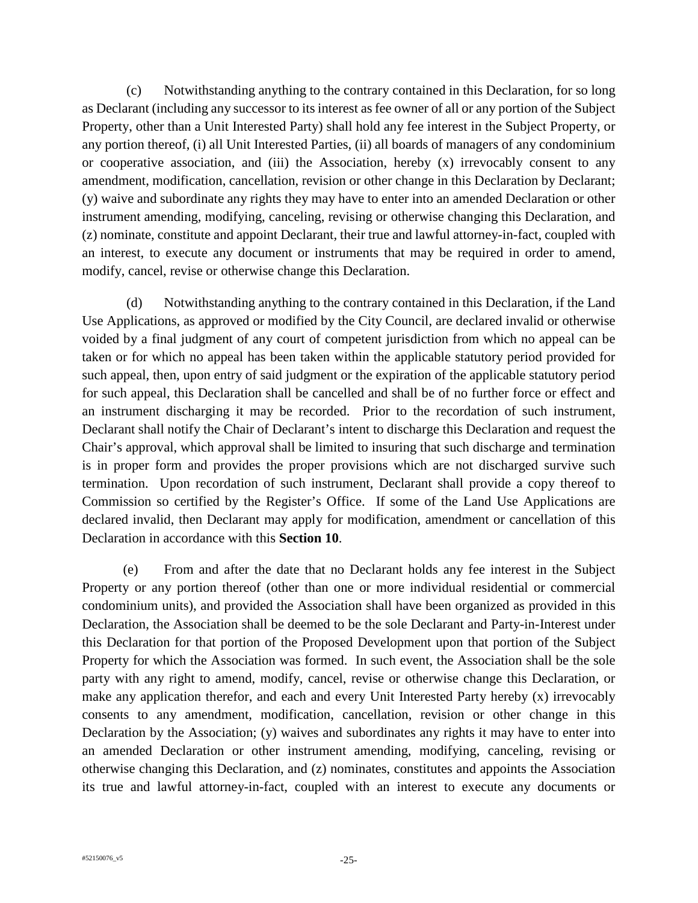(c) Notwithstanding anything to the contrary contained in this Declaration, for so long as Declarant (including any successor to its interest as fee owner of all or any portion of the Subject Property, other than a Unit Interested Party) shall hold any fee interest in the Subject Property, or any portion thereof, (i) all Unit Interested Parties, (ii) all boards of managers of any condominium or cooperative association, and (iii) the Association, hereby (x) irrevocably consent to any amendment, modification, cancellation, revision or other change in this Declaration by Declarant; (y) waive and subordinate any rights they may have to enter into an amended Declaration or other instrument amending, modifying, canceling, revising or otherwise changing this Declaration, and (z) nominate, constitute and appoint Declarant, their true and lawful attorney-in-fact, coupled with an interest, to execute any document or instruments that may be required in order to amend, modify, cancel, revise or otherwise change this Declaration.

(d) Notwithstanding anything to the contrary contained in this Declaration, if the Land Use Applications, as approved or modified by the City Council, are declared invalid or otherwise voided by a final judgment of any court of competent jurisdiction from which no appeal can be taken or for which no appeal has been taken within the applicable statutory period provided for such appeal, then, upon entry of said judgment or the expiration of the applicable statutory period for such appeal, this Declaration shall be cancelled and shall be of no further force or effect and an instrument discharging it may be recorded. Prior to the recordation of such instrument, Declarant shall notify the Chair of Declarant's intent to discharge this Declaration and request the Chair's approval, which approval shall be limited to insuring that such discharge and termination is in proper form and provides the proper provisions which are not discharged survive such termination. Upon recordation of such instrument, Declarant shall provide a copy thereof to Commission so certified by the Register's Office. If some of the Land Use Applications are declared invalid, then Declarant may apply for modification, amendment or cancellation of this Declaration in accordance with this **Section 10**.

(e) From and after the date that no Declarant holds any fee interest in the Subject Property or any portion thereof (other than one or more individual residential or commercial condominium units), and provided the Association shall have been organized as provided in this Declaration, the Association shall be deemed to be the sole Declarant and Party-in-Interest under this Declaration for that portion of the Proposed Development upon that portion of the Subject Property for which the Association was formed. In such event, the Association shall be the sole party with any right to amend, modify, cancel, revise or otherwise change this Declaration, or make any application therefor, and each and every Unit Interested Party hereby (x) irrevocably consents to any amendment, modification, cancellation, revision or other change in this Declaration by the Association; (y) waives and subordinates any rights it may have to enter into an amended Declaration or other instrument amending, modifying, canceling, revising or otherwise changing this Declaration, and (z) nominates, constitutes and appoints the Association its true and lawful attorney-in-fact, coupled with an interest to execute any documents or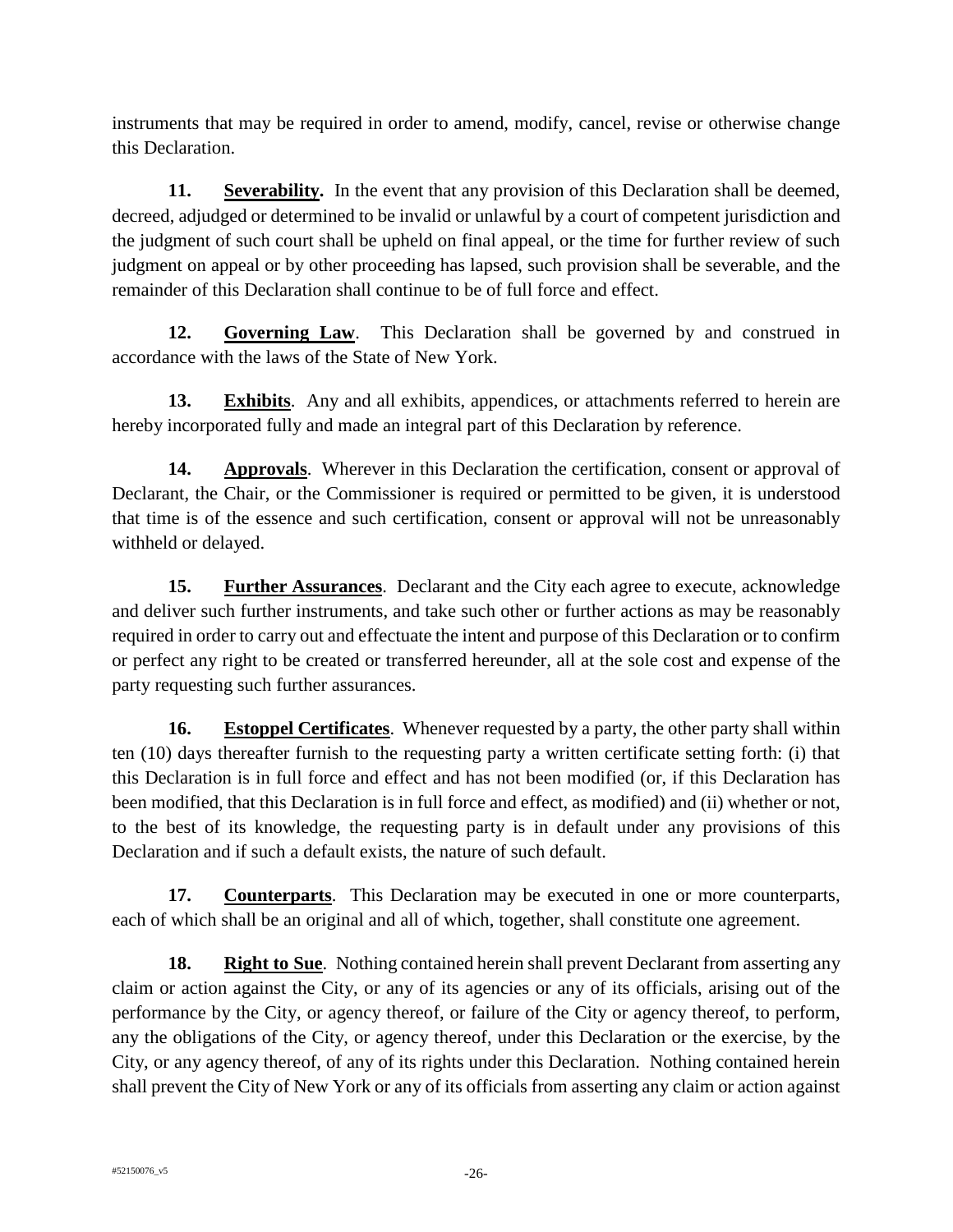instruments that may be required in order to amend, modify, cancel, revise or otherwise change this Declaration.

**11. Severability.** In the event that any provision of this Declaration shall be deemed, decreed, adjudged or determined to be invalid or unlawful by a court of competent jurisdiction and the judgment of such court shall be upheld on final appeal, or the time for further review of such judgment on appeal or by other proceeding has lapsed, such provision shall be severable, and the remainder of this Declaration shall continue to be of full force and effect.

**12. Governing Law**. This Declaration shall be governed by and construed in accordance with the laws of the State of New York.

**13. Exhibits**. Any and all exhibits, appendices, or attachments referred to herein are hereby incorporated fully and made an integral part of this Declaration by reference.

**14. Approvals**. Wherever in this Declaration the certification, consent or approval of Declarant, the Chair, or the Commissioner is required or permitted to be given, it is understood that time is of the essence and such certification, consent or approval will not be unreasonably withheld or delayed.

**15. Further Assurances**. Declarant and the City each agree to execute, acknowledge and deliver such further instruments, and take such other or further actions as may be reasonably required in order to carry out and effectuate the intent and purpose of this Declaration or to confirm or perfect any right to be created or transferred hereunder, all at the sole cost and expense of the party requesting such further assurances.

**16. Estoppel Certificates**. Whenever requested by a party, the other party shall within ten (10) days thereafter furnish to the requesting party a written certificate setting forth: (i) that this Declaration is in full force and effect and has not been modified (or, if this Declaration has been modified, that this Declaration is in full force and effect, as modified) and (ii) whether or not, to the best of its knowledge, the requesting party is in default under any provisions of this Declaration and if such a default exists, the nature of such default.

**17. Counterparts**. This Declaration may be executed in one or more counterparts, each of which shall be an original and all of which, together, shall constitute one agreement.

**18. Right to Sue**. Nothing contained herein shall prevent Declarant from asserting any claim or action against the City, or any of its agencies or any of its officials, arising out of the performance by the City, or agency thereof, or failure of the City or agency thereof, to perform, any the obligations of the City, or agency thereof, under this Declaration or the exercise, by the City, or any agency thereof, of any of its rights under this Declaration. Nothing contained herein shall prevent the City of New York or any of its officials from asserting any claim or action against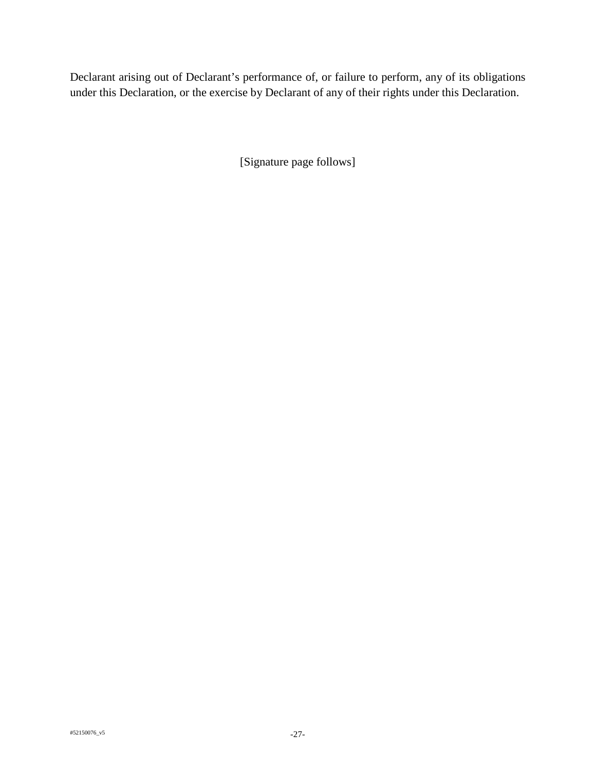Declarant arising out of Declarant's performance of, or failure to perform, any of its obligations under this Declaration, or the exercise by Declarant of any of their rights under this Declaration.

[Signature page follows]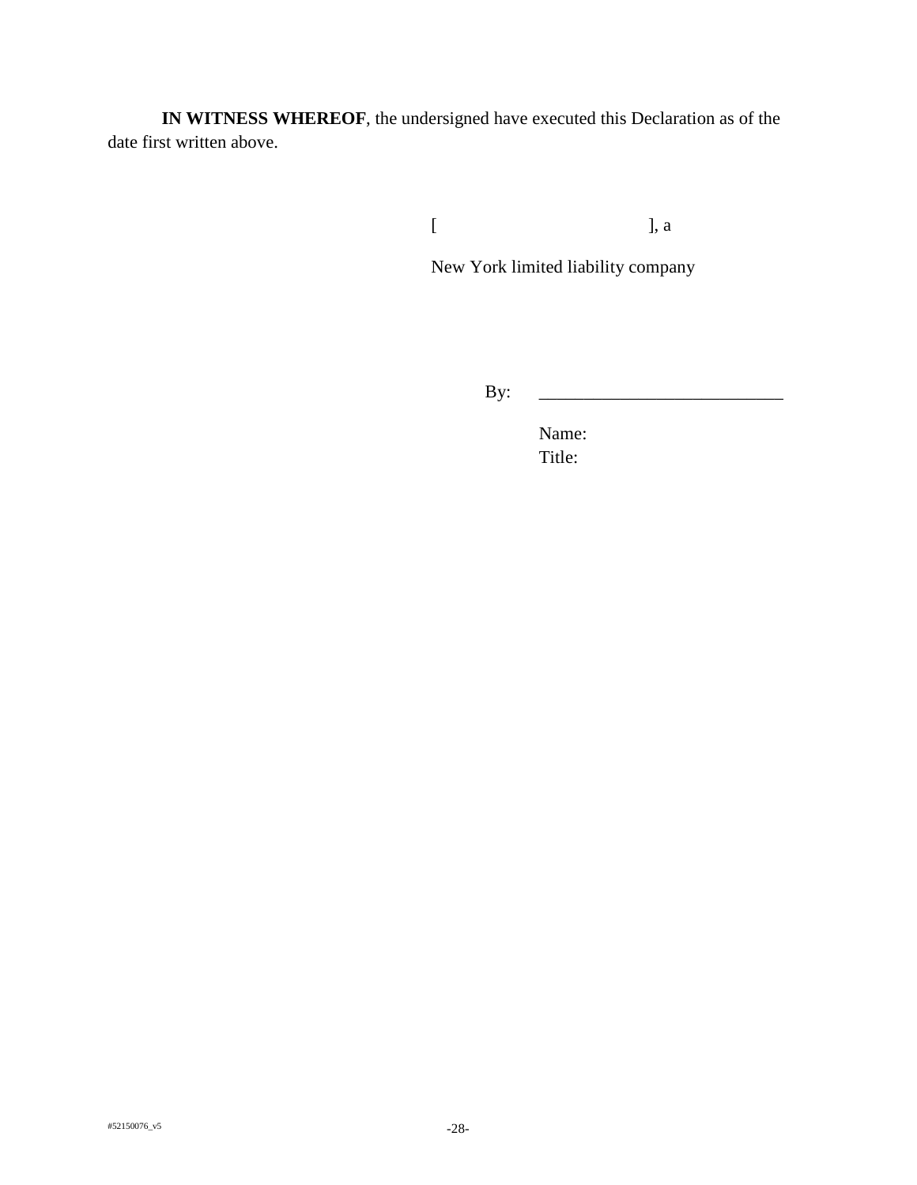**IN WITNESS WHEREOF**, the undersigned have executed this Declaration as of the date first written above.

[                                        ], a

New York limited liability company

By: ___________________________

Name:
Title:

#52150076_v5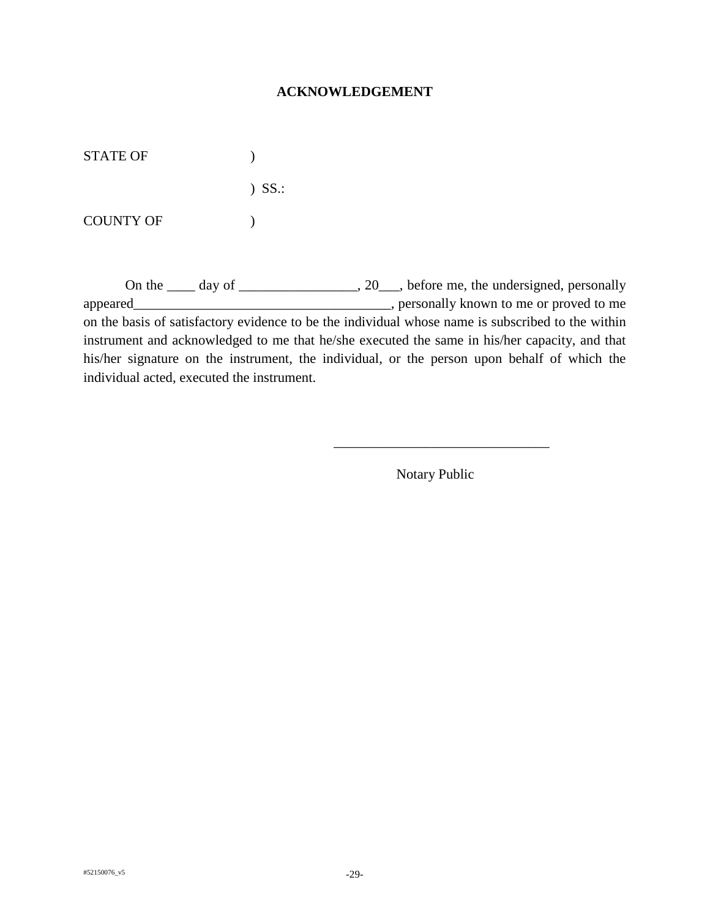**ACKNOWLEDGEMENT**

STATE OF )

) SS.:

COUNTY OF )

On the ____ day of _________________, 20___, before me, the undersigned, personally appeared_____________________________________, personally known to me or proved to me on the basis of satisfactory evidence to be the individual whose name is subscribed to the within instrument and acknowledged to me that he/she executed the same in his/her capacity, and that his/her signature on the instrument, the individual, or the person upon behalf of which the individual acted, executed the instrument.

_______________________________

Notary Public

#52150076_v5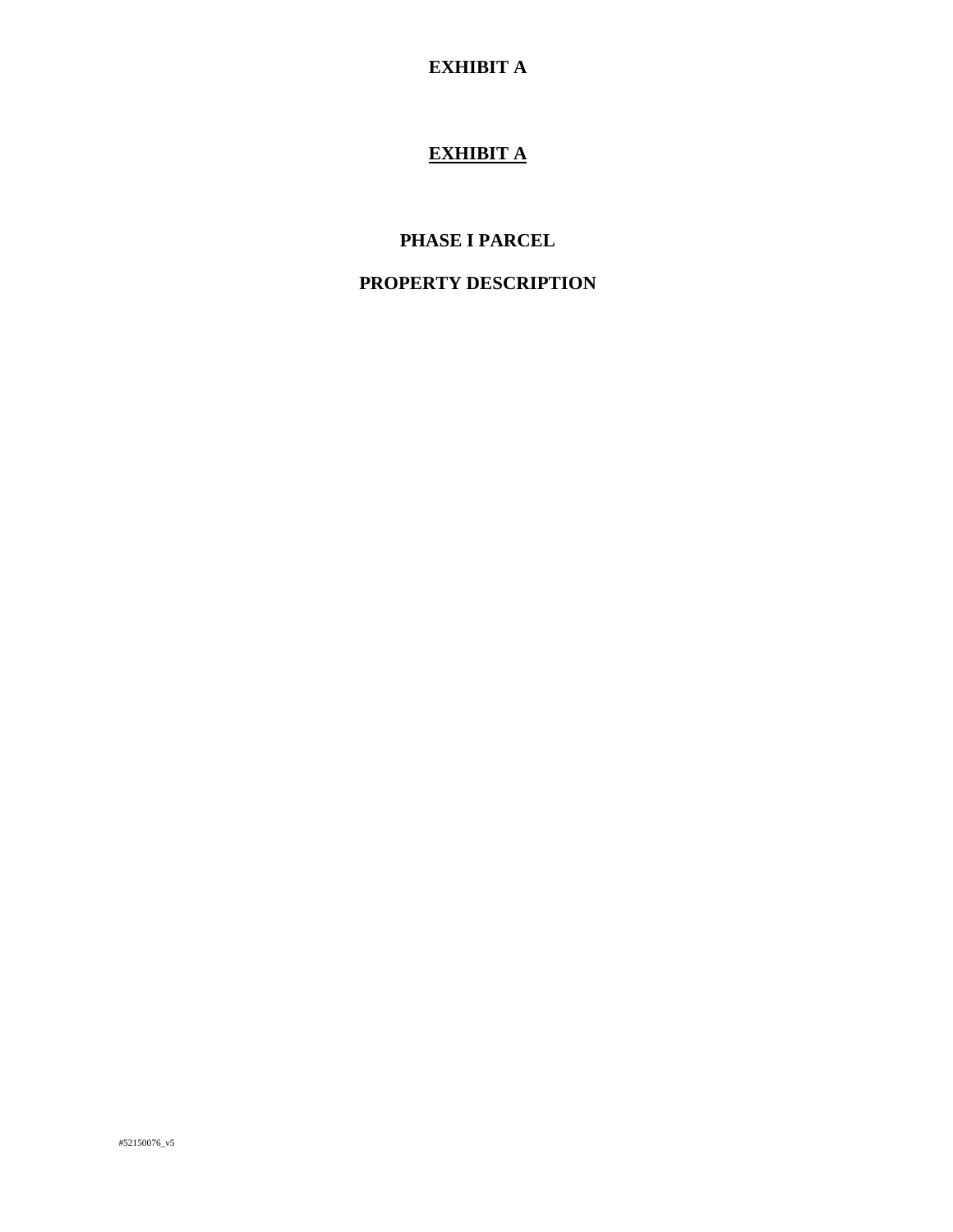**EXHIBIT A**

**EXHIBIT A**

**PHASE I PARCEL**

**PROPERTY DESCRIPTION**

#52150076_v5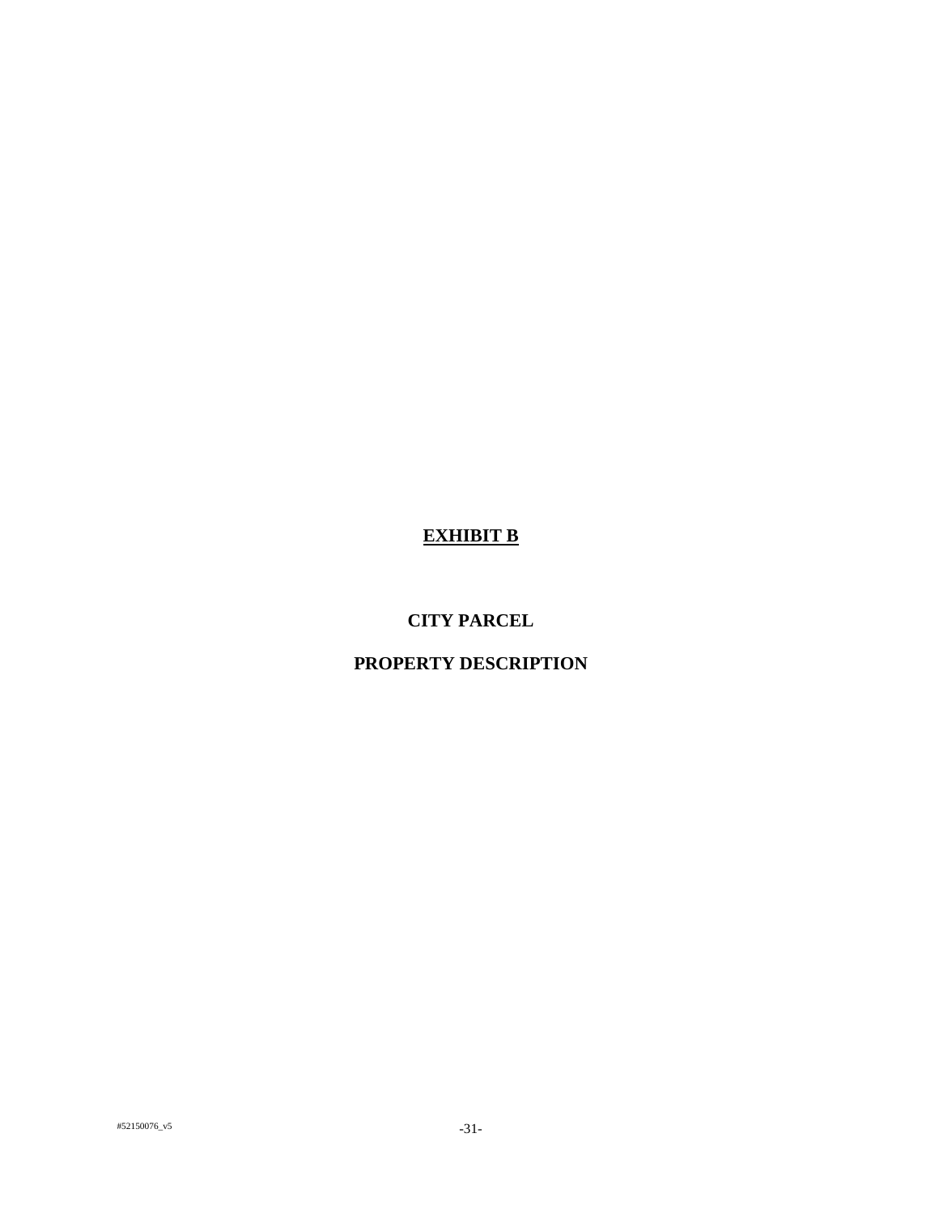# EXHIBIT B

## CITY PARCEL

## PROPERTY DESCRIPTION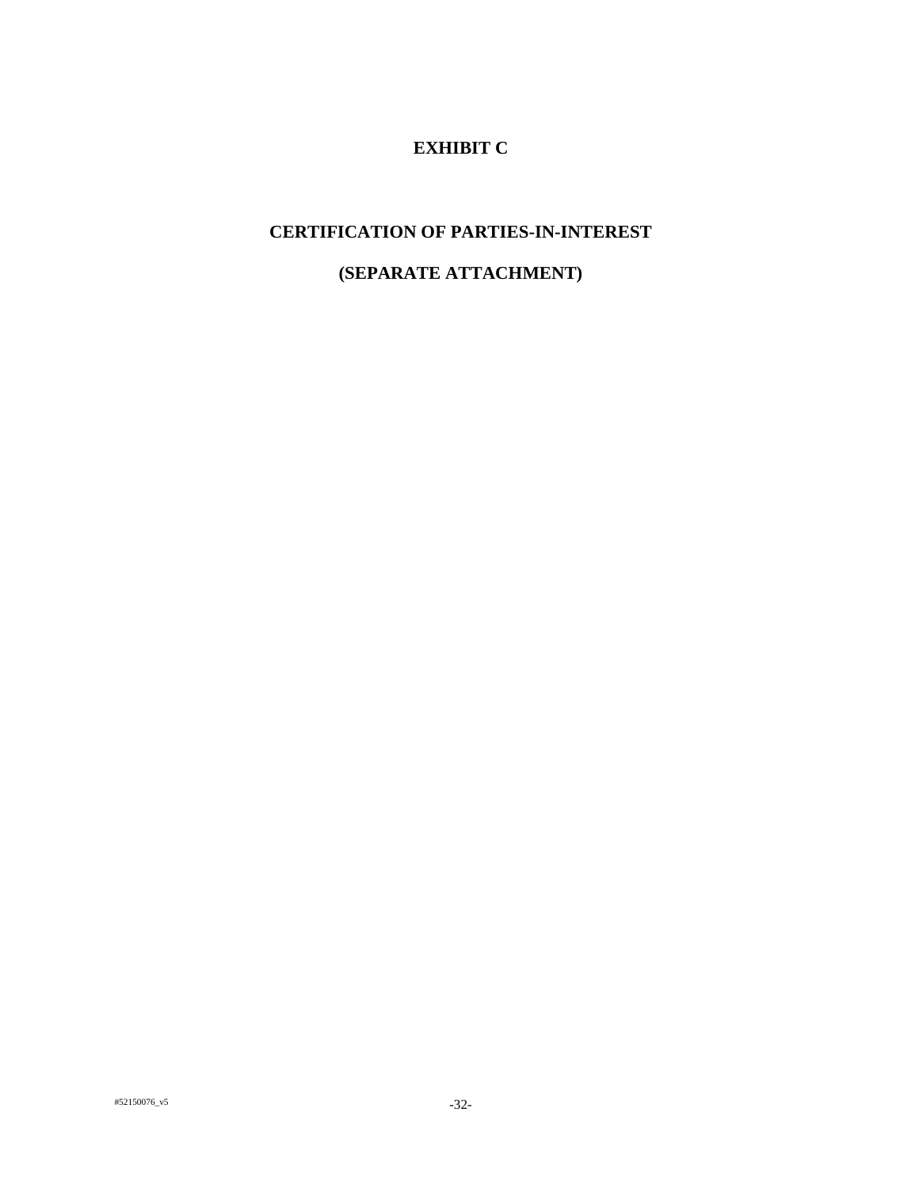# EXHIBIT C

## CERTIFICATION OF PARTIES-IN-INTEREST

## (SEPARATE ATTACHMENT)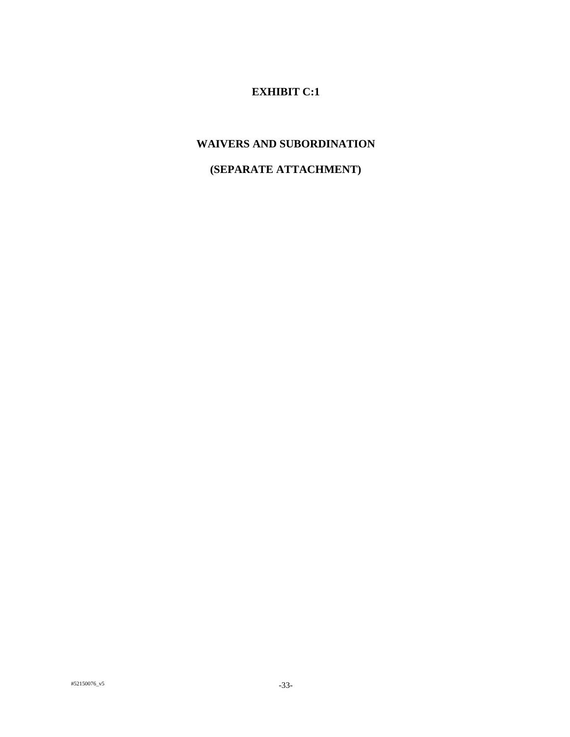# EXHIBIT C:1

## WAIVERS AND SUBORDINATION

## (SEPARATE ATTACHMENT)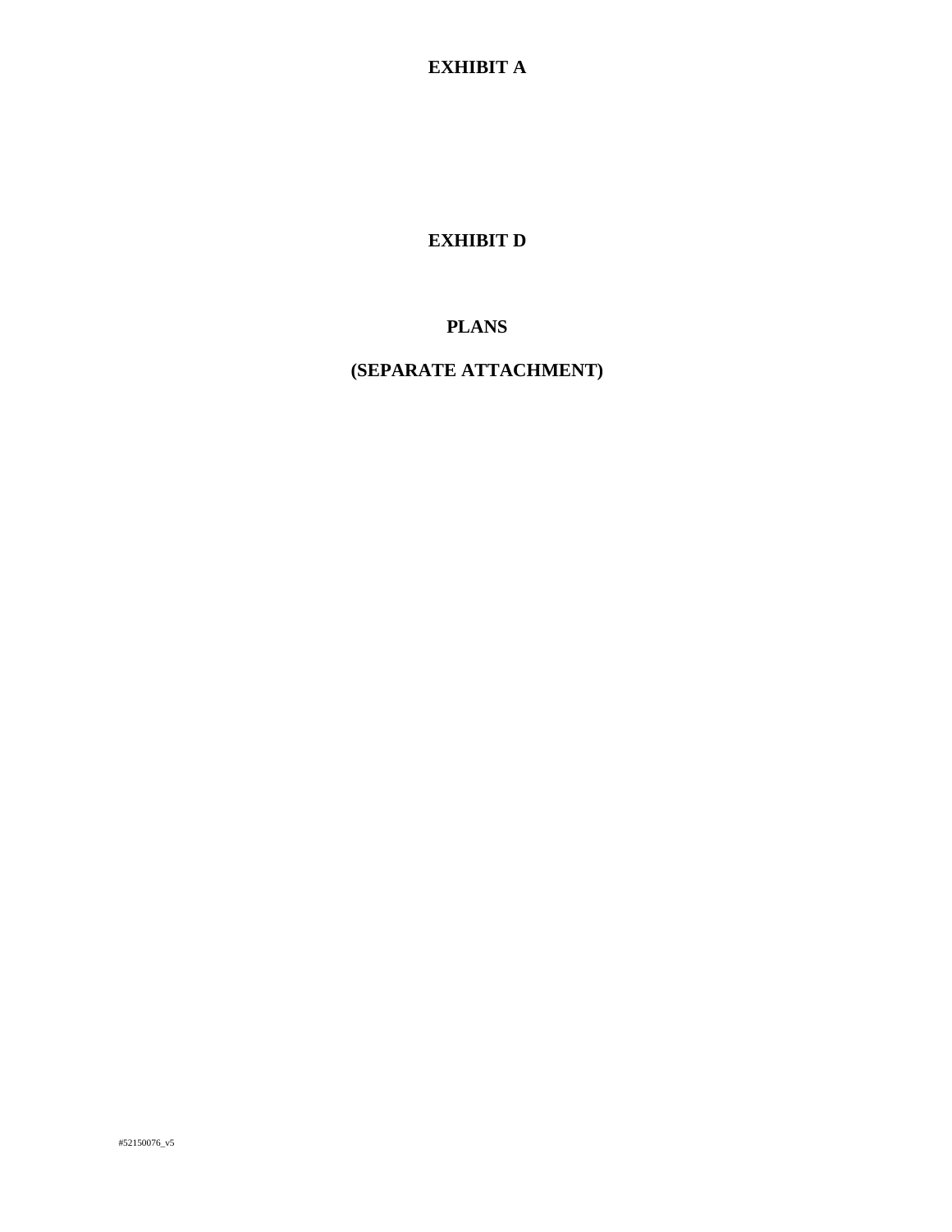# EXHIBIT A

# EXHIBIT D

## PLANS

## (SEPARATE ATTACHMENT)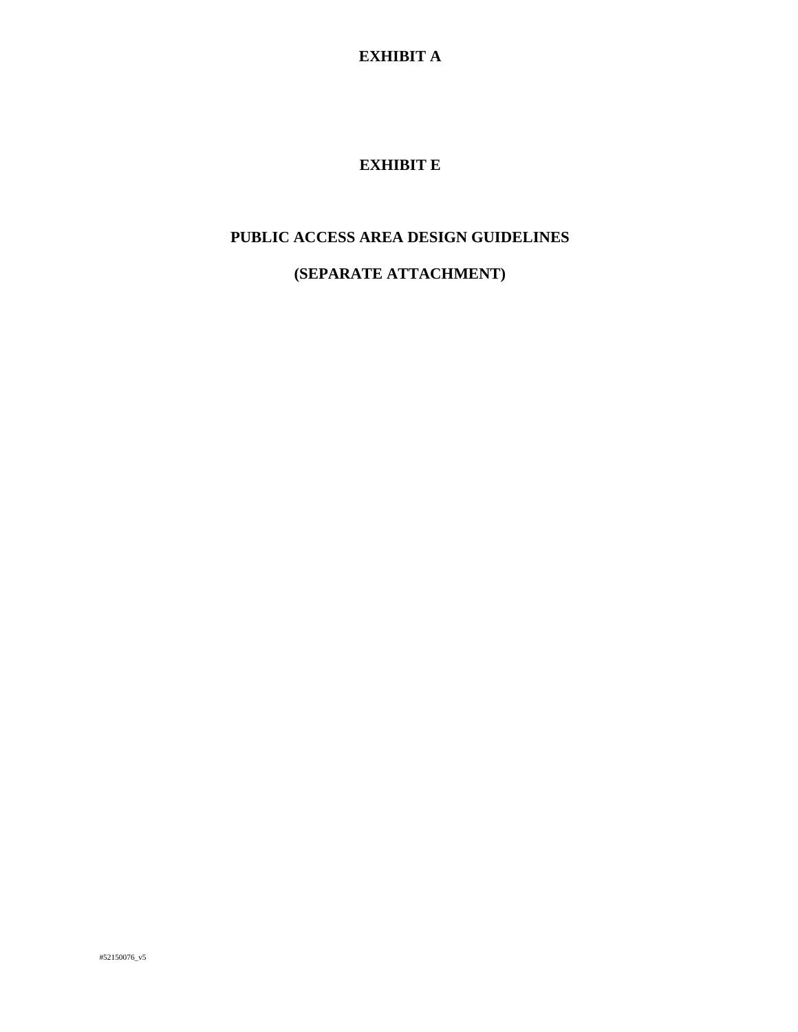# EXHIBIT A

# EXHIBIT E

## PUBLIC ACCESS AREA DESIGN GUIDELINES

## (SEPARATE ATTACHMENT)

#52150076_v5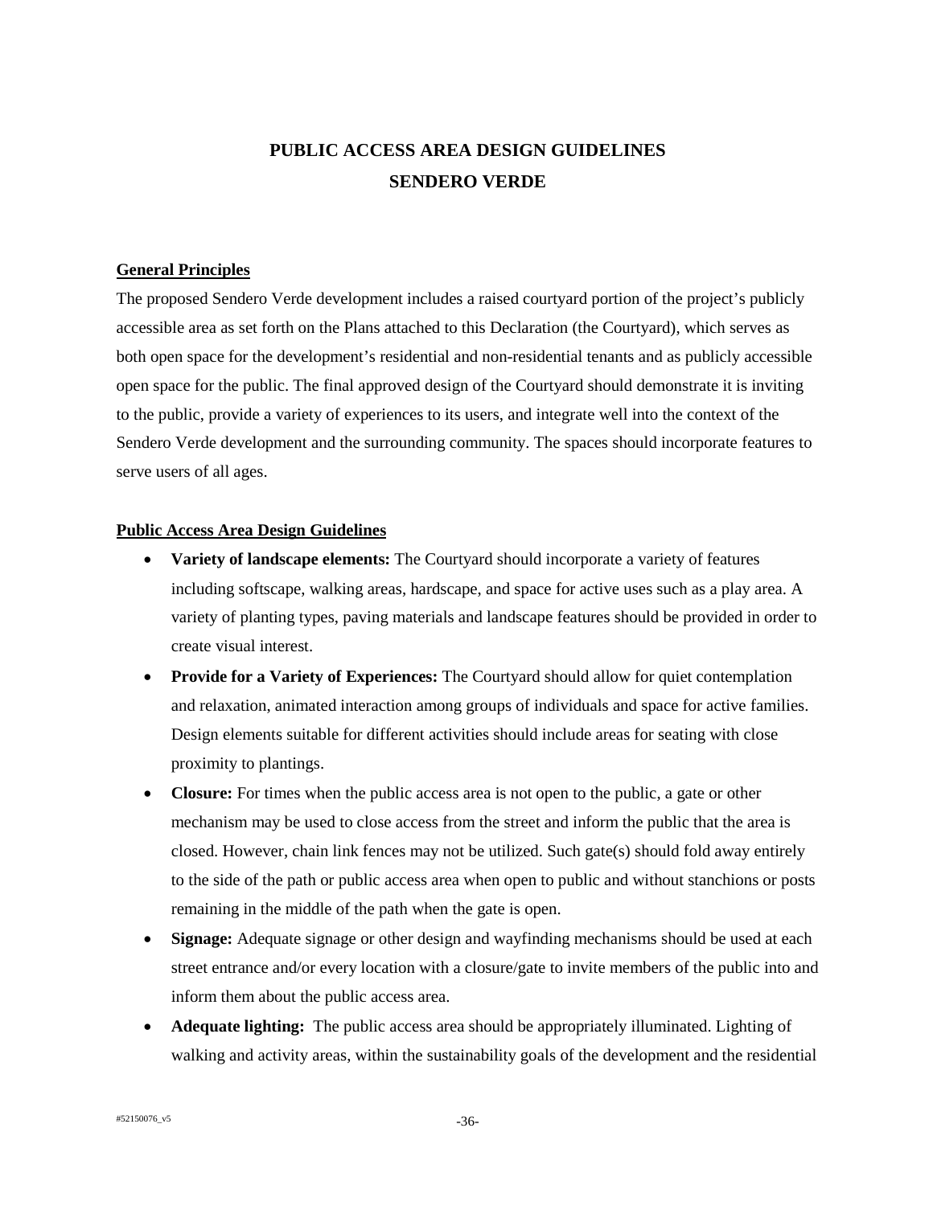# PUBLIC ACCESS AREA DESIGN GUIDELINES
# SENDERO VERDE

**General Principles**

The proposed Sendero Verde development includes a raised courtyard portion of the project's publicly accessible area as set forth on the Plans attached to this Declaration (the Courtyard), which serves as both open space for the development's residential and non-residential tenants and as publicly accessible open space for the public. The final approved design of the Courtyard should demonstrate it is inviting to the public, provide a variety of experiences to its users, and integrate well into the context of the Sendero Verde development and the surrounding community. The spaces should incorporate features to serve users of all ages.

**Public Access Area Design Guidelines**

- **Variety of landscape elements:** The Courtyard should incorporate a variety of features including softscape, walking areas, hardscape, and space for active uses such as a play area. A variety of planting types, paving materials and landscape features should be provided in order to create visual interest.
- **Provide for a Variety of Experiences:** The Courtyard should allow for quiet contemplation and relaxation, animated interaction among groups of individuals and space for active families. Design elements suitable for different activities should include areas for seating with close proximity to plantings.
- **Closure:** For times when the public access area is not open to the public, a gate or other mechanism may be used to close access from the street and inform the public that the area is closed. However, chain link fences may not be utilized. Such gate(s) should fold away entirely to the side of the path or public access area when open to public and without stanchions or posts remaining in the middle of the path when the gate is open.
- **Signage:** Adequate signage or other design and wayfinding mechanisms should be used at each street entrance and/or every location with a closure/gate to invite members of the public into and inform them about the public access area.
- **Adequate lighting:** The public access area should be appropriately illuminated. Lighting of walking and activity areas, within the sustainability goals of the development and the residential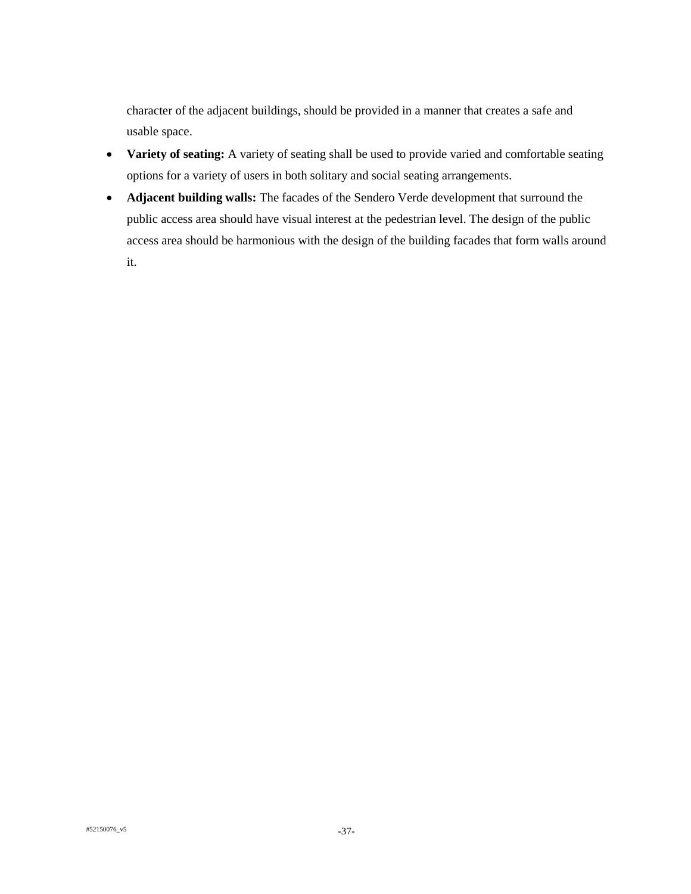character of the adjacent buildings, should be provided in a manner that creates a safe and usable space.

- **Variety of seating:** A variety of seating shall be used to provide varied and comfortable seating options for a variety of users in both solitary and social seating arrangements.
- **Adjacent building walls:** The facades of the Sendero Verde development that surround the public access area should have visual interest at the pedestrian level. The design of the public access area should be harmonious with the design of the building facades that form walls around it.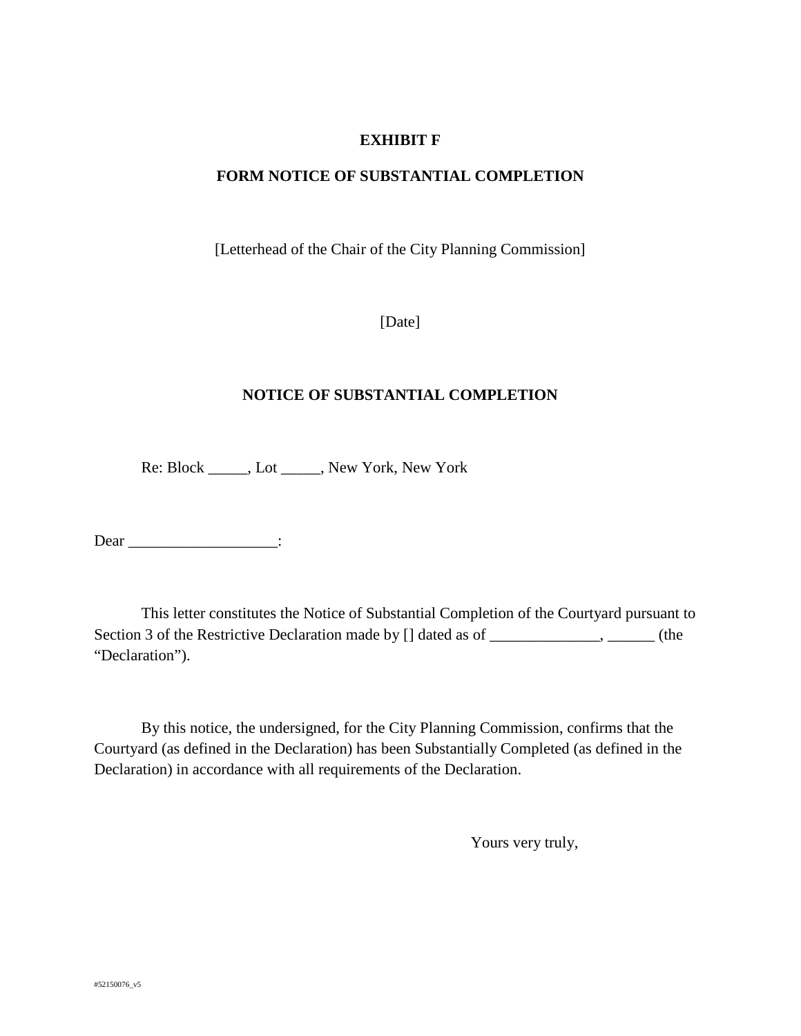**EXHIBIT F**

**FORM NOTICE OF SUBSTANTIAL COMPLETION**

[Letterhead of the Chair of the City Planning Commission]

[Date]

**NOTICE OF SUBSTANTIAL COMPLETION**

Re: Block _____, Lot _____, New York, New York

Dear ___________________:

This letter constitutes the Notice of Substantial Completion of the Courtyard pursuant to Section 3 of the Restrictive Declaration made by [] dated as of ______________, ______ (the "Declaration").

By this notice, the undersigned, for the City Planning Commission, confirms that the Courtyard (as defined in the Declaration) has been Substantially Completed (as defined in the Declaration) in accordance with all requirements of the Declaration.

Yours very truly,

#52150076_v5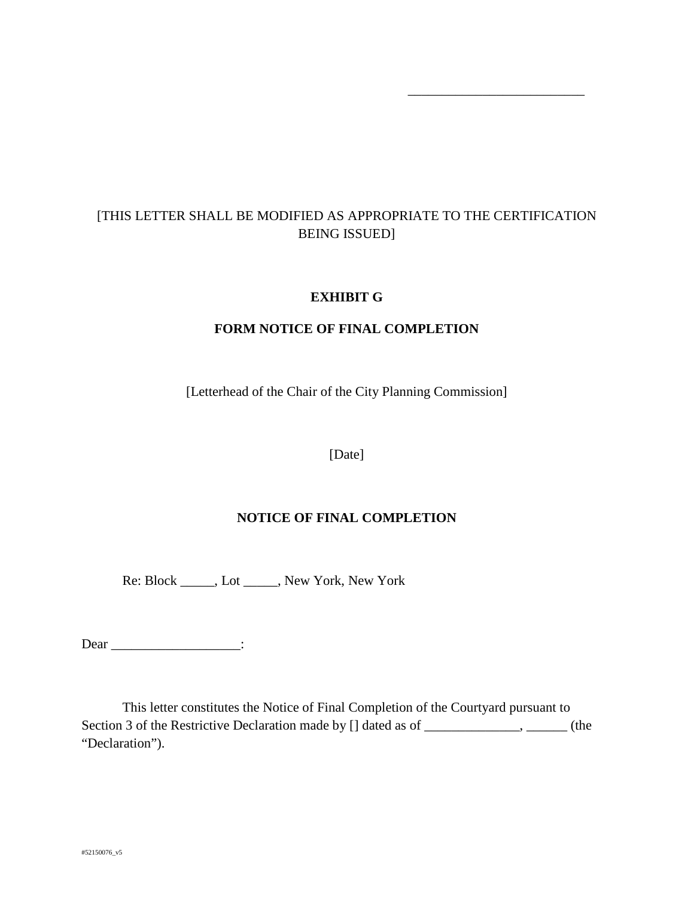\_\_\_\_\_\_\_\_\_\_\_\_\_\_\_\_\_\_\_\_\_\_\_\_\_\_

[THIS LETTER SHALL BE MODIFIED AS APPROPRIATE TO THE CERTIFICATION BEING ISSUED]

**EXHIBIT G**

**FORM NOTICE OF FINAL COMPLETION**

[Letterhead of the Chair of the City Planning Commission]

[Date]

**NOTICE OF FINAL COMPLETION**

Re: Block \_\_\_\_\_, Lot \_\_\_\_\_, New York, New York

Dear \_\_\_\_\_\_\_\_\_\_\_\_\_\_\_\_\_\_\_:

This letter constitutes the Notice of Final Completion of the Courtyard pursuant to Section 3 of the Restrictive Declaration made by [] dated as of \_\_\_\_\_\_\_\_\_\_\_\_\_\_, \_\_\_\_\_\_ (the "Declaration").

#52150076_v5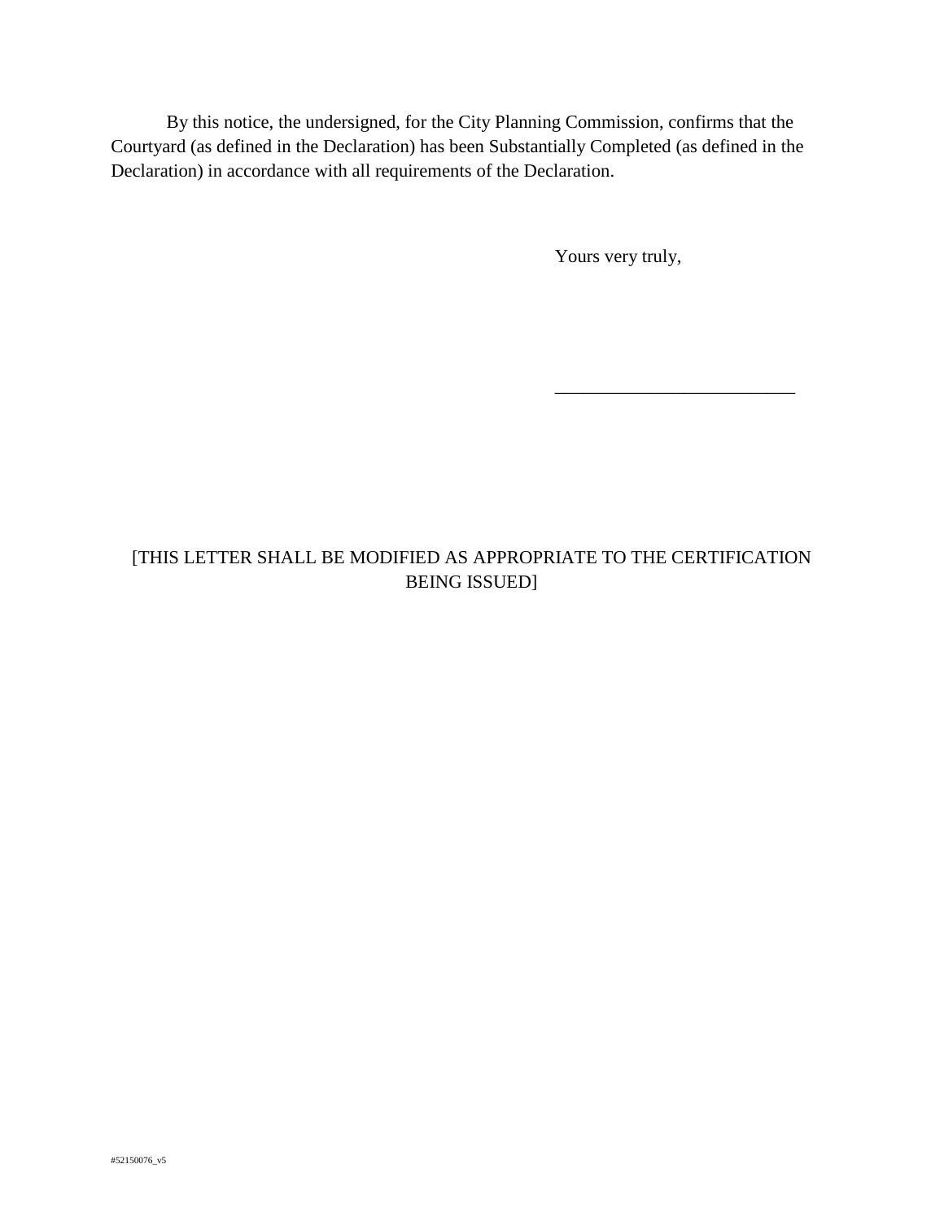By this notice, the undersigned, for the City Planning Commission, confirms that the Courtyard (as defined in the Declaration) has been Substantially Completed (as defined in the Declaration) in accordance with all requirements of the Declaration.

Yours very truly,

___________________________

[THIS LETTER SHALL BE MODIFIED AS APPROPRIATE TO THE CERTIFICATION BEING ISSUED]

#52150076_v5